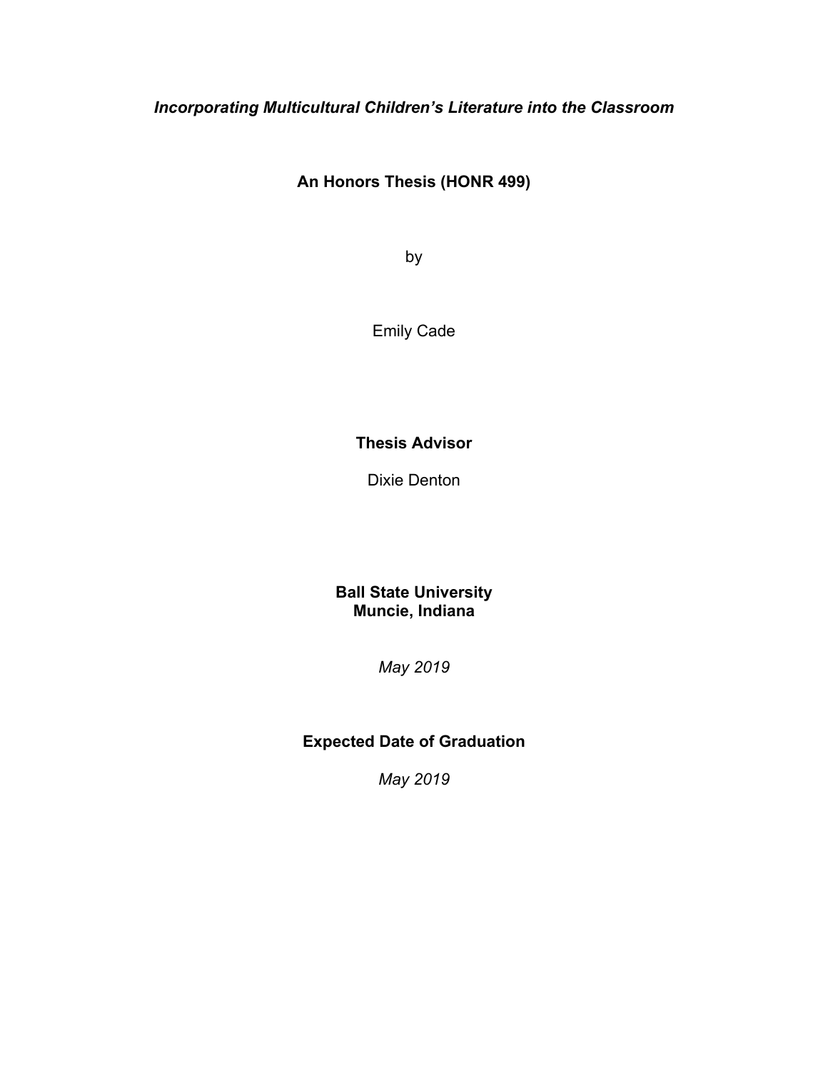***Incorporating Multicultural Children's Literature into the Classroom***

**An Honors Thesis (HONR 499)**

by

Emily Cade

**Thesis Advisor**

Dixie Denton

**Ball State University**
**Muncie, Indiana**

*May 2019*

**Expected Date of Graduation**

*May 2019*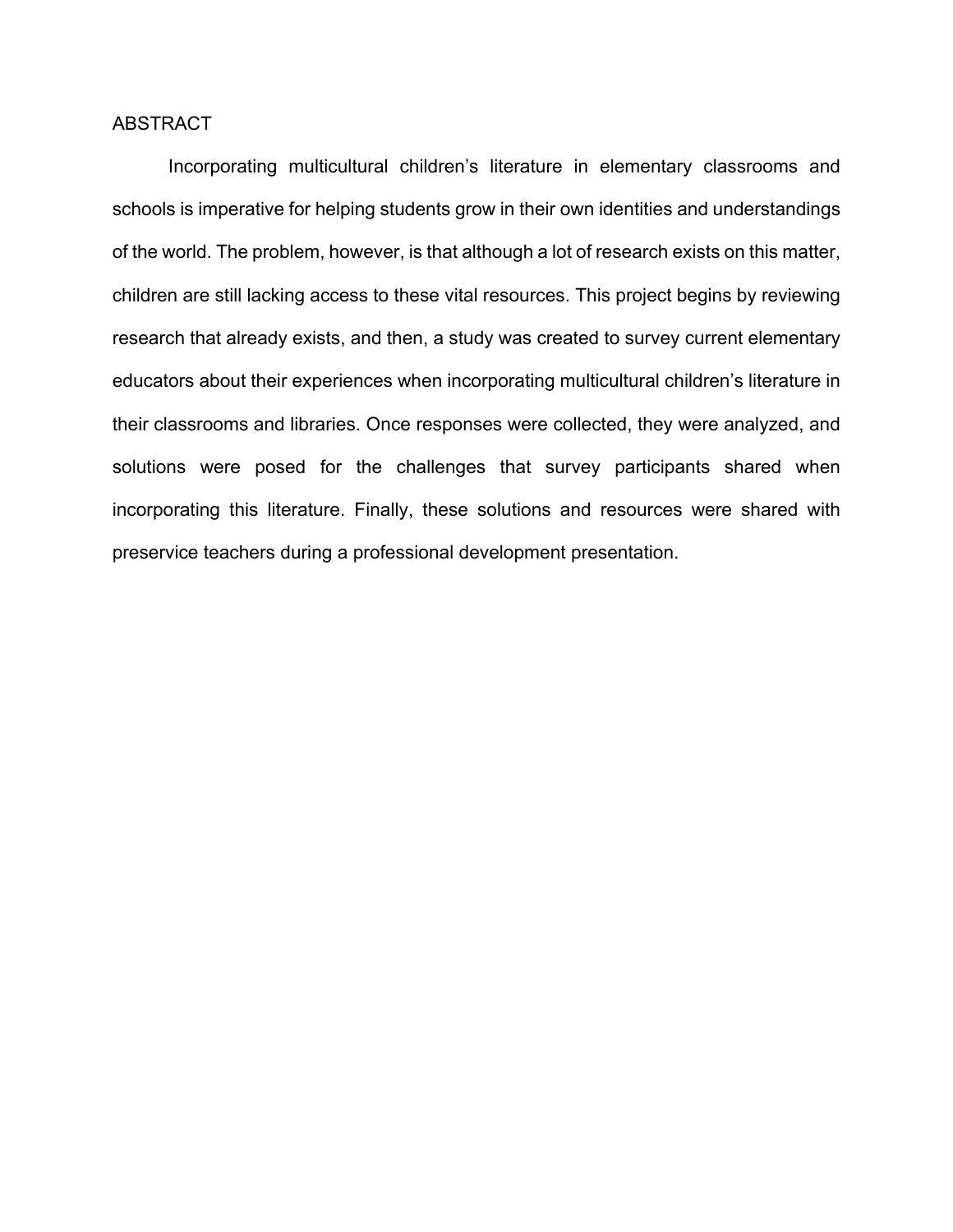# ABSTRACT

Incorporating multicultural children's literature in elementary classrooms and schools is imperative for helping students grow in their own identities and understandings of the world. The problem, however, is that although a lot of research exists on this matter, children are still lacking access to these vital resources. This project begins by reviewing research that already exists, and then, a study was created to survey current elementary educators about their experiences when incorporating multicultural children's literature in their classrooms and libraries. Once responses were collected, they were analyzed, and solutions were posed for the challenges that survey participants shared when incorporating this literature. Finally, these solutions and resources were shared with preservice teachers during a professional development presentation.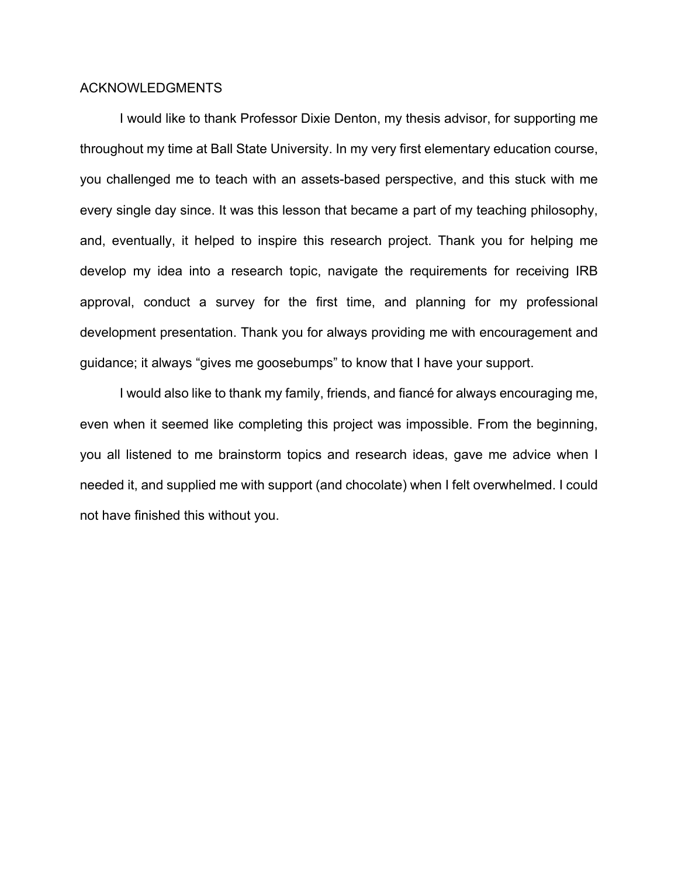# ACKNOWLEDGMENTS

I would like to thank Professor Dixie Denton, my thesis advisor, for supporting me throughout my time at Ball State University. In my very first elementary education course, you challenged me to teach with an assets-based perspective, and this stuck with me every single day since. It was this lesson that became a part of my teaching philosophy, and, eventually, it helped to inspire this research project. Thank you for helping me develop my idea into a research topic, navigate the requirements for receiving IRB approval, conduct a survey for the first time, and planning for my professional development presentation. Thank you for always providing me with encouragement and guidance; it always "gives me goosebumps" to know that I have your support.

I would also like to thank my family, friends, and fiancé for always encouraging me, even when it seemed like completing this project was impossible. From the beginning, you all listened to me brainstorm topics and research ideas, gave me advice when I needed it, and supplied me with support (and chocolate) when I felt overwhelmed. I could not have finished this without you.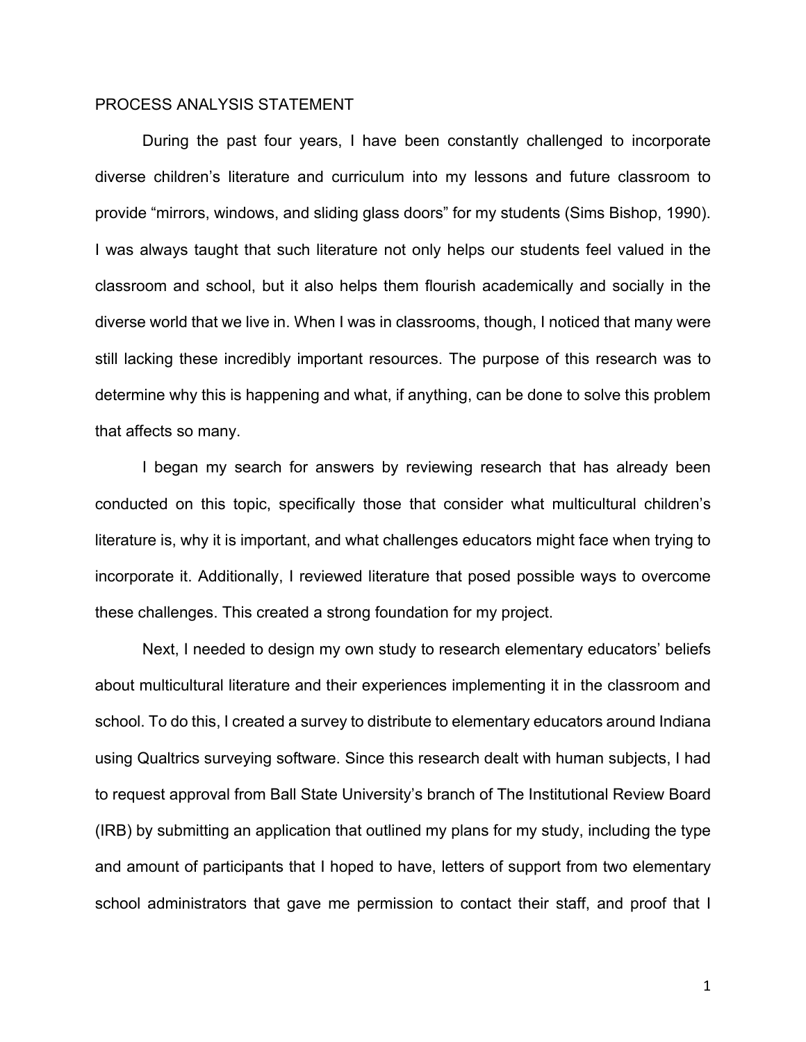## PROCESS ANALYSIS STATEMENT

During the past four years, I have been constantly challenged to incorporate diverse children's literature and curriculum into my lessons and future classroom to provide "mirrors, windows, and sliding glass doors" for my students (Sims Bishop, 1990). I was always taught that such literature not only helps our students feel valued in the classroom and school, but it also helps them flourish academically and socially in the diverse world that we live in. When I was in classrooms, though, I noticed that many were still lacking these incredibly important resources. The purpose of this research was to determine why this is happening and what, if anything, can be done to solve this problem that affects so many.

I began my search for answers by reviewing research that has already been conducted on this topic, specifically those that consider what multicultural children's literature is, why it is important, and what challenges educators might face when trying to incorporate it. Additionally, I reviewed literature that posed possible ways to overcome these challenges. This created a strong foundation for my project.

Next, I needed to design my own study to research elementary educators' beliefs about multicultural literature and their experiences implementing it in the classroom and school. To do this, I created a survey to distribute to elementary educators around Indiana using Qualtrics surveying software. Since this research dealt with human subjects, I had to request approval from Ball State University's branch of The Institutional Review Board (IRB) by submitting an application that outlined my plans for my study, including the type and amount of participants that I hoped to have, letters of support from two elementary school administrators that gave me permission to contact their staff, and proof that I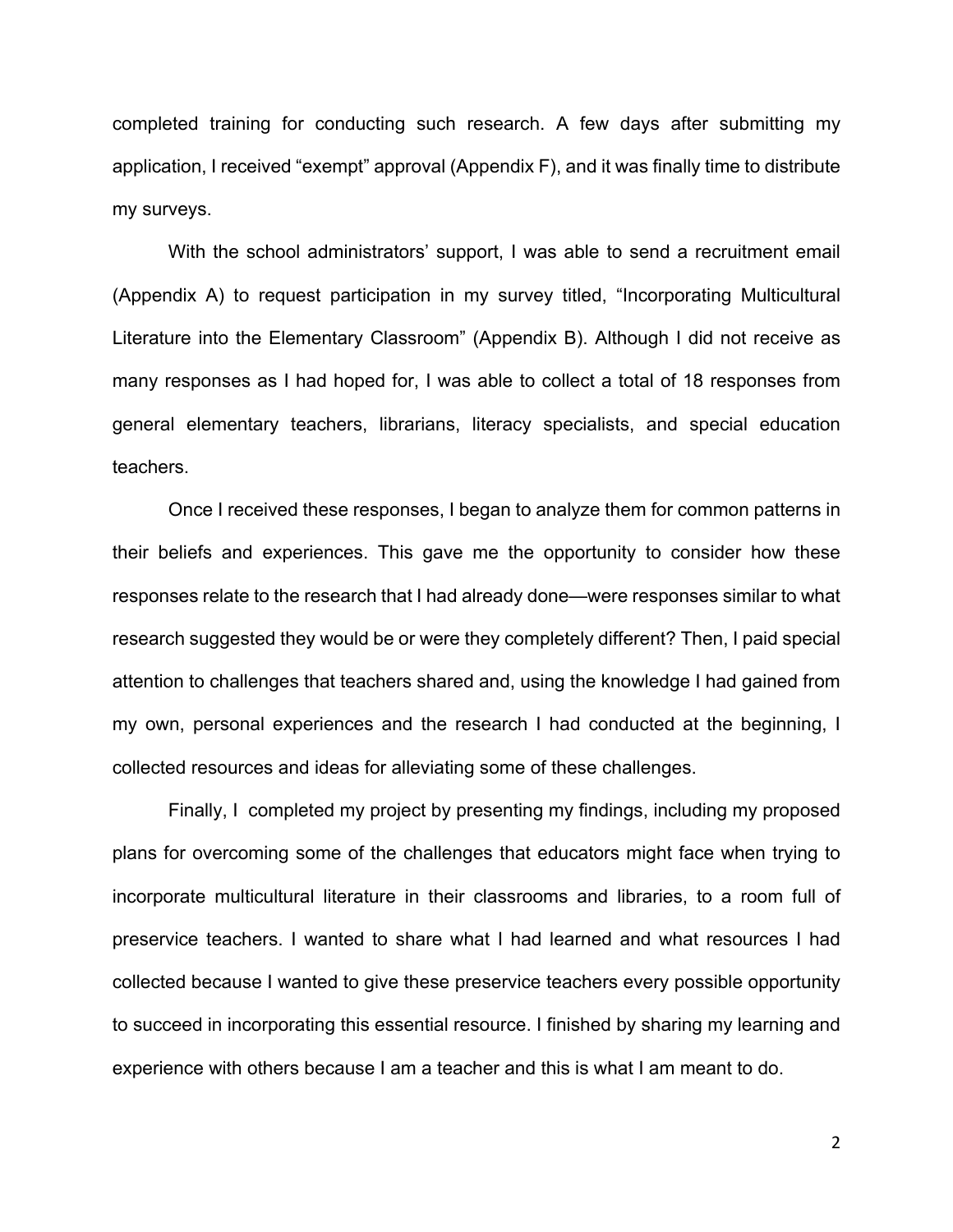completed training for conducting such research. A few days after submitting my application, I received "exempt" approval (Appendix F), and it was finally time to distribute my surveys.

With the school administrators' support, I was able to send a recruitment email (Appendix A) to request participation in my survey titled, "Incorporating Multicultural Literature into the Elementary Classroom" (Appendix B). Although I did not receive as many responses as I had hoped for, I was able to collect a total of 18 responses from general elementary teachers, librarians, literacy specialists, and special education teachers.

Once I received these responses, I began to analyze them for common patterns in their beliefs and experiences. This gave me the opportunity to consider how these responses relate to the research that I had already done—were responses similar to what research suggested they would be or were they completely different? Then, I paid special attention to challenges that teachers shared and, using the knowledge I had gained from my own, personal experiences and the research I had conducted at the beginning, I collected resources and ideas for alleviating some of these challenges.

Finally, I completed my project by presenting my findings, including my proposed plans for overcoming some of the challenges that educators might face when trying to incorporate multicultural literature in their classrooms and libraries, to a room full of preservice teachers. I wanted to share what I had learned and what resources I had collected because I wanted to give these preservice teachers every possible opportunity to succeed in incorporating this essential resource. I finished by sharing my learning and experience with others because I am a teacher and this is what I am meant to do.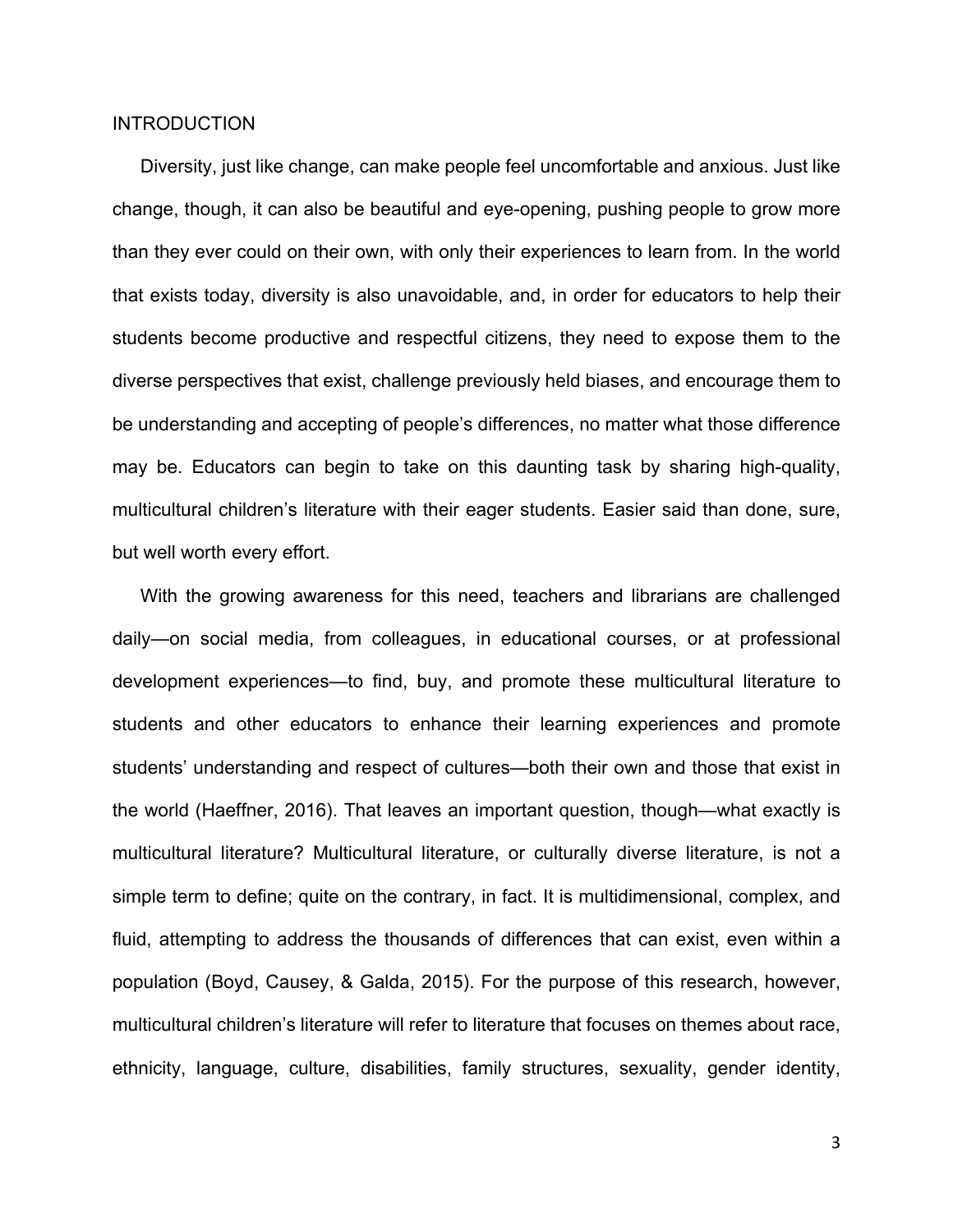# INTRODUCTION

Diversity, just like change, can make people feel uncomfortable and anxious. Just like change, though, it can also be beautiful and eye-opening, pushing people to grow more than they ever could on their own, with only their experiences to learn from. In the world that exists today, diversity is also unavoidable, and, in order for educators to help their students become productive and respectful citizens, they need to expose them to the diverse perspectives that exist, challenge previously held biases, and encourage them to be understanding and accepting of people's differences, no matter what those difference may be. Educators can begin to take on this daunting task by sharing high-quality, multicultural children's literature with their eager students. Easier said than done, sure, but well worth every effort.

With the growing awareness for this need, teachers and librarians are challenged daily—on social media, from colleagues, in educational courses, or at professional development experiences—to find, buy, and promote these multicultural literature to students and other educators to enhance their learning experiences and promote students' understanding and respect of cultures—both their own and those that exist in the world (Haeffner, 2016). That leaves an important question, though—what exactly is multicultural literature? Multicultural literature, or culturally diverse literature, is not a simple term to define; quite on the contrary, in fact. It is multidimensional, complex, and fluid, attempting to address the thousands of differences that can exist, even within a population (Boyd, Causey, & Galda, 2015). For the purpose of this research, however, multicultural children's literature will refer to literature that focuses on themes about race, ethnicity, language, culture, disabilities, family structures, sexuality, gender identity,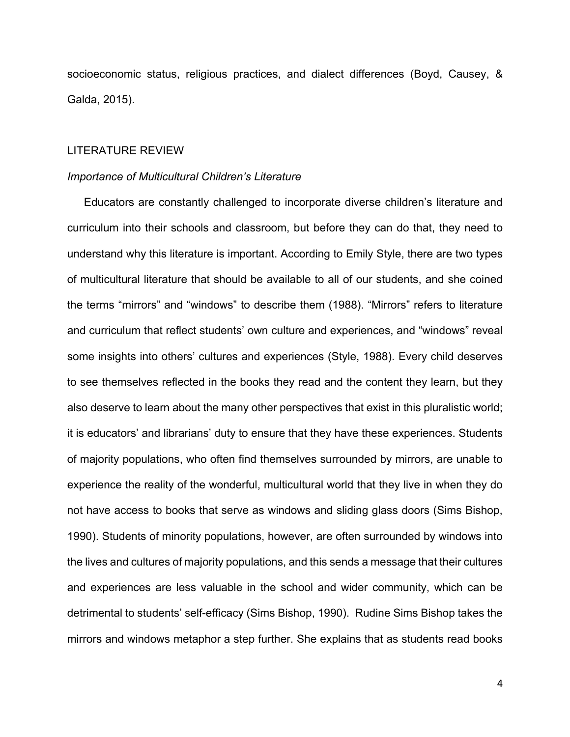socioeconomic status, religious practices, and dialect differences (Boyd, Causey, & Galda, 2015).

## LITERATURE REVIEW

### *Importance of Multicultural Children's Literature*

Educators are constantly challenged to incorporate diverse children's literature and curriculum into their schools and classroom, but before they can do that, they need to understand why this literature is important. According to Emily Style, there are two types of multicultural literature that should be available to all of our students, and she coined the terms "mirrors" and "windows" to describe them (1988). "Mirrors" refers to literature and curriculum that reflect students' own culture and experiences, and "windows" reveal some insights into others' cultures and experiences (Style, 1988). Every child deserves to see themselves reflected in the books they read and the content they learn, but they also deserve to learn about the many other perspectives that exist in this pluralistic world; it is educators' and librarians' duty to ensure that they have these experiences. Students of majority populations, who often find themselves surrounded by mirrors, are unable to experience the reality of the wonderful, multicultural world that they live in when they do not have access to books that serve as windows and sliding glass doors (Sims Bishop, 1990). Students of minority populations, however, are often surrounded by windows into the lives and cultures of majority populations, and this sends a message that their cultures and experiences are less valuable in the school and wider community, which can be detrimental to students' self-efficacy (Sims Bishop, 1990). Rudine Sims Bishop takes the mirrors and windows metaphor a step further. She explains that as students read books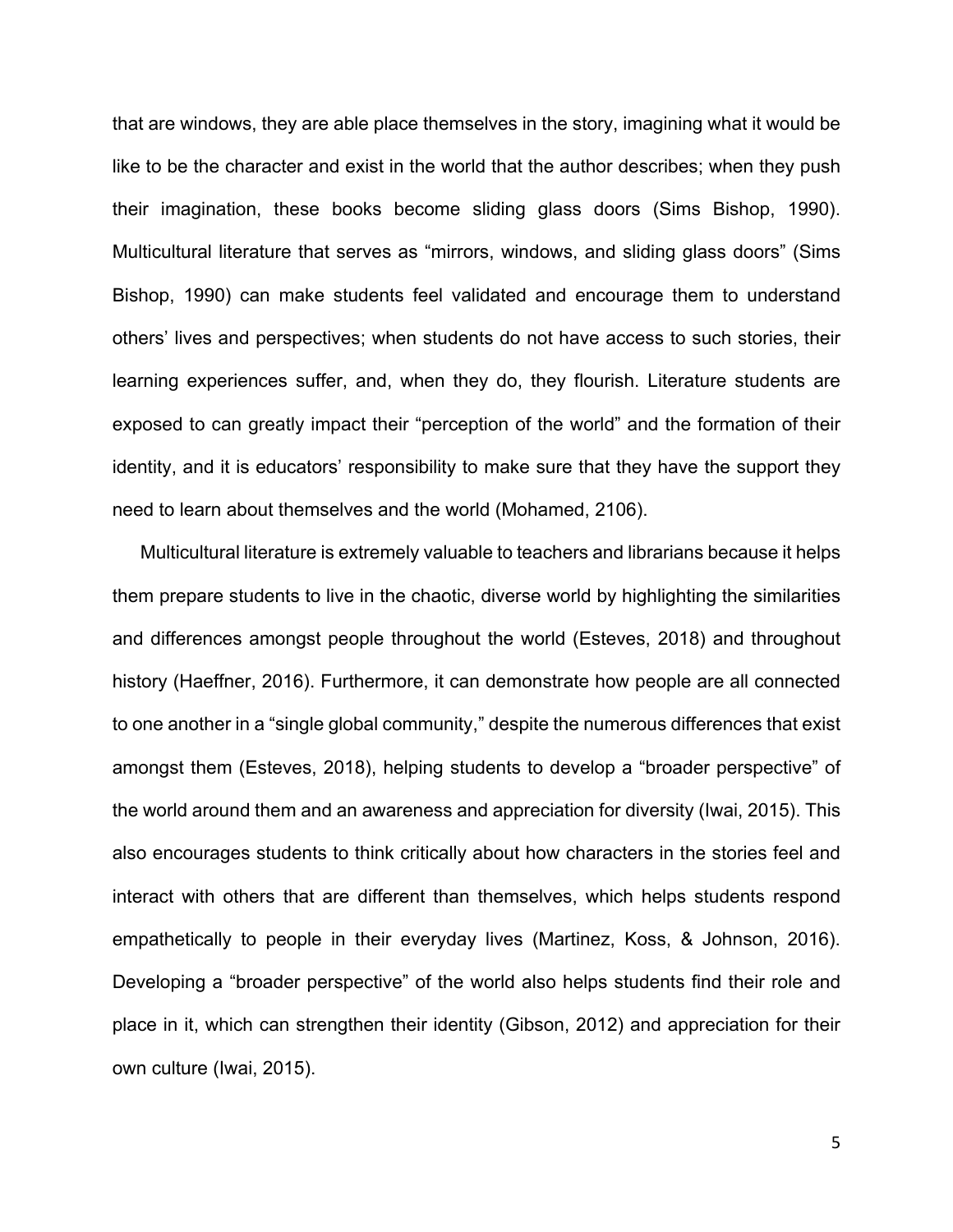that are windows, they are able place themselves in the story, imagining what it would be like to be the character and exist in the world that the author describes; when they push their imagination, these books become sliding glass doors (Sims Bishop, 1990). Multicultural literature that serves as "mirrors, windows, and sliding glass doors" (Sims Bishop, 1990) can make students feel validated and encourage them to understand others' lives and perspectives; when students do not have access to such stories, their learning experiences suffer, and, when they do, they flourish. Literature students are exposed to can greatly impact their "perception of the world" and the formation of their identity, and it is educators' responsibility to make sure that they have the support they need to learn about themselves and the world (Mohamed, 2106).

Multicultural literature is extremely valuable to teachers and librarians because it helps them prepare students to live in the chaotic, diverse world by highlighting the similarities and differences amongst people throughout the world (Esteves, 2018) and throughout history (Haeffner, 2016). Furthermore, it can demonstrate how people are all connected to one another in a "single global community," despite the numerous differences that exist amongst them (Esteves, 2018), helping students to develop a "broader perspective" of the world around them and an awareness and appreciation for diversity (Iwai, 2015). This also encourages students to think critically about how characters in the stories feel and interact with others that are different than themselves, which helps students respond empathetically to people in their everyday lives (Martinez, Koss, & Johnson, 2016). Developing a "broader perspective" of the world also helps students find their role and place in it, which can strengthen their identity (Gibson, 2012) and appreciation for their own culture (Iwai, 2015).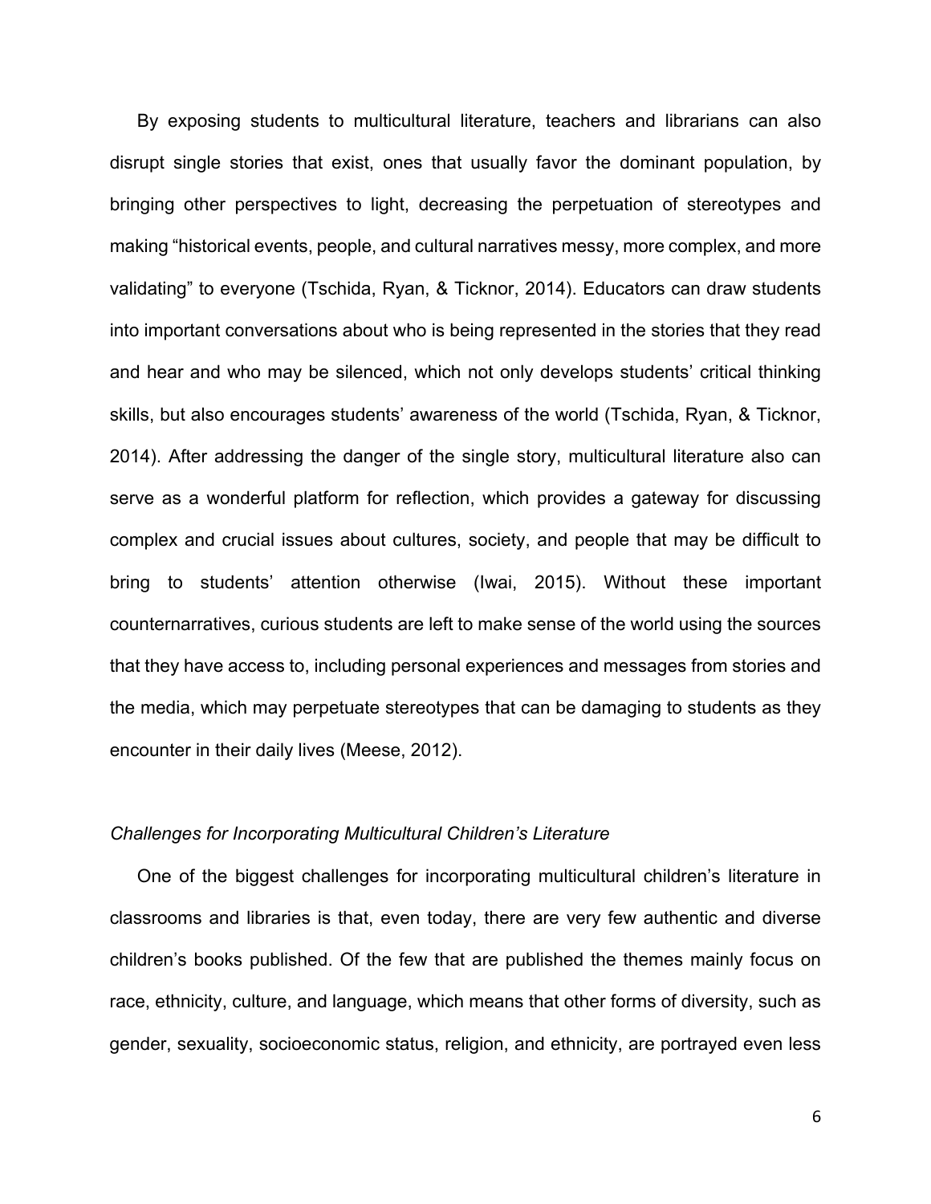By exposing students to multicultural literature, teachers and librarians can also disrupt single stories that exist, ones that usually favor the dominant population, by bringing other perspectives to light, decreasing the perpetuation of stereotypes and making "historical events, people, and cultural narratives messy, more complex, and more validating" to everyone (Tschida, Ryan, & Ticknor, 2014). Educators can draw students into important conversations about who is being represented in the stories that they read and hear and who may be silenced, which not only develops students' critical thinking skills, but also encourages students' awareness of the world (Tschida, Ryan, & Ticknor, 2014). After addressing the danger of the single story, multicultural literature also can serve as a wonderful platform for reflection, which provides a gateway for discussing complex and crucial issues about cultures, society, and people that may be difficult to bring to students' attention otherwise (Iwai, 2015). Without these important counternarratives, curious students are left to make sense of the world using the sources that they have access to, including personal experiences and messages from stories and the media, which may perpetuate stereotypes that can be damaging to students as they encounter in their daily lives (Meese, 2012).

### *Challenges for Incorporating Multicultural Children's Literature*

One of the biggest challenges for incorporating multicultural children's literature in classrooms and libraries is that, even today, there are very few authentic and diverse children's books published. Of the few that are published the themes mainly focus on race, ethnicity, culture, and language, which means that other forms of diversity, such as gender, sexuality, socioeconomic status, religion, and ethnicity, are portrayed even less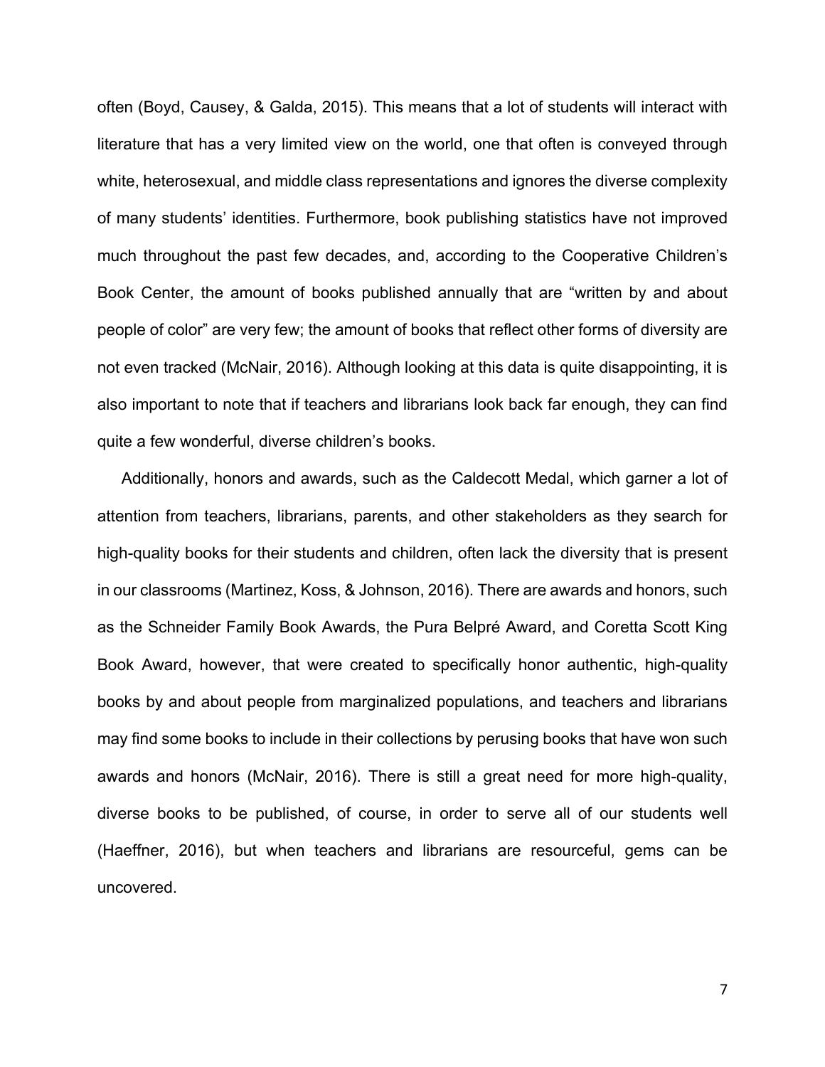often (Boyd, Causey, & Galda, 2015). This means that a lot of students will interact with literature that has a very limited view on the world, one that often is conveyed through white, heterosexual, and middle class representations and ignores the diverse complexity of many students' identities. Furthermore, book publishing statistics have not improved much throughout the past few decades, and, according to the Cooperative Children's Book Center, the amount of books published annually that are "written by and about people of color" are very few; the amount of books that reflect other forms of diversity are not even tracked (McNair, 2016). Although looking at this data is quite disappointing, it is also important to note that if teachers and librarians look back far enough, they can find quite a few wonderful, diverse children's books.

Additionally, honors and awards, such as the Caldecott Medal, which garner a lot of attention from teachers, librarians, parents, and other stakeholders as they search for high-quality books for their students and children, often lack the diversity that is present in our classrooms (Martinez, Koss, & Johnson, 2016). There are awards and honors, such as the Schneider Family Book Awards, the Pura Belpré Award, and Coretta Scott King Book Award, however, that were created to specifically honor authentic, high-quality books by and about people from marginalized populations, and teachers and librarians may find some books to include in their collections by perusing books that have won such awards and honors (McNair, 2016). There is still a great need for more high-quality, diverse books to be published, of course, in order to serve all of our students well (Haeffner, 2016), but when teachers and librarians are resourceful, gems can be uncovered.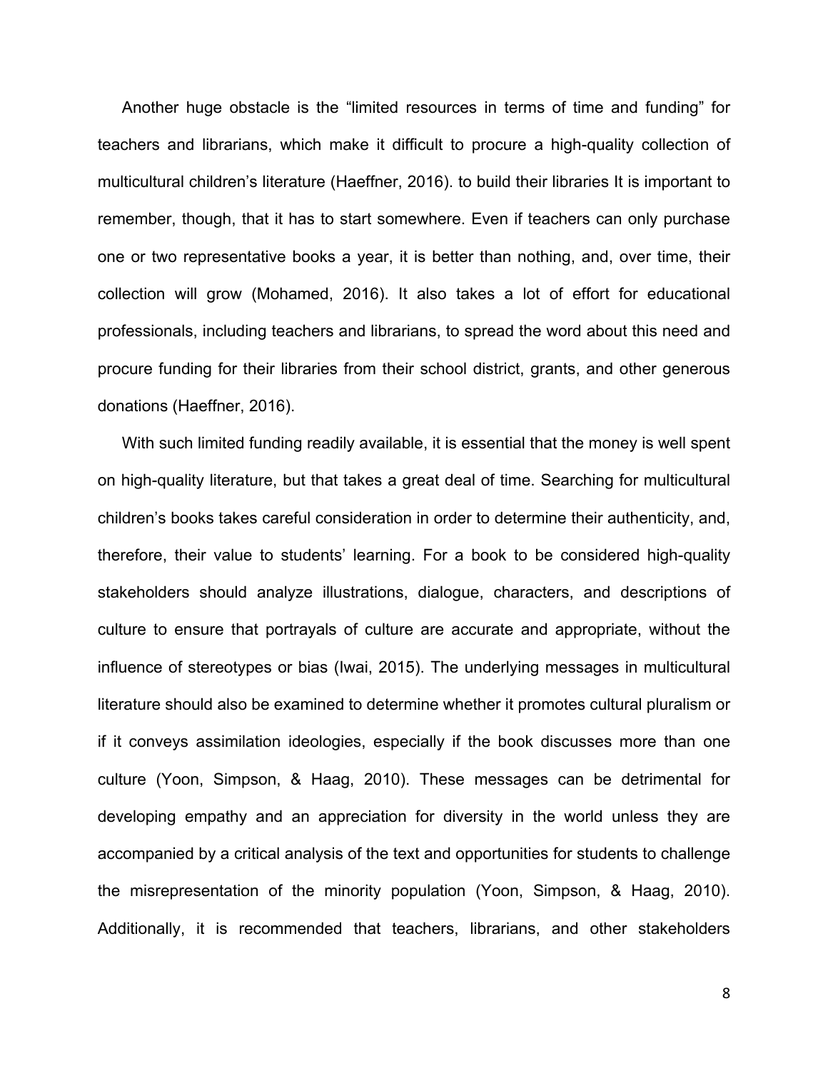Another huge obstacle is the “limited resources in terms of time and funding” for teachers and librarians, which make it difficult to procure a high-quality collection of multicultural children’s literature (Haeffner, 2016). to build their libraries It is important to remember, though, that it has to start somewhere. Even if teachers can only purchase one or two representative books a year, it is better than nothing, and, over time, their collection will grow (Mohamed, 2016). It also takes a lot of effort for educational professionals, including teachers and librarians, to spread the word about this need and procure funding for their libraries from their school district, grants, and other generous donations (Haeffner, 2016).

With such limited funding readily available, it is essential that the money is well spent on high-quality literature, but that takes a great deal of time. Searching for multicultural children’s books takes careful consideration in order to determine their authenticity, and, therefore, their value to students’ learning. For a book to be considered high-quality stakeholders should analyze illustrations, dialogue, characters, and descriptions of culture to ensure that portrayals of culture are accurate and appropriate, without the influence of stereotypes or bias (Iwai, 2015). The underlying messages in multicultural literature should also be examined to determine whether it promotes cultural pluralism or if it conveys assimilation ideologies, especially if the book discusses more than one culture (Yoon, Simpson, & Haag, 2010). These messages can be detrimental for developing empathy and an appreciation for diversity in the world unless they are accompanied by a critical analysis of the text and opportunities for students to challenge the misrepresentation of the minority population (Yoon, Simpson, & Haag, 2010). Additionally, it is recommended that teachers, librarians, and other stakeholders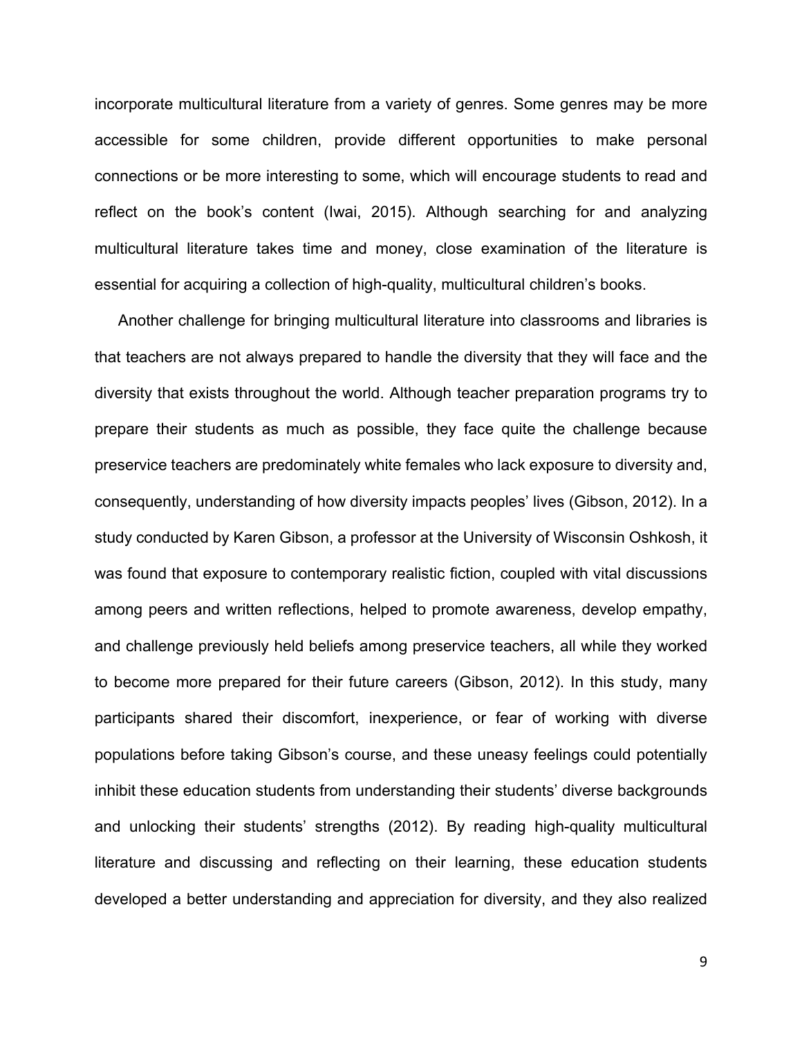incorporate multicultural literature from a variety of genres. Some genres may be more accessible for some children, provide different opportunities to make personal connections or be more interesting to some, which will encourage students to read and reflect on the book's content (Iwai, 2015). Although searching for and analyzing multicultural literature takes time and money, close examination of the literature is essential for acquiring a collection of high-quality, multicultural children's books.

Another challenge for bringing multicultural literature into classrooms and libraries is that teachers are not always prepared to handle the diversity that they will face and the diversity that exists throughout the world. Although teacher preparation programs try to prepare their students as much as possible, they face quite the challenge because preservice teachers are predominately white females who lack exposure to diversity and, consequently, understanding of how diversity impacts peoples' lives (Gibson, 2012). In a study conducted by Karen Gibson, a professor at the University of Wisconsin Oshkosh, it was found that exposure to contemporary realistic fiction, coupled with vital discussions among peers and written reflections, helped to promote awareness, develop empathy, and challenge previously held beliefs among preservice teachers, all while they worked to become more prepared for their future careers (Gibson, 2012). In this study, many participants shared their discomfort, inexperience, or fear of working with diverse populations before taking Gibson's course, and these uneasy feelings could potentially inhibit these education students from understanding their students' diverse backgrounds and unlocking their students' strengths (2012). By reading high-quality multicultural literature and discussing and reflecting on their learning, these education students developed a better understanding and appreciation for diversity, and they also realized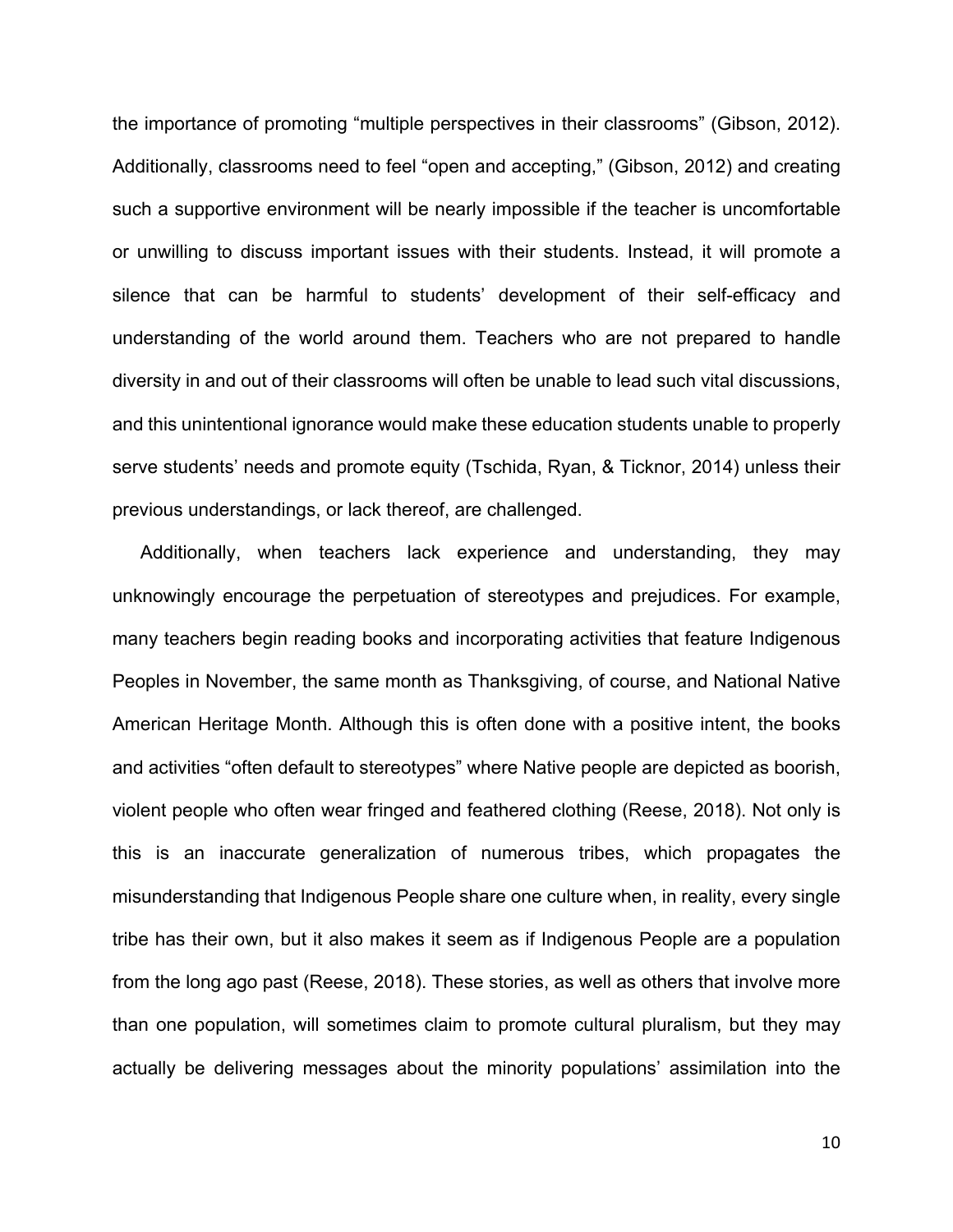the importance of promoting "multiple perspectives in their classrooms" (Gibson, 2012). Additionally, classrooms need to feel "open and accepting," (Gibson, 2012) and creating such a supportive environment will be nearly impossible if the teacher is uncomfortable or unwilling to discuss important issues with their students. Instead, it will promote a silence that can be harmful to students' development of their self-efficacy and understanding of the world around them. Teachers who are not prepared to handle diversity in and out of their classrooms will often be unable to lead such vital discussions, and this unintentional ignorance would make these education students unable to properly serve students' needs and promote equity (Tschida, Ryan, & Ticknor, 2014) unless their previous understandings, or lack thereof, are challenged.

Additionally, when teachers lack experience and understanding, they may unknowingly encourage the perpetuation of stereotypes and prejudices. For example, many teachers begin reading books and incorporating activities that feature Indigenous Peoples in November, the same month as Thanksgiving, of course, and National Native American Heritage Month. Although this is often done with a positive intent, the books and activities "often default to stereotypes" where Native people are depicted as boorish, violent people who often wear fringed and feathered clothing (Reese, 2018). Not only is this is an inaccurate generalization of numerous tribes, which propagates the misunderstanding that Indigenous People share one culture when, in reality, every single tribe has their own, but it also makes it seem as if Indigenous People are a population from the long ago past (Reese, 2018). These stories, as well as others that involve more than one population, will sometimes claim to promote cultural pluralism, but they may actually be delivering messages about the minority populations' assimilation into the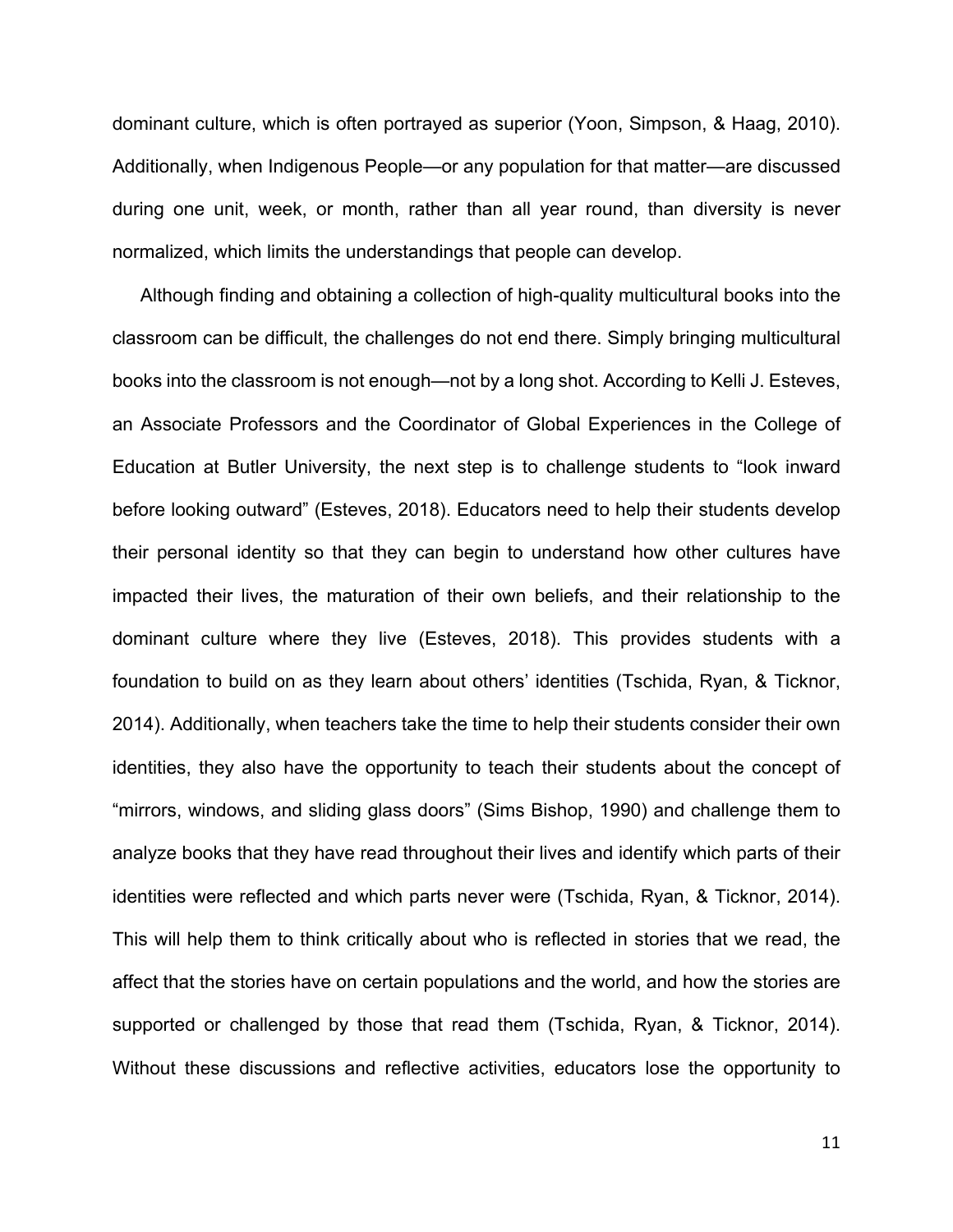dominant culture, which is often portrayed as superior (Yoon, Simpson, & Haag, 2010). Additionally, when Indigenous People—or any population for that matter—are discussed during one unit, week, or month, rather than all year round, than diversity is never normalized, which limits the understandings that people can develop.

Although finding and obtaining a collection of high-quality multicultural books into the classroom can be difficult, the challenges do not end there. Simply bringing multicultural books into the classroom is not enough—not by a long shot. According to Kelli J. Esteves, an Associate Professors and the Coordinator of Global Experiences in the College of Education at Butler University, the next step is to challenge students to "look inward before looking outward" (Esteves, 2018). Educators need to help their students develop their personal identity so that they can begin to understand how other cultures have impacted their lives, the maturation of their own beliefs, and their relationship to the dominant culture where they live (Esteves, 2018). This provides students with a foundation to build on as they learn about others' identities (Tschida, Ryan, & Ticknor, 2014). Additionally, when teachers take the time to help their students consider their own identities, they also have the opportunity to teach their students about the concept of "mirrors, windows, and sliding glass doors" (Sims Bishop, 1990) and challenge them to analyze books that they have read throughout their lives and identify which parts of their identities were reflected and which parts never were (Tschida, Ryan, & Ticknor, 2014). This will help them to think critically about who is reflected in stories that we read, the affect that the stories have on certain populations and the world, and how the stories are supported or challenged by those that read them (Tschida, Ryan, & Ticknor, 2014). Without these discussions and reflective activities, educators lose the opportunity to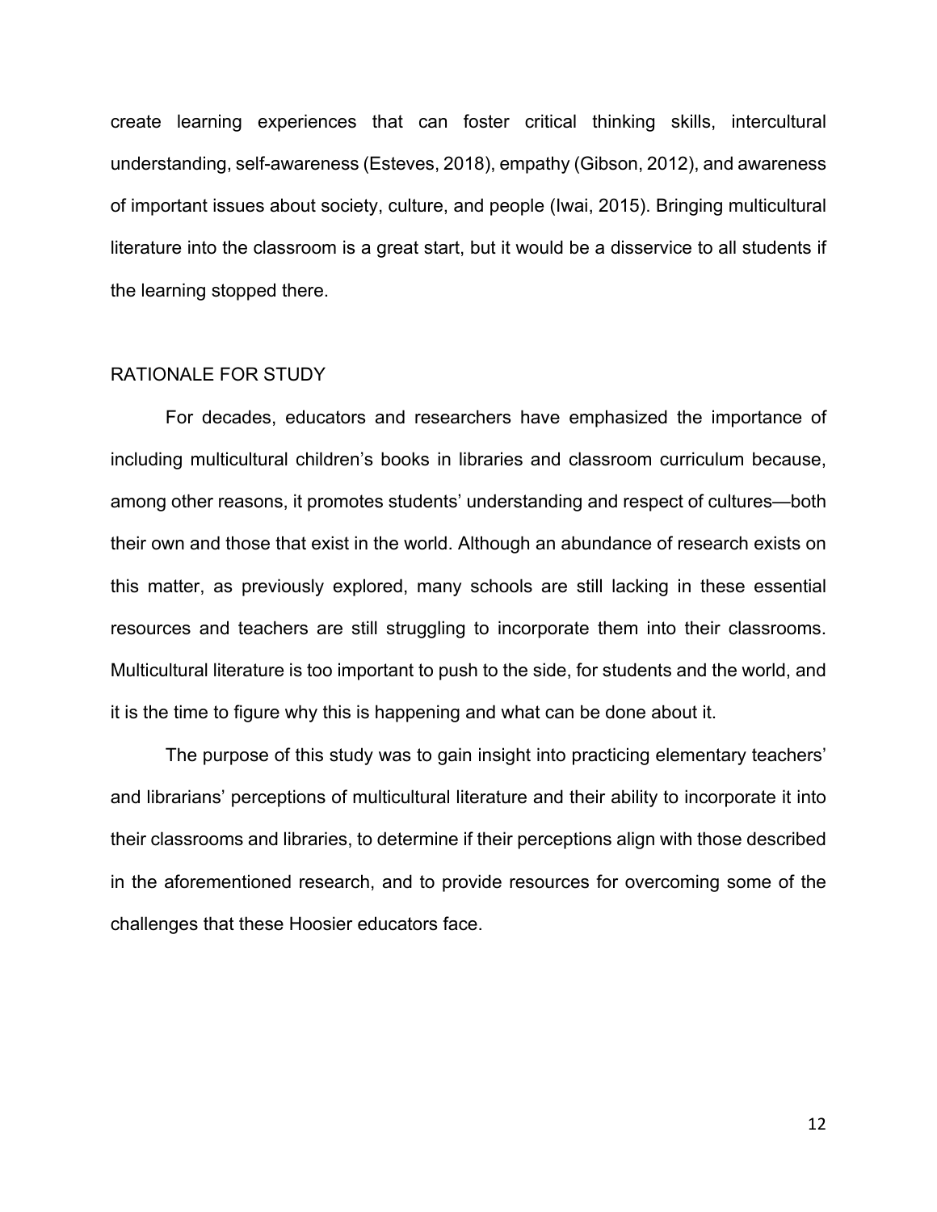create learning experiences that can foster critical thinking skills, intercultural understanding, self-awareness (Esteves, 2018), empathy (Gibson, 2012), and awareness of important issues about society, culture, and people (Iwai, 2015). Bringing multicultural literature into the classroom is a great start, but it would be a disservice to all students if the learning stopped there.

## RATIONALE FOR STUDY

For decades, educators and researchers have emphasized the importance of including multicultural children's books in libraries and classroom curriculum because, among other reasons, it promotes students' understanding and respect of cultures—both their own and those that exist in the world. Although an abundance of research exists on this matter, as previously explored, many schools are still lacking in these essential resources and teachers are still struggling to incorporate them into their classrooms. Multicultural literature is too important to push to the side, for students and the world, and it is the time to figure why this is happening and what can be done about it.

The purpose of this study was to gain insight into practicing elementary teachers' and librarians' perceptions of multicultural literature and their ability to incorporate it into their classrooms and libraries, to determine if their perceptions align with those described in the aforementioned research, and to provide resources for overcoming some of the challenges that these Hoosier educators face.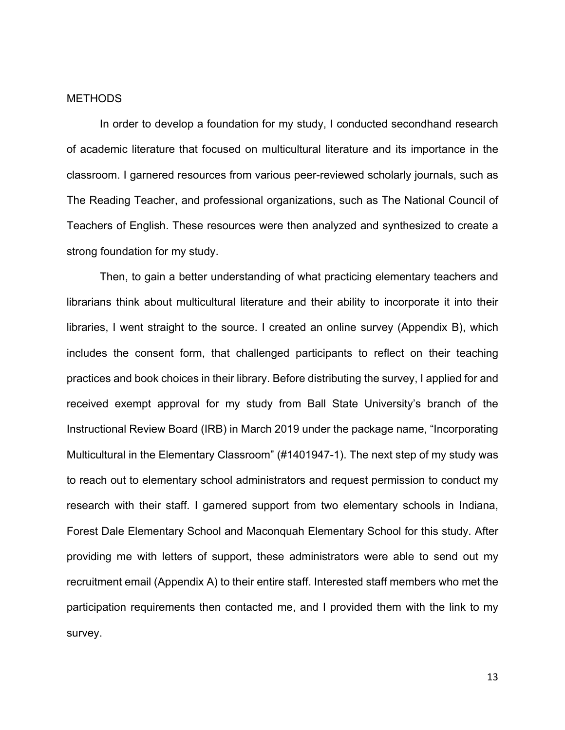## METHODS

In order to develop a foundation for my study, I conducted secondhand research of academic literature that focused on multicultural literature and its importance in the classroom. I garnered resources from various peer-reviewed scholarly journals, such as The Reading Teacher, and professional organizations, such as The National Council of Teachers of English. These resources were then analyzed and synthesized to create a strong foundation for my study.

Then, to gain a better understanding of what practicing elementary teachers and librarians think about multicultural literature and their ability to incorporate it into their libraries, I went straight to the source. I created an online survey (Appendix B), which includes the consent form, that challenged participants to reflect on their teaching practices and book choices in their library. Before distributing the survey, I applied for and received exempt approval for my study from Ball State University's branch of the Instructional Review Board (IRB) in March 2019 under the package name, "Incorporating Multicultural in the Elementary Classroom" (#1401947-1). The next step of my study was to reach out to elementary school administrators and request permission to conduct my research with their staff. I garnered support from two elementary schools in Indiana, Forest Dale Elementary School and Maconquah Elementary School for this study. After providing me with letters of support, these administrators were able to send out my recruitment email (Appendix A) to their entire staff. Interested staff members who met the participation requirements then contacted me, and I provided them with the link to my survey.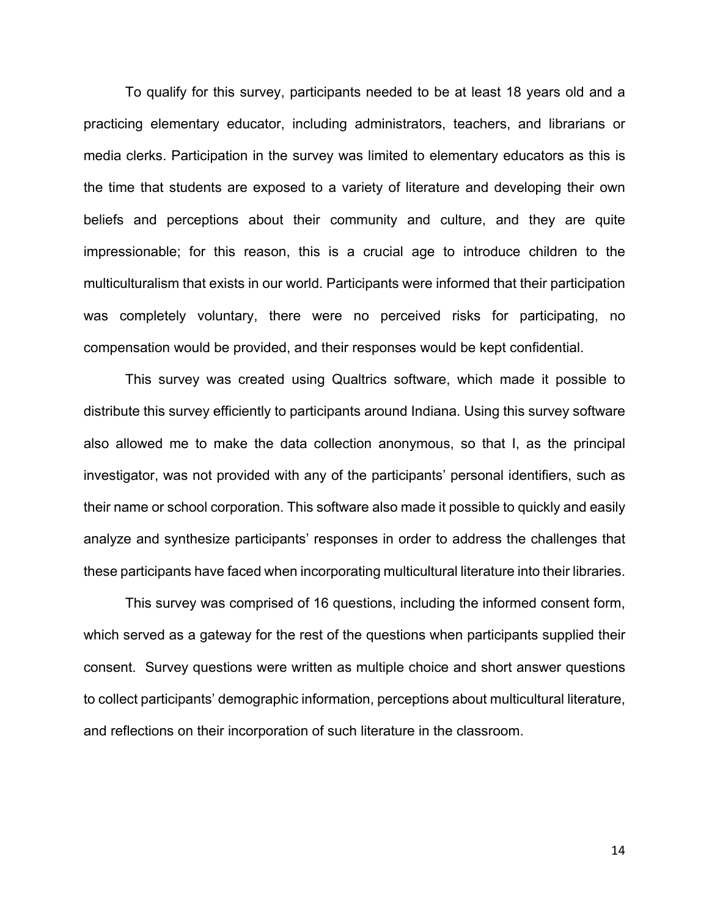To qualify for this survey, participants needed to be at least 18 years old and a practicing elementary educator, including administrators, teachers, and librarians or media clerks. Participation in the survey was limited to elementary educators as this is the time that students are exposed to a variety of literature and developing their own beliefs and perceptions about their community and culture, and they are quite impressionable; for this reason, this is a crucial age to introduce children to the multiculturalism that exists in our world. Participants were informed that their participation was completely voluntary, there were no perceived risks for participating, no compensation would be provided, and their responses would be kept confidential.

This survey was created using Qualtrics software, which made it possible to distribute this survey efficiently to participants around Indiana. Using this survey software also allowed me to make the data collection anonymous, so that I, as the principal investigator, was not provided with any of the participants' personal identifiers, such as their name or school corporation. This software also made it possible to quickly and easily analyze and synthesize participants' responses in order to address the challenges that these participants have faced when incorporating multicultural literature into their libraries.

This survey was comprised of 16 questions, including the informed consent form, which served as a gateway for the rest of the questions when participants supplied their consent. Survey questions were written as multiple choice and short answer questions to collect participants' demographic information, perceptions about multicultural literature, and reflections on their incorporation of such literature in the classroom.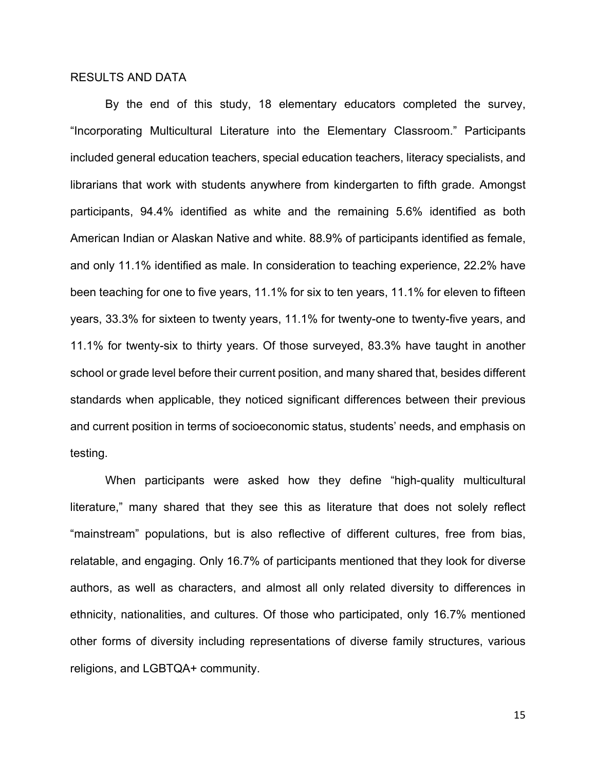## RESULTS AND DATA

By the end of this study, 18 elementary educators completed the survey, "Incorporating Multicultural Literature into the Elementary Classroom." Participants included general education teachers, special education teachers, literacy specialists, and librarians that work with students anywhere from kindergarten to fifth grade. Amongst participants, 94.4% identified as white and the remaining 5.6% identified as both American Indian or Alaskan Native and white. 88.9% of participants identified as female, and only 11.1% identified as male. In consideration to teaching experience, 22.2% have been teaching for one to five years, 11.1% for six to ten years, 11.1% for eleven to fifteen years, 33.3% for sixteen to twenty years, 11.1% for twenty-one to twenty-five years, and 11.1% for twenty-six to thirty years. Of those surveyed, 83.3% have taught in another school or grade level before their current position, and many shared that, besides different standards when applicable, they noticed significant differences between their previous and current position in terms of socioeconomic status, students' needs, and emphasis on testing.

When participants were asked how they define "high-quality multicultural literature," many shared that they see this as literature that does not solely reflect "mainstream" populations, but is also reflective of different cultures, free from bias, relatable, and engaging. Only 16.7% of participants mentioned that they look for diverse authors, as well as characters, and almost all only related diversity to differences in ethnicity, nationalities, and cultures. Of those who participated, only 16.7% mentioned other forms of diversity including representations of diverse family structures, various religions, and LGBTQA+ community.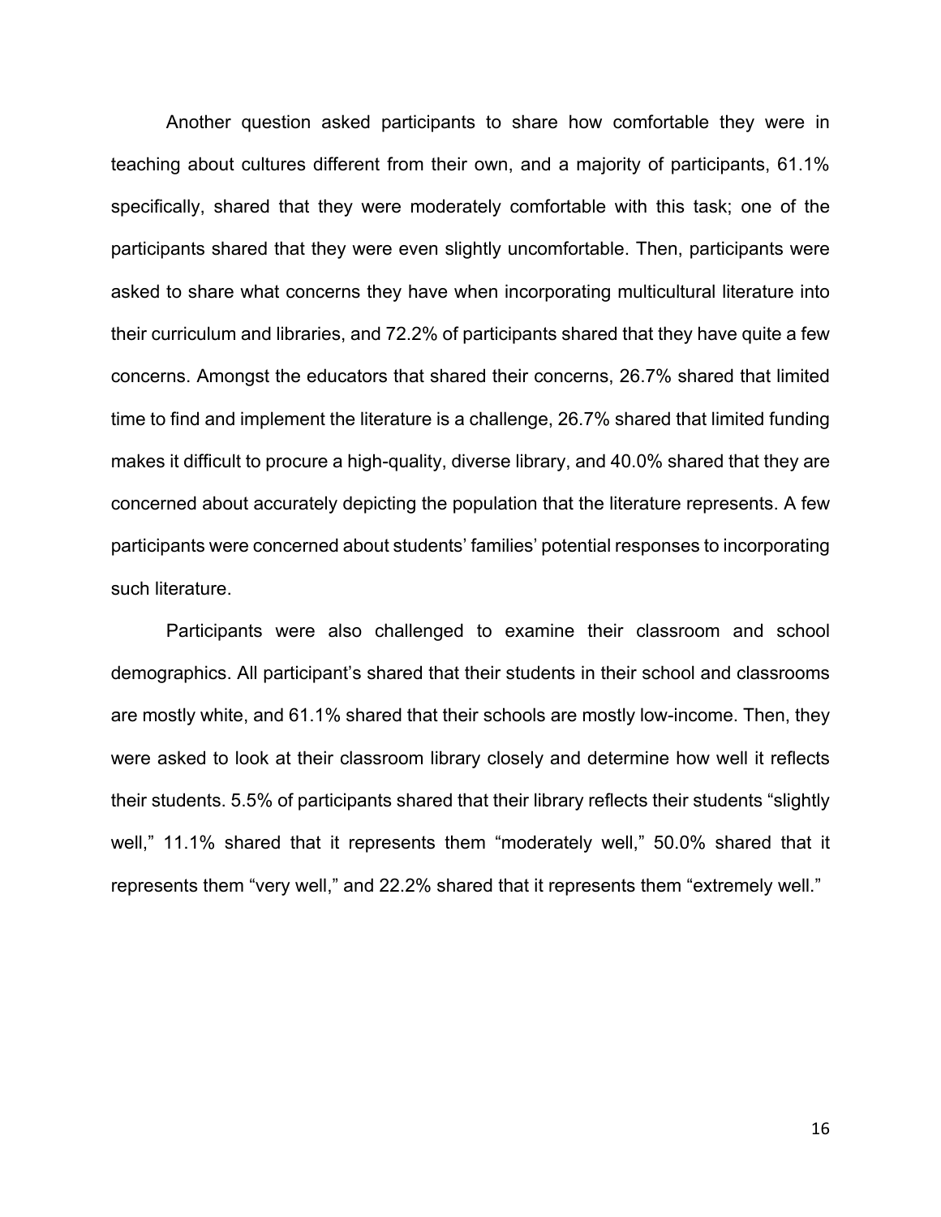Another question asked participants to share how comfortable they were in teaching about cultures different from their own, and a majority of participants, 61.1% specifically, shared that they were moderately comfortable with this task; one of the participants shared that they were even slightly uncomfortable. Then, participants were asked to share what concerns they have when incorporating multicultural literature into their curriculum and libraries, and 72.2% of participants shared that they have quite a few concerns. Amongst the educators that shared their concerns, 26.7% shared that limited time to find and implement the literature is a challenge, 26.7% shared that limited funding makes it difficult to procure a high-quality, diverse library, and 40.0% shared that they are concerned about accurately depicting the population that the literature represents. A few participants were concerned about students' families' potential responses to incorporating such literature.

Participants were also challenged to examine their classroom and school demographics. All participant's shared that their students in their school and classrooms are mostly white, and 61.1% shared that their schools are mostly low-income. Then, they were asked to look at their classroom library closely and determine how well it reflects their students. 5.5% of participants shared that their library reflects their students "slightly well," 11.1% shared that it represents them "moderately well," 50.0% shared that it represents them "very well," and 22.2% shared that it represents them "extremely well."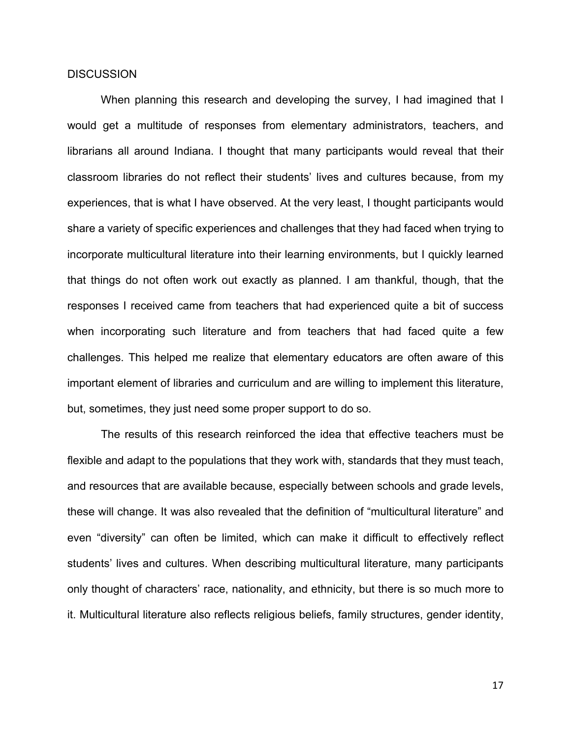# DISCUSSION

When planning this research and developing the survey, I had imagined that I would get a multitude of responses from elementary administrators, teachers, and librarians all around Indiana. I thought that many participants would reveal that their classroom libraries do not reflect their students' lives and cultures because, from my experiences, that is what I have observed. At the very least, I thought participants would share a variety of specific experiences and challenges that they had faced when trying to incorporate multicultural literature into their learning environments, but I quickly learned that things do not often work out exactly as planned. I am thankful, though, that the responses I received came from teachers that had experienced quite a bit of success when incorporating such literature and from teachers that had faced quite a few challenges. This helped me realize that elementary educators are often aware of this important element of libraries and curriculum and are willing to implement this literature, but, sometimes, they just need some proper support to do so.

The results of this research reinforced the idea that effective teachers must be flexible and adapt to the populations that they work with, standards that they must teach, and resources that are available because, especially between schools and grade levels, these will change. It was also revealed that the definition of "multicultural literature" and even "diversity" can often be limited, which can make it difficult to effectively reflect students' lives and cultures. When describing multicultural literature, many participants only thought of characters' race, nationality, and ethnicity, but there is so much more to it. Multicultural literature also reflects religious beliefs, family structures, gender identity,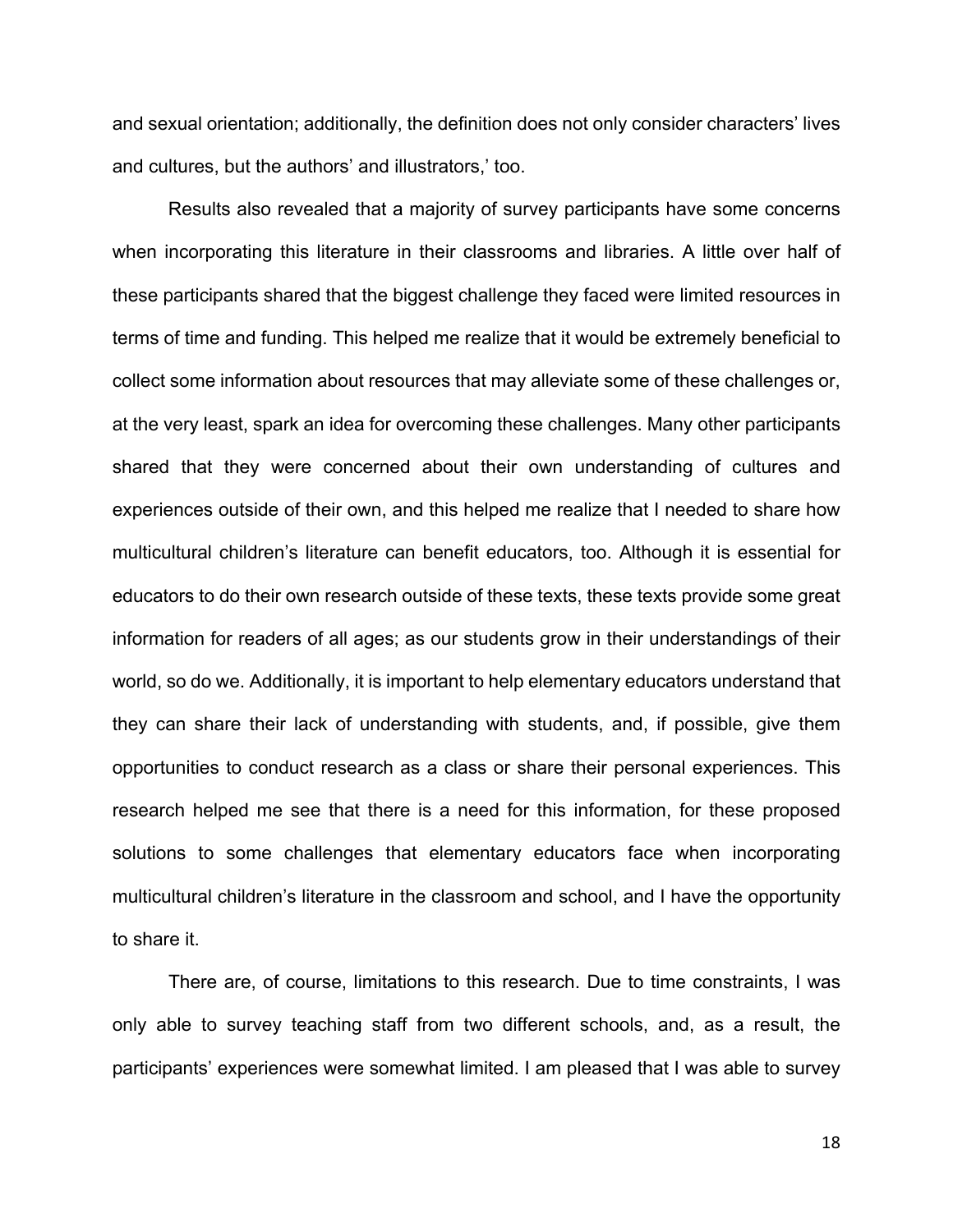and sexual orientation; additionally, the definition does not only consider characters' lives and cultures, but the authors' and illustrators,' too.

Results also revealed that a majority of survey participants have some concerns when incorporating this literature in their classrooms and libraries. A little over half of these participants shared that the biggest challenge they faced were limited resources in terms of time and funding. This helped me realize that it would be extremely beneficial to collect some information about resources that may alleviate some of these challenges or, at the very least, spark an idea for overcoming these challenges. Many other participants shared that they were concerned about their own understanding of cultures and experiences outside of their own, and this helped me realize that I needed to share how multicultural children's literature can benefit educators, too. Although it is essential for educators to do their own research outside of these texts, these texts provide some great information for readers of all ages; as our students grow in their understandings of their world, so do we. Additionally, it is important to help elementary educators understand that they can share their lack of understanding with students, and, if possible, give them opportunities to conduct research as a class or share their personal experiences. This research helped me see that there is a need for this information, for these proposed solutions to some challenges that elementary educators face when incorporating multicultural children's literature in the classroom and school, and I have the opportunity to share it.

There are, of course, limitations to this research. Due to time constraints, I was only able to survey teaching staff from two different schools, and, as a result, the participants' experiences were somewhat limited. I am pleased that I was able to survey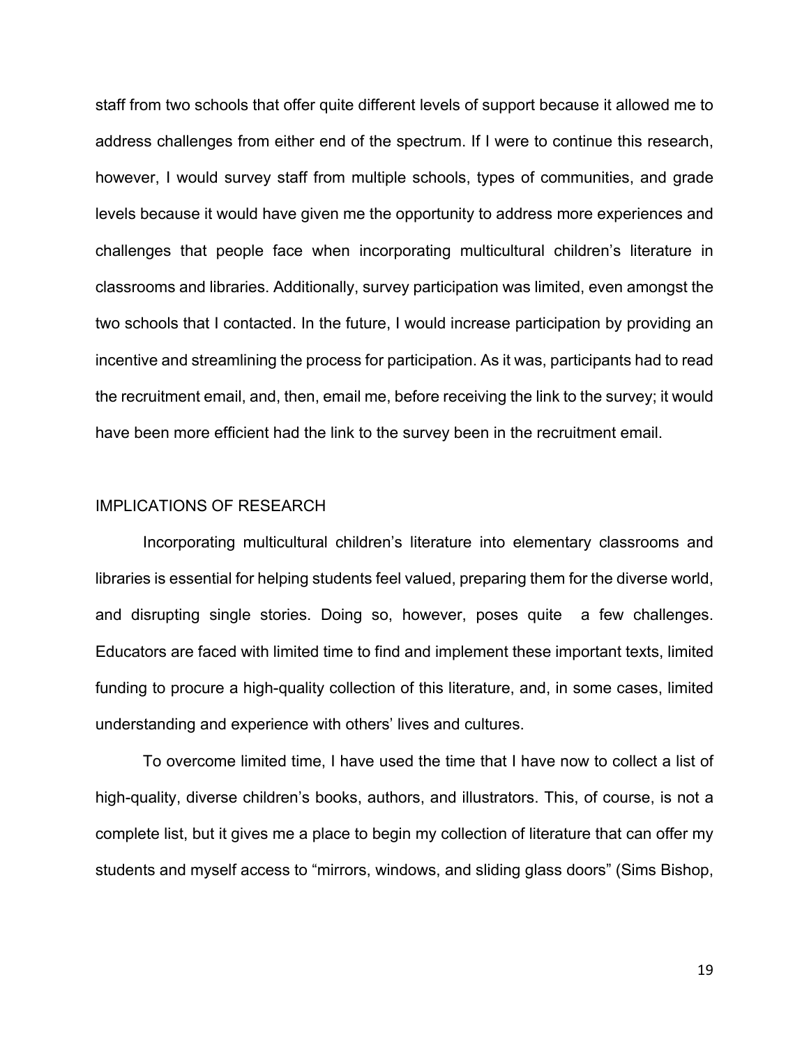staff from two schools that offer quite different levels of support because it allowed me to address challenges from either end of the spectrum. If I were to continue this research, however, I would survey staff from multiple schools, types of communities, and grade levels because it would have given me the opportunity to address more experiences and challenges that people face when incorporating multicultural children's literature in classrooms and libraries. Additionally, survey participation was limited, even amongst the two schools that I contacted. In the future, I would increase participation by providing an incentive and streamlining the process for participation. As it was, participants had to read the recruitment email, and, then, email me, before receiving the link to the survey; it would have been more efficient had the link to the survey been in the recruitment email.

## IMPLICATIONS OF RESEARCH

Incorporating multicultural children's literature into elementary classrooms and libraries is essential for helping students feel valued, preparing them for the diverse world, and disrupting single stories. Doing so, however, poses quite a few challenges. Educators are faced with limited time to find and implement these important texts, limited funding to procure a high-quality collection of this literature, and, in some cases, limited understanding and experience with others' lives and cultures.

To overcome limited time, I have used the time that I have now to collect a list of high-quality, diverse children's books, authors, and illustrators. This, of course, is not a complete list, but it gives me a place to begin my collection of literature that can offer my students and myself access to "mirrors, windows, and sliding glass doors" (Sims Bishop,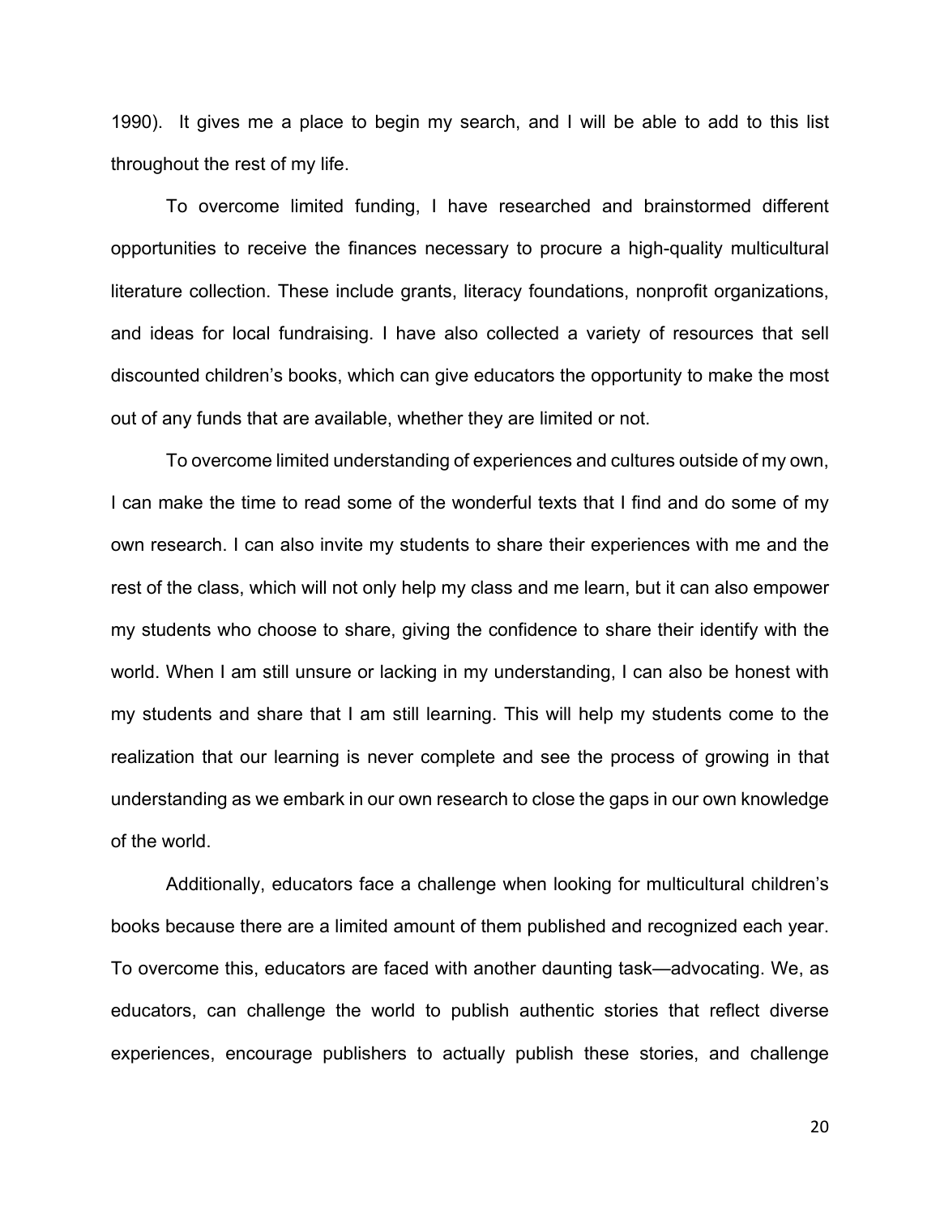1990). It gives me a place to begin my search, and I will be able to add to this list throughout the rest of my life.

To overcome limited funding, I have researched and brainstormed different opportunities to receive the finances necessary to procure a high-quality multicultural literature collection. These include grants, literacy foundations, nonprofit organizations, and ideas for local fundraising. I have also collected a variety of resources that sell discounted children's books, which can give educators the opportunity to make the most out of any funds that are available, whether they are limited or not.

To overcome limited understanding of experiences and cultures outside of my own, I can make the time to read some of the wonderful texts that I find and do some of my own research. I can also invite my students to share their experiences with me and the rest of the class, which will not only help my class and me learn, but it can also empower my students who choose to share, giving the confidence to share their identify with the world. When I am still unsure or lacking in my understanding, I can also be honest with my students and share that I am still learning. This will help my students come to the realization that our learning is never complete and see the process of growing in that understanding as we embark in our own research to close the gaps in our own knowledge of the world.

Additionally, educators face a challenge when looking for multicultural children's books because there are a limited amount of them published and recognized each year. To overcome this, educators are faced with another daunting task—advocating. We, as educators, can challenge the world to publish authentic stories that reflect diverse experiences, encourage publishers to actually publish these stories, and challenge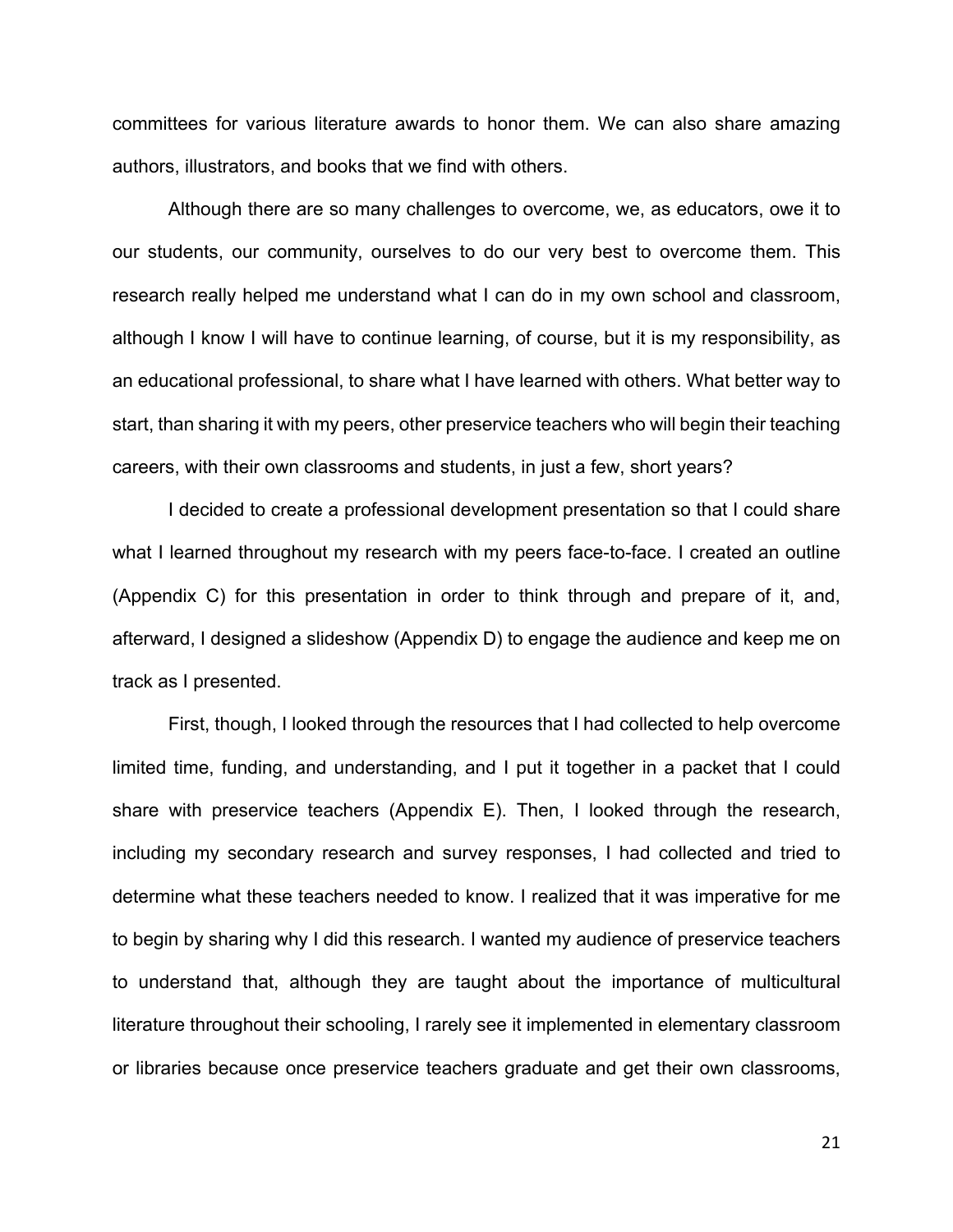committees for various literature awards to honor them. We can also share amazing authors, illustrators, and books that we find with others.

Although there are so many challenges to overcome, we, as educators, owe it to our students, our community, ourselves to do our very best to overcome them. This research really helped me understand what I can do in my own school and classroom, although I know I will have to continue learning, of course, but it is my responsibility, as an educational professional, to share what I have learned with others. What better way to start, than sharing it with my peers, other preservice teachers who will begin their teaching careers, with their own classrooms and students, in just a few, short years?

I decided to create a professional development presentation so that I could share what I learned throughout my research with my peers face-to-face. I created an outline (Appendix C) for this presentation in order to think through and prepare of it, and, afterward, I designed a slideshow (Appendix D) to engage the audience and keep me on track as I presented.

First, though, I looked through the resources that I had collected to help overcome limited time, funding, and understanding, and I put it together in a packet that I could share with preservice teachers (Appendix E). Then, I looked through the research, including my secondary research and survey responses, I had collected and tried to determine what these teachers needed to know. I realized that it was imperative for me to begin by sharing why I did this research. I wanted my audience of preservice teachers to understand that, although they are taught about the importance of multicultural literature throughout their schooling, I rarely see it implemented in elementary classroom or libraries because once preservice teachers graduate and get their own classrooms,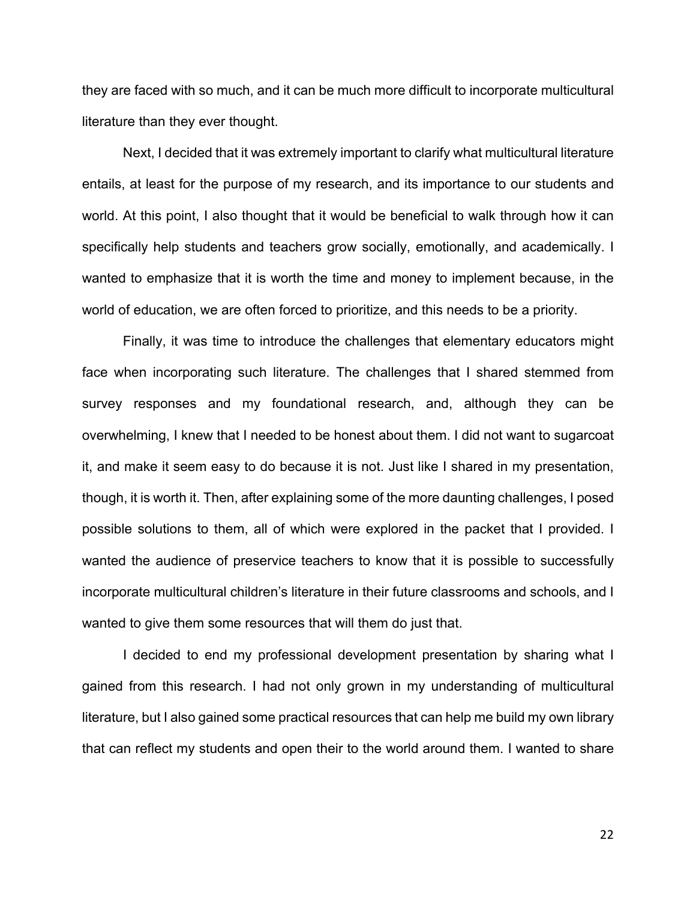they are faced with so much, and it can be much more difficult to incorporate multicultural literature than they ever thought.

Next, I decided that it was extremely important to clarify what multicultural literature entails, at least for the purpose of my research, and its importance to our students and world. At this point, I also thought that it would be beneficial to walk through how it can specifically help students and teachers grow socially, emotionally, and academically. I wanted to emphasize that it is worth the time and money to implement because, in the world of education, we are often forced to prioritize, and this needs to be a priority.

Finally, it was time to introduce the challenges that elementary educators might face when incorporating such literature. The challenges that I shared stemmed from survey responses and my foundational research, and, although they can be overwhelming, I knew that I needed to be honest about them. I did not want to sugarcoat it, and make it seem easy to do because it is not. Just like I shared in my presentation, though, it is worth it. Then, after explaining some of the more daunting challenges, I posed possible solutions to them, all of which were explored in the packet that I provided. I wanted the audience of preservice teachers to know that it is possible to successfully incorporate multicultural children's literature in their future classrooms and schools, and I wanted to give them some resources that will them do just that.

I decided to end my professional development presentation by sharing what I gained from this research. I had not only grown in my understanding of multicultural literature, but I also gained some practical resources that can help me build my own library that can reflect my students and open their to the world around them. I wanted to share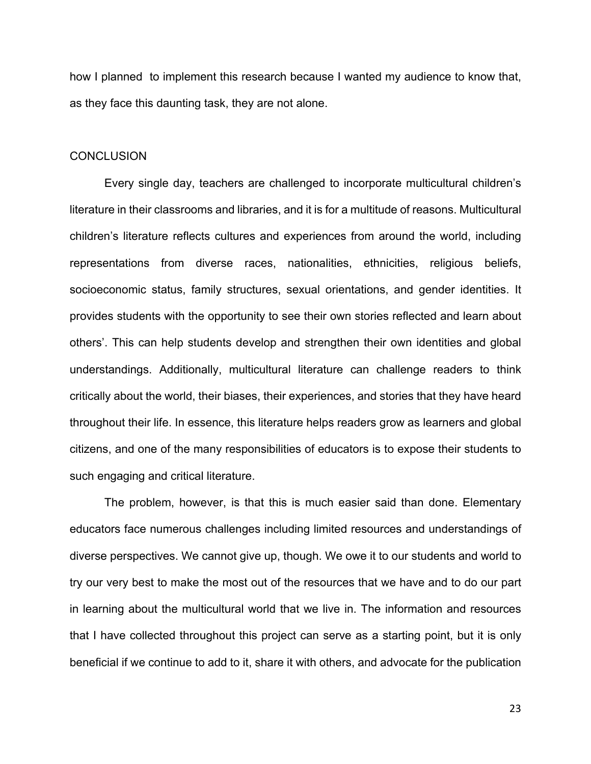how I planned to implement this research because I wanted my audience to know that, as they face this daunting task, they are not alone.

## CONCLUSION

Every single day, teachers are challenged to incorporate multicultural children's literature in their classrooms and libraries, and it is for a multitude of reasons. Multicultural children's literature reflects cultures and experiences from around the world, including representations from diverse races, nationalities, ethnicities, religious beliefs, socioeconomic status, family structures, sexual orientations, and gender identities. It provides students with the opportunity to see their own stories reflected and learn about others'. This can help students develop and strengthen their own identities and global understandings. Additionally, multicultural literature can challenge readers to think critically about the world, their biases, their experiences, and stories that they have heard throughout their life. In essence, this literature helps readers grow as learners and global citizens, and one of the many responsibilities of educators is to expose their students to such engaging and critical literature.

The problem, however, is that this is much easier said than done. Elementary educators face numerous challenges including limited resources and understandings of diverse perspectives. We cannot give up, though. We owe it to our students and world to try our very best to make the most out of the resources that we have and to do our part in learning about the multicultural world that we live in. The information and resources that I have collected throughout this project can serve as a starting point, but it is only beneficial if we continue to add to it, share it with others, and advocate for the publication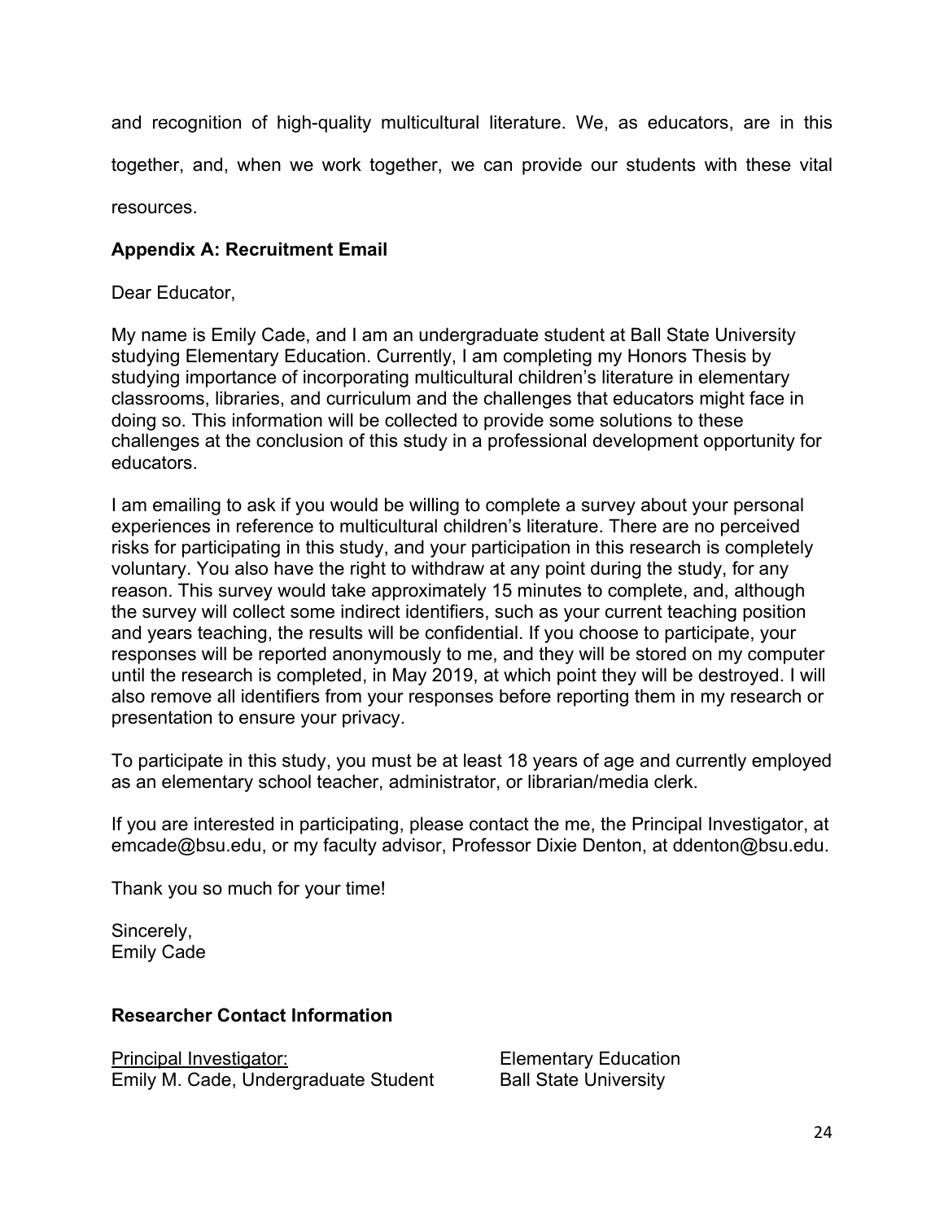and recognition of high-quality multicultural literature. We, as educators, are in this together, and, when we work together, we can provide our students with these vital resources.

### Appendix A: Recruitment Email

Dear Educator,

My name is Emily Cade, and I am an undergraduate student at Ball State University studying Elementary Education. Currently, I am completing my Honors Thesis by studying importance of incorporating multicultural children's literature in elementary classrooms, libraries, and curriculum and the challenges that educators might face in doing so. This information will be collected to provide some solutions to these challenges at the conclusion of this study in a professional development opportunity for educators.

I am emailing to ask if you would be willing to complete a survey about your personal experiences in reference to multicultural children's literature. There are no perceived risks for participating in this study, and your participation in this research is completely voluntary. You also have the right to withdraw at any point during the study, for any reason. This survey would take approximately 15 minutes to complete, and, although the survey will collect some indirect identifiers, such as your current teaching position and years teaching, the results will be confidential. If you choose to participate, your responses will be reported anonymously to me, and they will be stored on my computer until the research is completed, in May 2019, at which point they will be destroyed. I will also remove all identifiers from your responses before reporting them in my research or presentation to ensure your privacy.

To participate in this study, you must be at least 18 years of age and currently employed as an elementary school teacher, administrator, or librarian/media clerk.

If you are interested in participating, please contact the me, the Principal Investigator, at emcade@bsu.edu, or my faculty advisor, Professor Dixie Denton, at ddenton@bsu.edu.

Thank you so much for your time!

Sincerely,
Emily Cade

**Researcher Contact Information**

Principal Investigator:
Emily M. Cade, Undergraduate Student
Elementary Education
Ball State University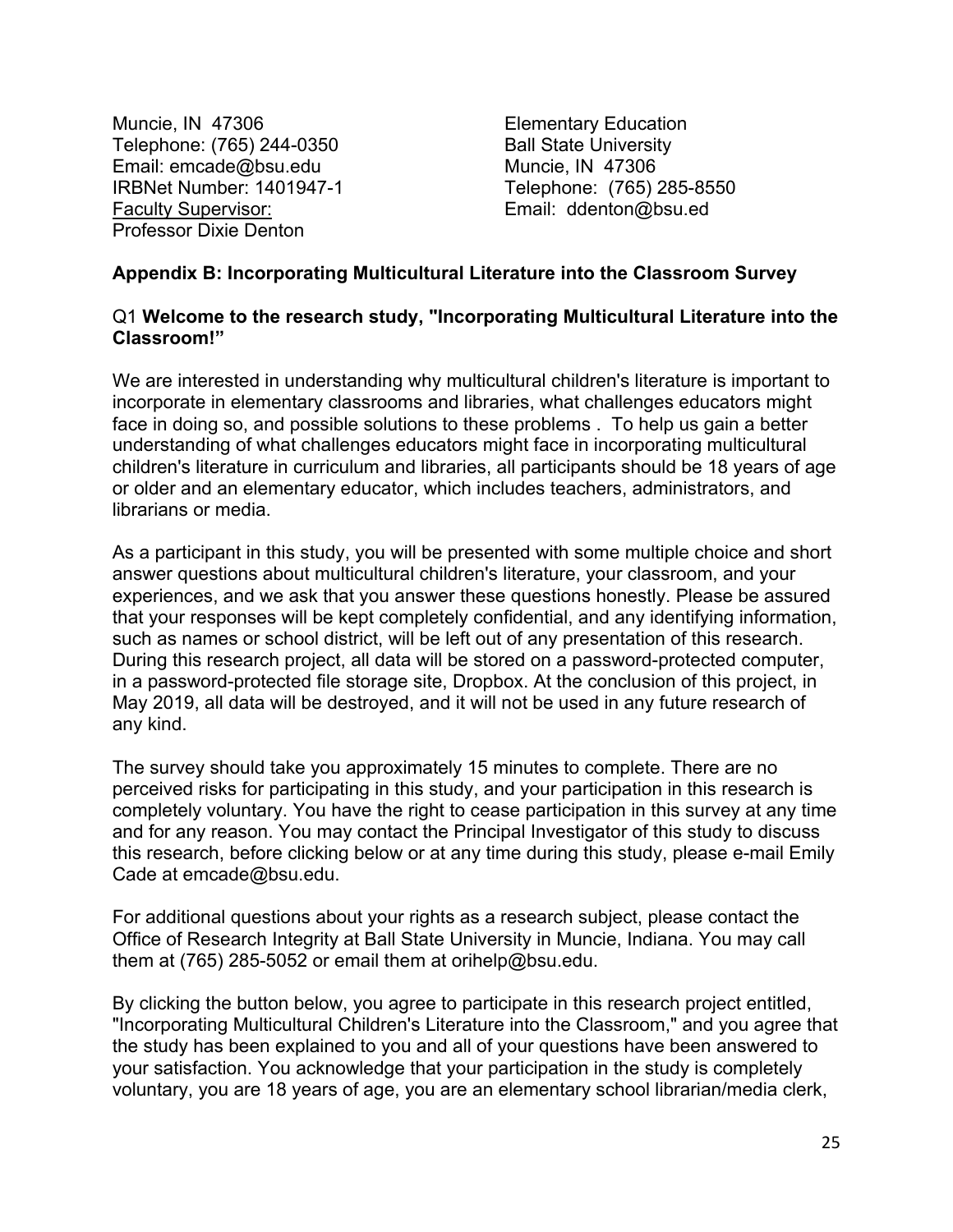Muncie, IN 47306
Telephone: (765) 244-0350
Email: emcade@bsu.edu
IRBNet Number: 1401947-1
Faculty Supervisor:
Professor Dixie Denton

Elementary Education
Ball State University
Muncie, IN 47306
Telephone: (765) 285-8550
Email: ddenton@bsu.ed

**Appendix B: Incorporating Multicultural Literature into the Classroom Survey**

Q1 **Welcome to the research study, "Incorporating Multicultural Literature into the Classroom!"**

We are interested in understanding why multicultural children's literature is important to incorporate in elementary classrooms and libraries, what challenges educators might face in doing so, and possible solutions to these problems . To help us gain a better understanding of what challenges educators might face in incorporating multicultural children's literature in curriculum and libraries, all participants should be 18 years of age or older and an elementary educator, which includes teachers, administrators, and librarians or media.

As a participant in this study, you will be presented with some multiple choice and short answer questions about multicultural children's literature, your classroom, and your experiences, and we ask that you answer these questions honestly. Please be assured that your responses will be kept completely confidential, and any identifying information, such as names or school district, will be left out of any presentation of this research. During this research project, all data will be stored on a password-protected computer, in a password-protected file storage site, Dropbox. At the conclusion of this project, in May 2019, all data will be destroyed, and it will not be used in any future research of any kind.

The survey should take you approximately 15 minutes to complete. There are no perceived risks for participating in this study, and your participation in this research is completely voluntary. You have the right to cease participation in this survey at any time and for any reason. You may contact the Principal Investigator of this study to discuss this research, before clicking below or at any time during this study, please e-mail Emily Cade at emcade@bsu.edu.

For additional questions about your rights as a research subject, please contact the Office of Research Integrity at Ball State University in Muncie, Indiana. You may call them at (765) 285-5052 or email them at orihelp@bsu.edu.

By clicking the button below, you agree to participate in this research project entitled, "Incorporating Multicultural Children's Literature into the Classroom," and you agree that the study has been explained to you and all of your questions have been answered to your satisfaction. You acknowledge that your participation in the study is completely voluntary, you are 18 years of age, you are an elementary school librarian/media clerk,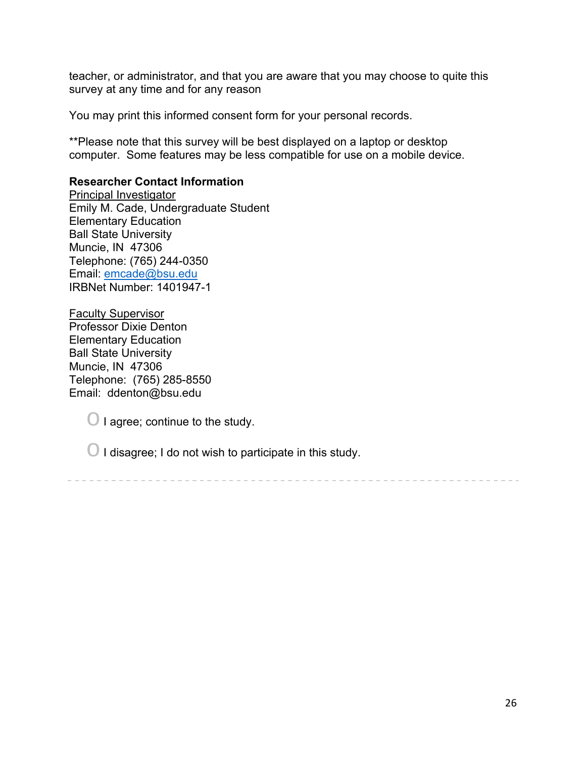teacher, or administrator, and that you are aware that you may choose to quite this survey at any time and for any reason

You may print this informed consent form for your personal records.

**Please note that this survey will be best displayed on a laptop or desktop computer. Some features may be less compatible for use on a mobile device.

**Researcher Contact Information**

<u>Principal Investigator</u>
Emily M. Cade, Undergraduate Student
Elementary Education
Ball State University
Muncie, IN 47306
Telephone: (765) 244-0350
Email: emcade@bsu.edu
IRBNet Number: 1401947-1

<u>Faculty Supervisor</u>
Professor Dixie Denton
Elementary Education
Ball State University
Muncie, IN 47306
Telephone: (765) 285-8550
Email: ddenton@bsu.edu

- I agree; continue to the study.
- I disagree; I do not wish to participate in this study.

---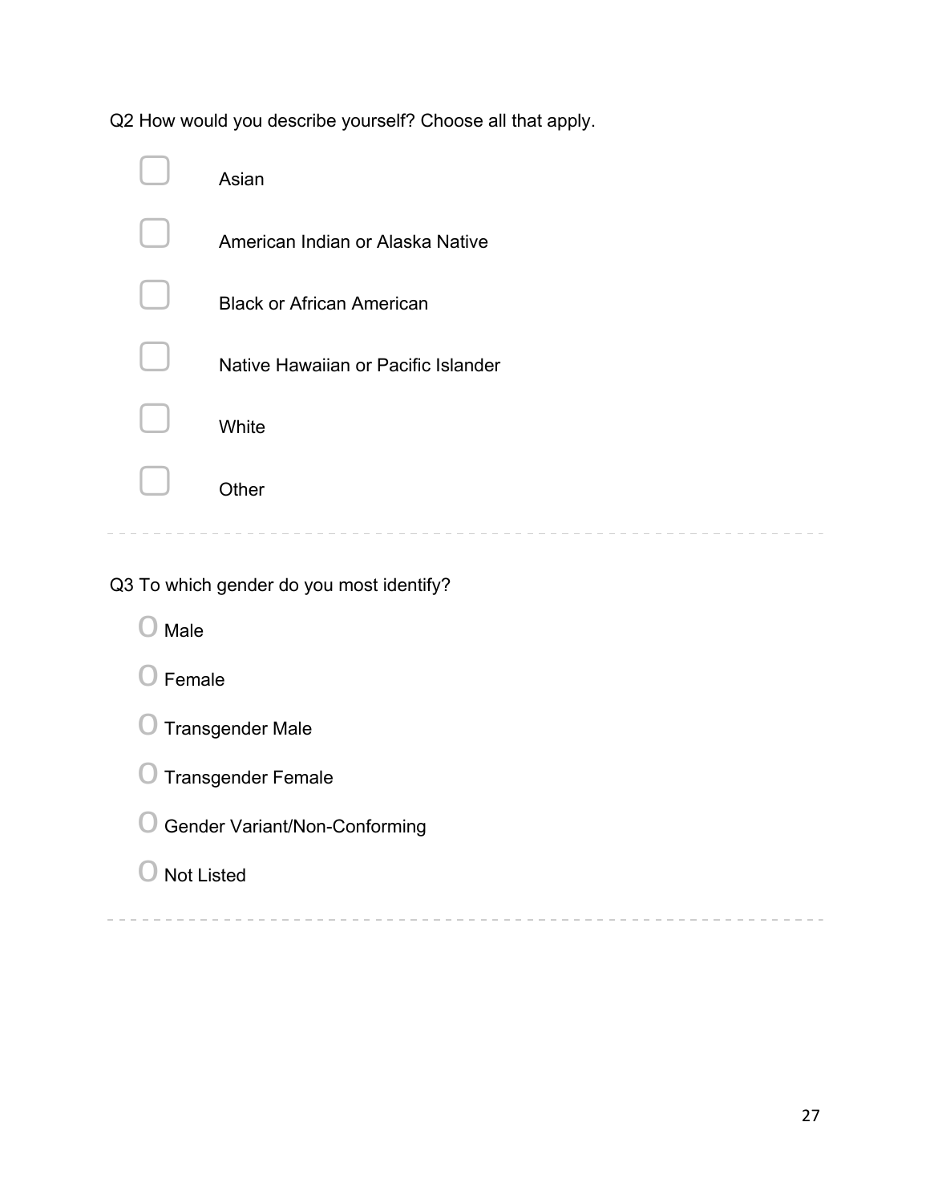Q2 How would you describe yourself? Choose all that apply.

- ☐ Asian
- ☐ American Indian or Alaska Native
- ☐ Black or African American
- ☐ Native Hawaiian or Pacific Islander
- ☐ White
- ☐ Other

---

Q3 To which gender do you most identify?

- ○ Male
- ○ Female
- ○ Transgender Male
- ○ Transgender Female
- ○ Gender Variant/Non-Conforming
- ○ Not Listed

---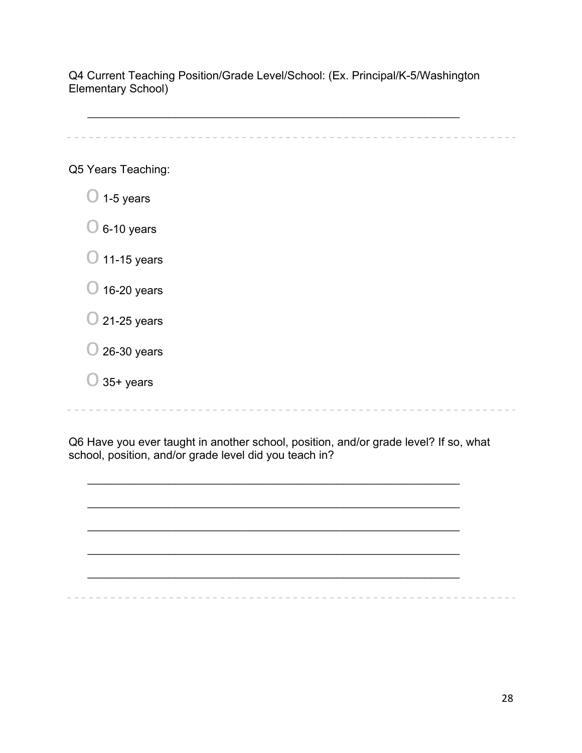Q4 Current Teaching Position/Grade Level/School: (Ex. Principal/K-5/Washington Elementary School)

________________________________________________________________

---

Q5 Years Teaching:

- ○ 1-5 years
- ○ 6-10 years
- ○ 11-15 years
- ○ 16-20 years
- ○ 21-25 years
- ○ 26-30 years
- ○ 35+ years

---

Q6 Have you ever taught in another school, position, and/or grade level? If so, what school, position, and/or grade level did you teach in?

________________________________________________________________

________________________________________________________________

________________________________________________________________

________________________________________________________________

________________________________________________________________

---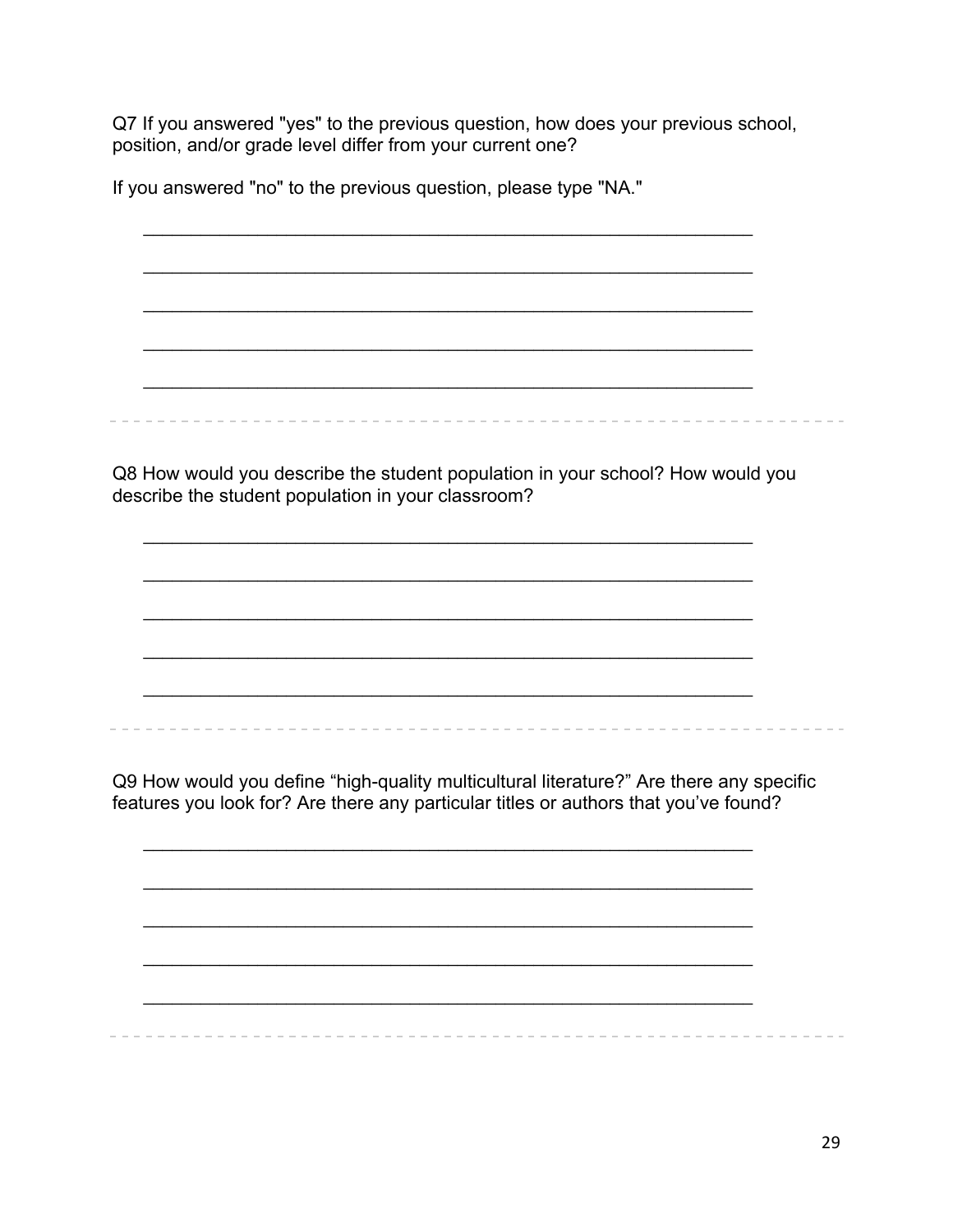Q7 If you answered "yes" to the previous question, how does your previous school, position, and/or grade level differ from your current one?

If you answered "no" to the previous question, please type "NA."

________________________________________________________________

________________________________________________________________

________________________________________________________________

________________________________________________________________

________________________________________________________________

---

Q8 How would you describe the student population in your school? How would you describe the student population in your classroom?

________________________________________________________________

________________________________________________________________

________________________________________________________________

________________________________________________________________

________________________________________________________________

---

Q9 How would you define “high-quality multicultural literature?” Are there any specific features you look for? Are there any particular titles or authors that you’ve found?

________________________________________________________________

________________________________________________________________

________________________________________________________________

________________________________________________________________

________________________________________________________________

---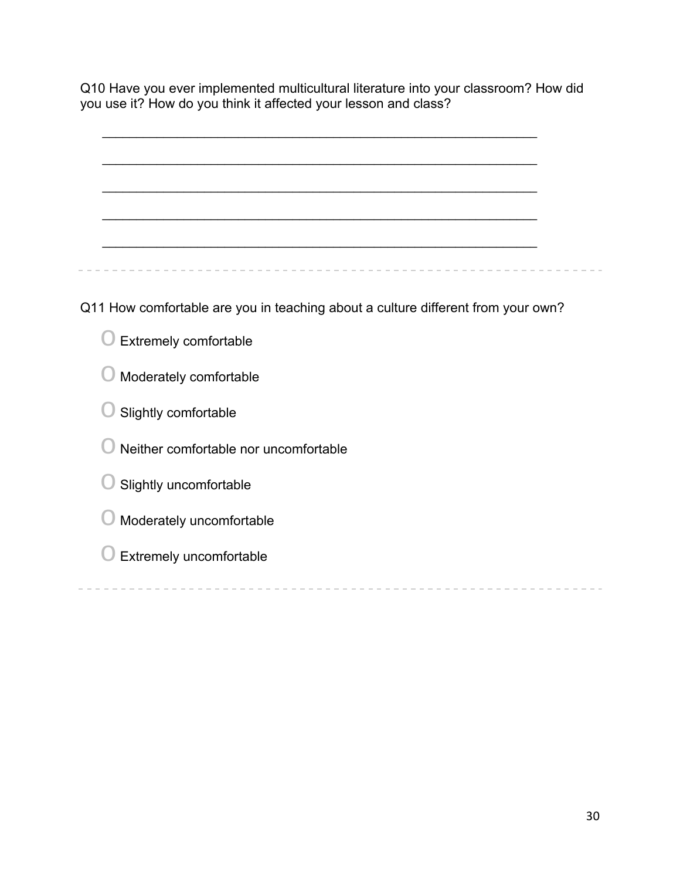Q10 Have you ever implemented multicultural literature into your classroom? How did you use it? How do you think it affected your lesson and class?

________________________________________________________________

________________________________________________________________

________________________________________________________________

________________________________________________________________

________________________________________________________________

---

Q11 How comfortable are you in teaching about a culture different from your own?

- O Extremely comfortable
- O Moderately comfortable
- O Slightly comfortable
- O Neither comfortable nor uncomfortable
- O Slightly uncomfortable
- O Moderately uncomfortable
- O Extremely uncomfortable

---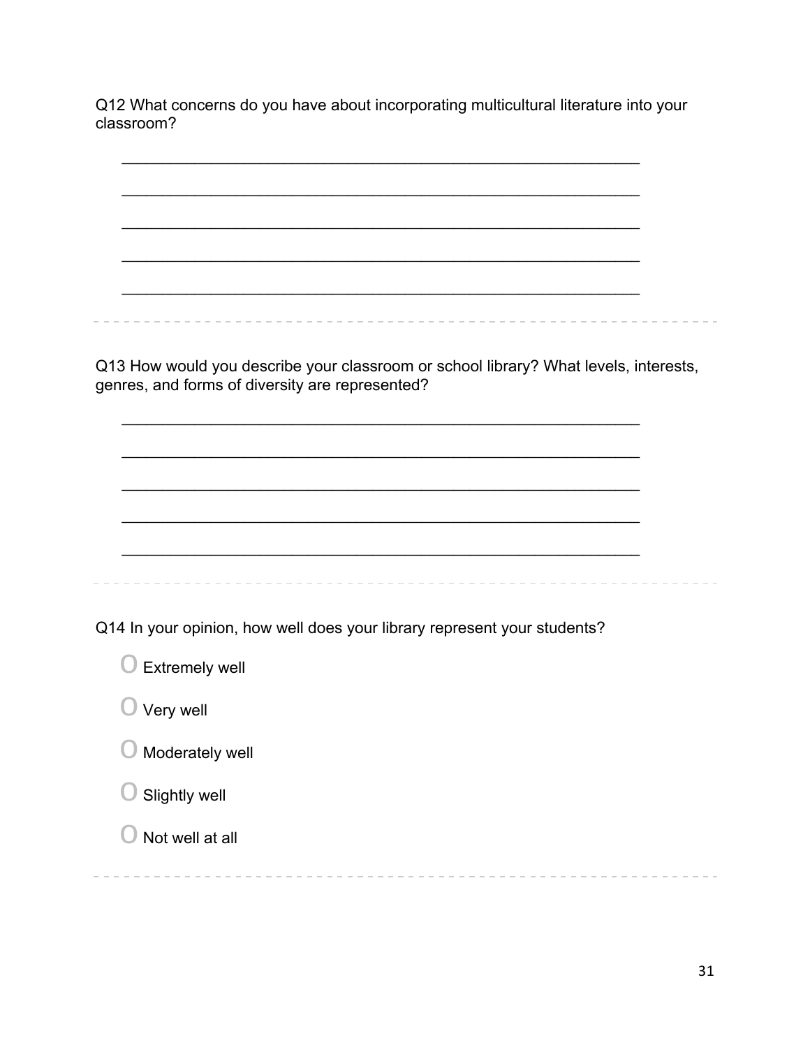Q12 What concerns do you have about incorporating multicultural literature into your classroom?

________________________________________________________________

________________________________________________________________

________________________________________________________________

________________________________________________________________

________________________________________________________________

---

Q13 How would you describe your classroom or school library? What levels, interests, genres, and forms of diversity are represented?

________________________________________________________________

________________________________________________________________

________________________________________________________________

________________________________________________________________

________________________________________________________________

---

Q14 In your opinion, how well does your library represent your students?

- O Extremely well
- O Very well
- O Moderately well
- O Slightly well
- O Not well at all

---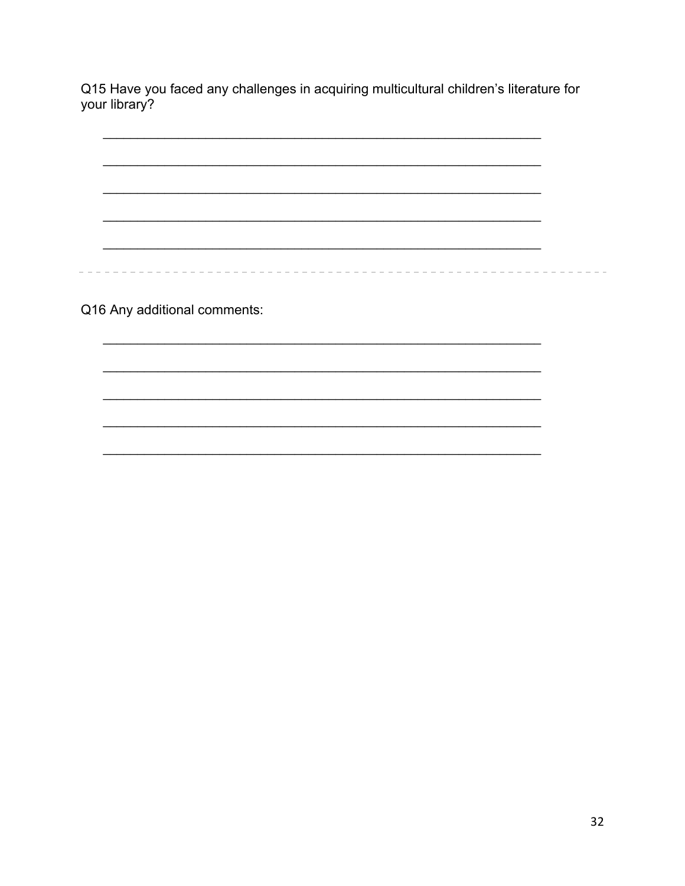Q15 Have you faced any challenges in acquiring multicultural children's literature for your library?

_______________________________________________________________

_______________________________________________________________

_______________________________________________________________

_______________________________________________________________

_______________________________________________________________

---

Q16 Any additional comments:

_______________________________________________________________

_______________________________________________________________

_______________________________________________________________

_______________________________________________________________

_______________________________________________________________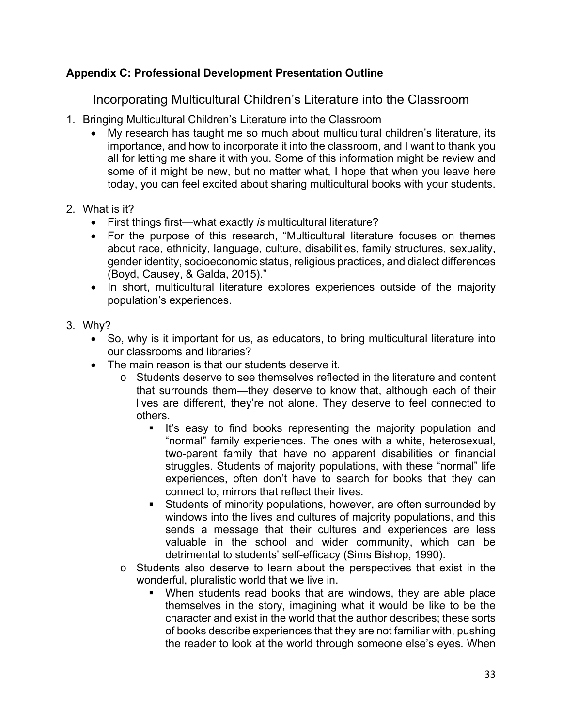**Appendix C: Professional Development Presentation Outline**

## Incorporating Multicultural Children's Literature into the Classroom

1. Bringing Multicultural Children's Literature into the Classroom
   - My research has taught me so much about multicultural children's literature, its importance, and how to incorporate it into the classroom, and I want to thank you all for letting me share it with you. Some of this information might be review and some of it might be new, but no matter what, I hope that when you leave here today, you can feel excited about sharing multicultural books with your students.

2. What is it?
   - First things first—what exactly *is* multicultural literature?
   - For the purpose of this research, "Multicultural literature focuses on themes about race, ethnicity, language, culture, disabilities, family structures, sexuality, gender identity, socioeconomic status, religious practices, and dialect differences (Boyd, Causey, & Galda, 2015)."
   - In short, multicultural literature explores experiences outside of the majority population's experiences.

3. Why?
   - So, why is it important for us, as educators, to bring multicultural literature into our classrooms and libraries?
   - The main reason is that our students deserve it.
     - Students deserve to see themselves reflected in the literature and content that surrounds them—they deserve to know that, although each of their lives are different, they're not alone. They deserve to feel connected to others.
       - It's easy to find books representing the majority population and "normal" family experiences. The ones with a white, heterosexual, two-parent family that have no apparent disabilities or financial struggles. Students of majority populations, with these "normal" life experiences, often don't have to search for books that they can connect to, mirrors that reflect their lives.
       - Students of minority populations, however, are often surrounded by windows into the lives and cultures of majority populations, and this sends a message that their cultures and experiences are less valuable in the school and wider community, which can be detrimental to students' self-efficacy (Sims Bishop, 1990).
     - Students also deserve to learn about the perspectives that exist in the wonderful, pluralistic world that we live in.
       - When students read books that are windows, they are able place themselves in the story, imagining what it would be like to be the character and exist in the world that the author describes; these sorts of books describe experiences that they are not familiar with, pushing the reader to look at the world through someone else's eyes. When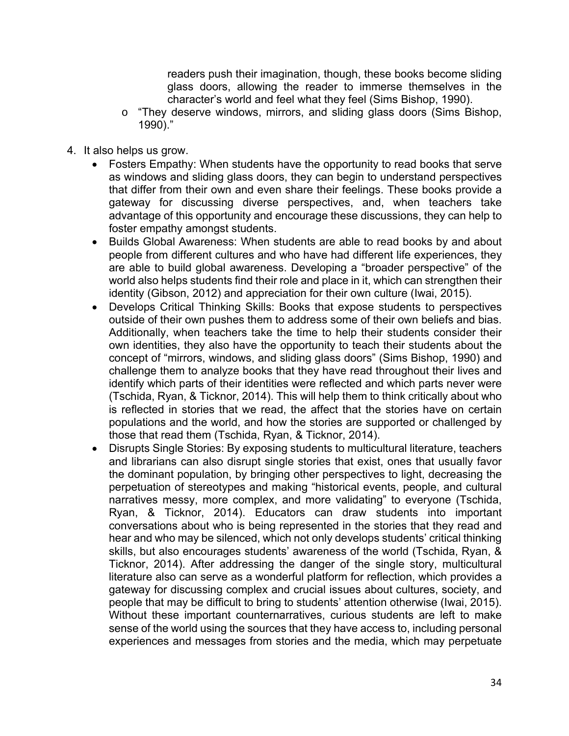readers push their imagination, though, these books become sliding glass doors, allowing the reader to immerse themselves in the character's world and feel what they feel (Sims Bishop, 1990).

  - "They deserve windows, mirrors, and sliding glass doors (Sims Bishop, 1990)."

4. It also helps us grow.
   - Fosters Empathy: When students have the opportunity to read books that serve as windows and sliding glass doors, they can begin to understand perspectives that differ from their own and even share their feelings. These books provide a gateway for discussing diverse perspectives, and, when teachers take advantage of this opportunity and encourage these discussions, they can help to foster empathy amongst students.
   - Builds Global Awareness: When students are able to read books by and about people from different cultures and who have had different life experiences, they are able to build global awareness. Developing a "broader perspective" of the world also helps students find their role and place in it, which can strengthen their identity (Gibson, 2012) and appreciation for their own culture (Iwai, 2015).
   - Develops Critical Thinking Skills: Books that expose students to perspectives outside of their own pushes them to address some of their own beliefs and bias. Additionally, when teachers take the time to help their students consider their own identities, they also have the opportunity to teach their students about the concept of "mirrors, windows, and sliding glass doors" (Sims Bishop, 1990) and challenge them to analyze books that they have read throughout their lives and identify which parts of their identities were reflected and which parts never were (Tschida, Ryan, & Ticknor, 2014). This will help them to think critically about who is reflected in stories that we read, the affect that the stories have on certain populations and the world, and how the stories are supported or challenged by those that read them (Tschida, Ryan, & Ticknor, 2014).
   - Disrupts Single Stories: By exposing students to multicultural literature, teachers and librarians can also disrupt single stories that exist, ones that usually favor the dominant population, by bringing other perspectives to light, decreasing the perpetuation of stereotypes and making "historical events, people, and cultural narratives messy, more complex, and more validating" to everyone (Tschida, Ryan, & Ticknor, 2014). Educators can draw students into important conversations about who is being represented in the stories that they read and hear and who may be silenced, which not only develops students' critical thinking skills, but also encourages students' awareness of the world (Tschida, Ryan, & Ticknor, 2014). After addressing the danger of the single story, multicultural literature also can serve as a wonderful platform for reflection, which provides a gateway for discussing complex and crucial issues about cultures, society, and people that may be difficult to bring to students' attention otherwise (Iwai, 2015). Without these important counternarratives, curious students are left to make sense of the world using the sources that they have access to, including personal experiences and messages from stories and the media, which may perpetuate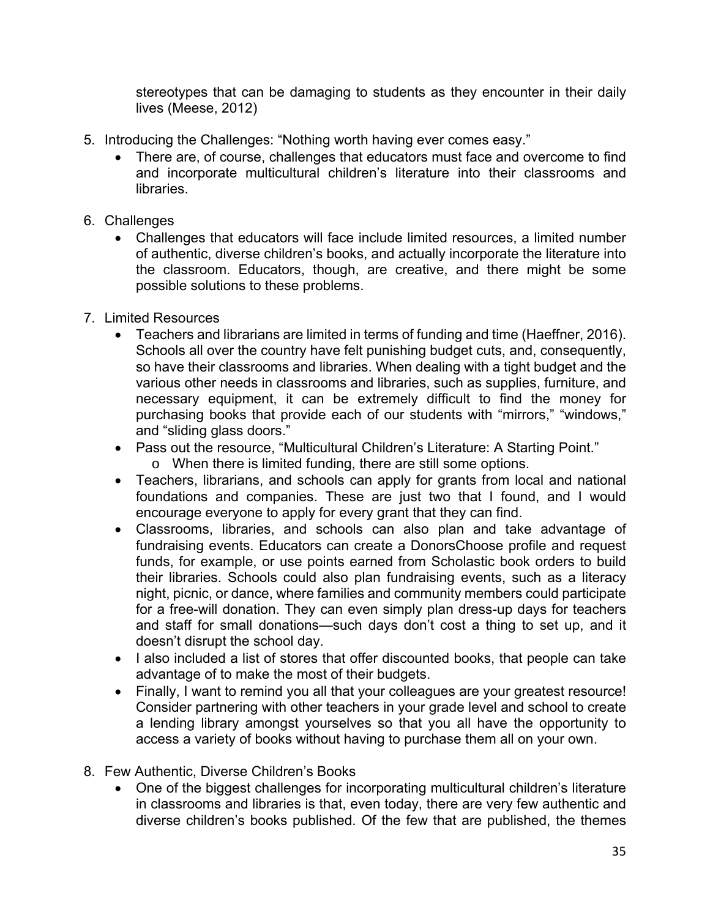stereotypes that can be damaging to students as they encounter in their daily lives (Meese, 2012)

5. Introducing the Challenges: "Nothing worth having ever comes easy."
   - There are, of course, challenges that educators must face and overcome to find and incorporate multicultural children's literature into their classrooms and libraries.

6. Challenges
   - Challenges that educators will face include limited resources, a limited number of authentic, diverse children's books, and actually incorporate the literature into the classroom. Educators, though, are creative, and there might be some possible solutions to these problems.

7. Limited Resources
   - Teachers and librarians are limited in terms of funding and time (Haeffner, 2016). Schools all over the country have felt punishing budget cuts, and, consequently, so have their classrooms and libraries. When dealing with a tight budget and the various other needs in classrooms and libraries, such as supplies, furniture, and necessary equipment, it can be extremely difficult to find the money for purchasing books that provide each of our students with "mirrors," "windows," and "sliding glass doors."
   - Pass out the resource, "Multicultural Children's Literature: A Starting Point."
     - When there is limited funding, there are still some options.
   - Teachers, librarians, and schools can apply for grants from local and national foundations and companies. These are just two that I found, and I would encourage everyone to apply for every grant that they can find.
   - Classrooms, libraries, and schools can also plan and take advantage of fundraising events. Educators can create a DonorsChoose profile and request funds, for example, or use points earned from Scholastic book orders to build their libraries. Schools could also plan fundraising events, such as a literacy night, picnic, or dance, where families and community members could participate for a free-will donation. They can even simply plan dress-up days for teachers and staff for small donations—such days don't cost a thing to set up, and it doesn't disrupt the school day.
   - I also included a list of stores that offer discounted books, that people can take advantage of to make the most of their budgets.
   - Finally, I want to remind you all that your colleagues are your greatest resource! Consider partnering with other teachers in your grade level and school to create a lending library amongst yourselves so that you all have the opportunity to access a variety of books without having to purchase them all on your own.

8. Few Authentic, Diverse Children's Books
   - One of the biggest challenges for incorporating multicultural children's literature in classrooms and libraries is that, even today, there are very few authentic and diverse children's books published. Of the few that are published, the themes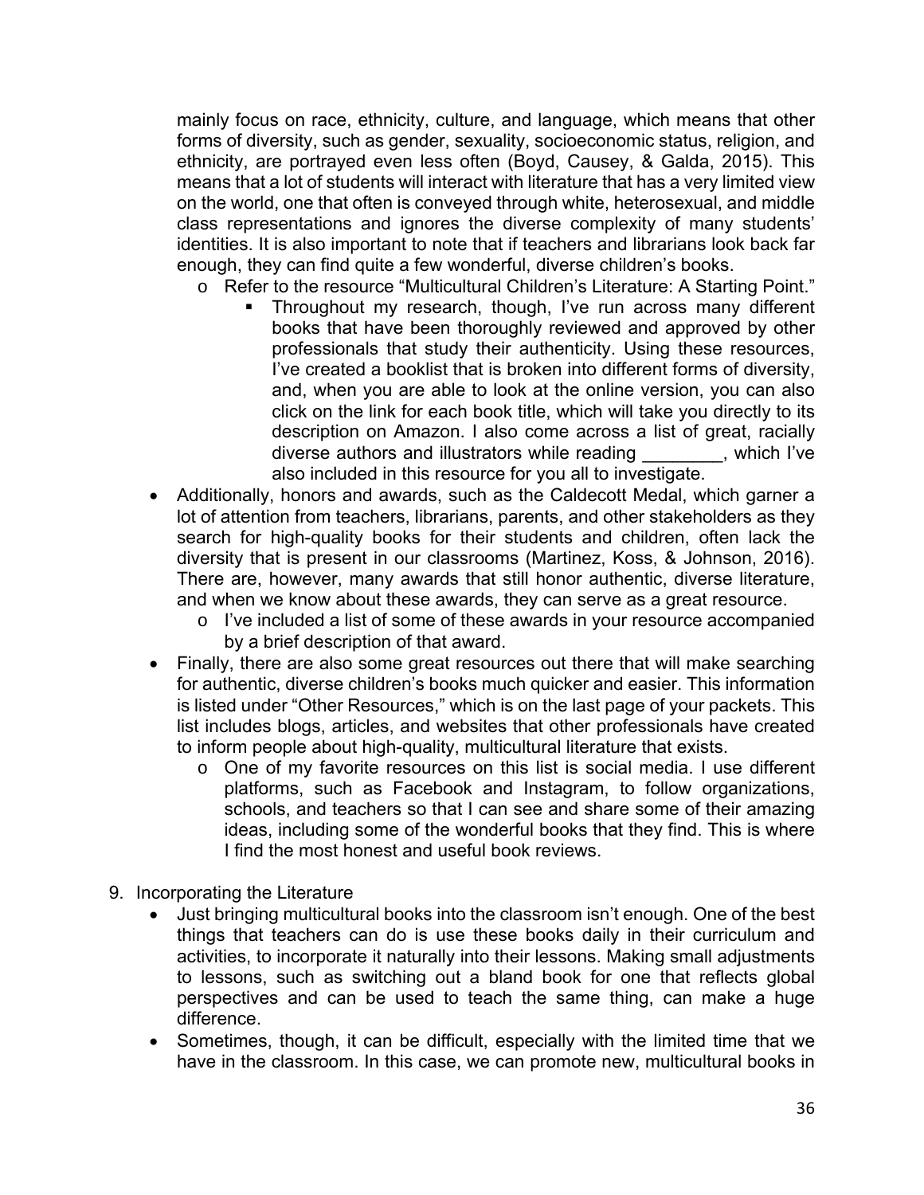mainly focus on race, ethnicity, culture, and language, which means that other forms of diversity, such as gender, sexuality, socioeconomic status, religion, and ethnicity, are portrayed even less often (Boyd, Causey, & Galda, 2015). This means that a lot of students will interact with literature that has a very limited view on the world, one that often is conveyed through white, heterosexual, and middle class representations and ignores the diverse complexity of many students' identities. It is also important to note that if teachers and librarians look back far enough, they can find quite a few wonderful, diverse children's books.
    - Refer to the resource "Multicultural Children's Literature: A Starting Point."
        - Throughout my research, though, I've run across many different books that have been thoroughly reviewed and approved by other professionals that study their authenticity. Using these resources, I've created a booklist that is broken into different forms of diversity, and, when you are able to look at the online version, you can also click on the link for each book title, which will take you directly to its description on Amazon. I also come across a list of great, racially diverse authors and illustrators while reading ________, which I've also included in this resource for you all to investigate.
- Additionally, honors and awards, such as the Caldecott Medal, which garner a lot of attention from teachers, librarians, parents, and other stakeholders as they search for high-quality books for their students and children, often lack the diversity that is present in our classrooms (Martinez, Koss, & Johnson, 2016). There are, however, many awards that still honor authentic, diverse literature, and when we know about these awards, they can serve as a great resource.
    - I've included a list of some of these awards in your resource accompanied by a brief description of that award.
- Finally, there are also some great resources out there that will make searching for authentic, diverse children's books much quicker and easier. This information is listed under "Other Resources," which is on the last page of your packets. This list includes blogs, articles, and websites that other professionals have created to inform people about high-quality, multicultural literature that exists.
    - One of my favorite resources on this list is social media. I use different platforms, such as Facebook and Instagram, to follow organizations, schools, and teachers so that I can see and share some of their amazing ideas, including some of the wonderful books that they find. This is where I find the most honest and useful book reviews.

9. Incorporating the Literature
    - Just bringing multicultural books into the classroom isn't enough. One of the best things that teachers can do is use these books daily in their curriculum and activities, to incorporate it naturally into their lessons. Making small adjustments to lessons, such as switching out a bland book for one that reflects global perspectives and can be used to teach the same thing, can make a huge difference.
    - Sometimes, though, it can be difficult, especially with the limited time that we have in the classroom. In this case, we can promote new, multicultural books in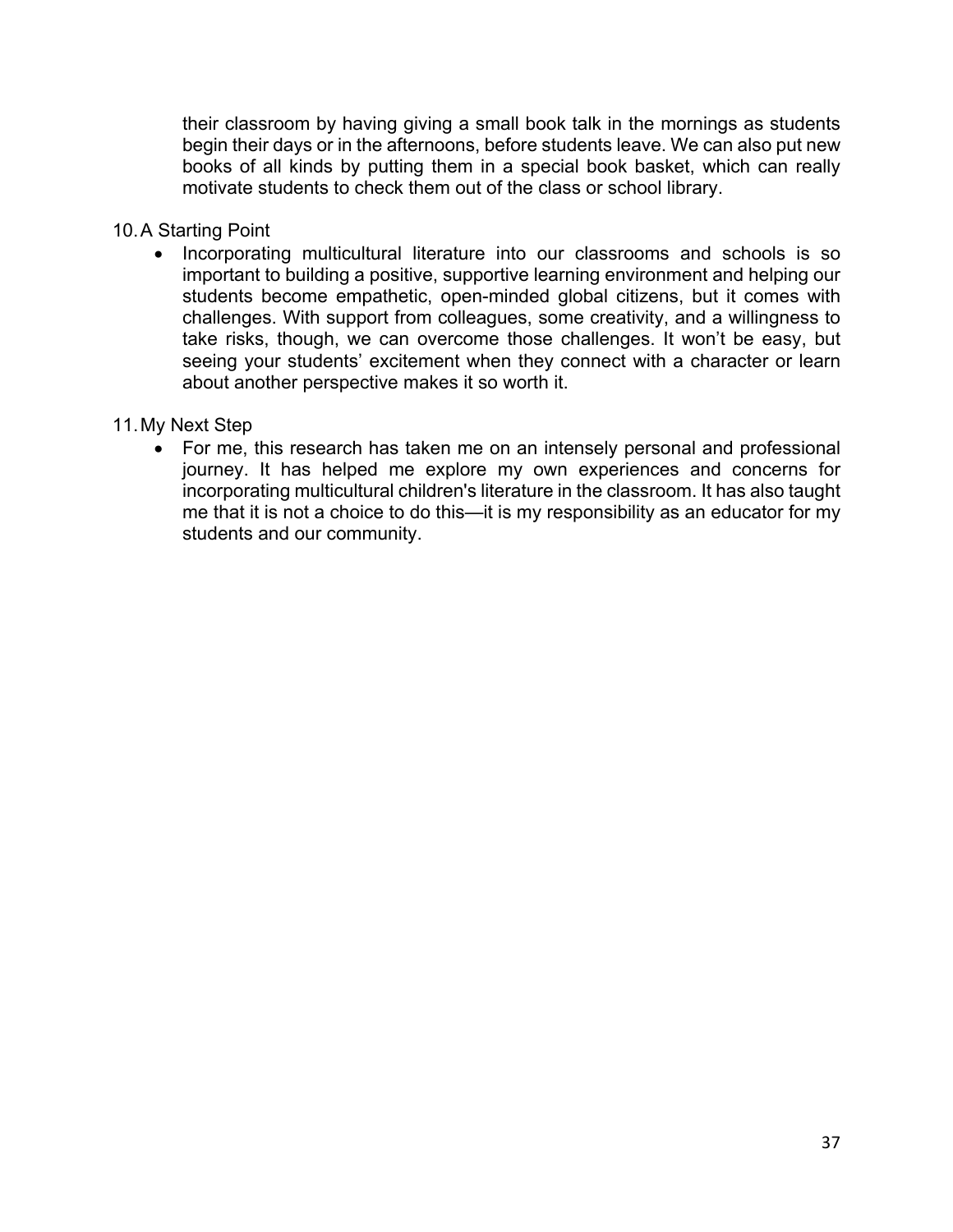their classroom by having giving a small book talk in the mornings as students begin their days or in the afternoons, before students leave. We can also put new books of all kinds by putting them in a special book basket, which can really motivate students to check them out of the class or school library.

10. A Starting Point
    - Incorporating multicultural literature into our classrooms and schools is so important to building a positive, supportive learning environment and helping our students become empathetic, open-minded global citizens, but it comes with challenges. With support from colleagues, some creativity, and a willingness to take risks, though, we can overcome those challenges. It won't be easy, but seeing your students' excitement when they connect with a character or learn about another perspective makes it so worth it.

11. My Next Step
    - For me, this research has taken me on an intensely personal and professional journey. It has helped me explore my own experiences and concerns for incorporating multicultural children's literature in the classroom. It has also taught me that it is not a choice to do this—it is my responsibility as an educator for my students and our community.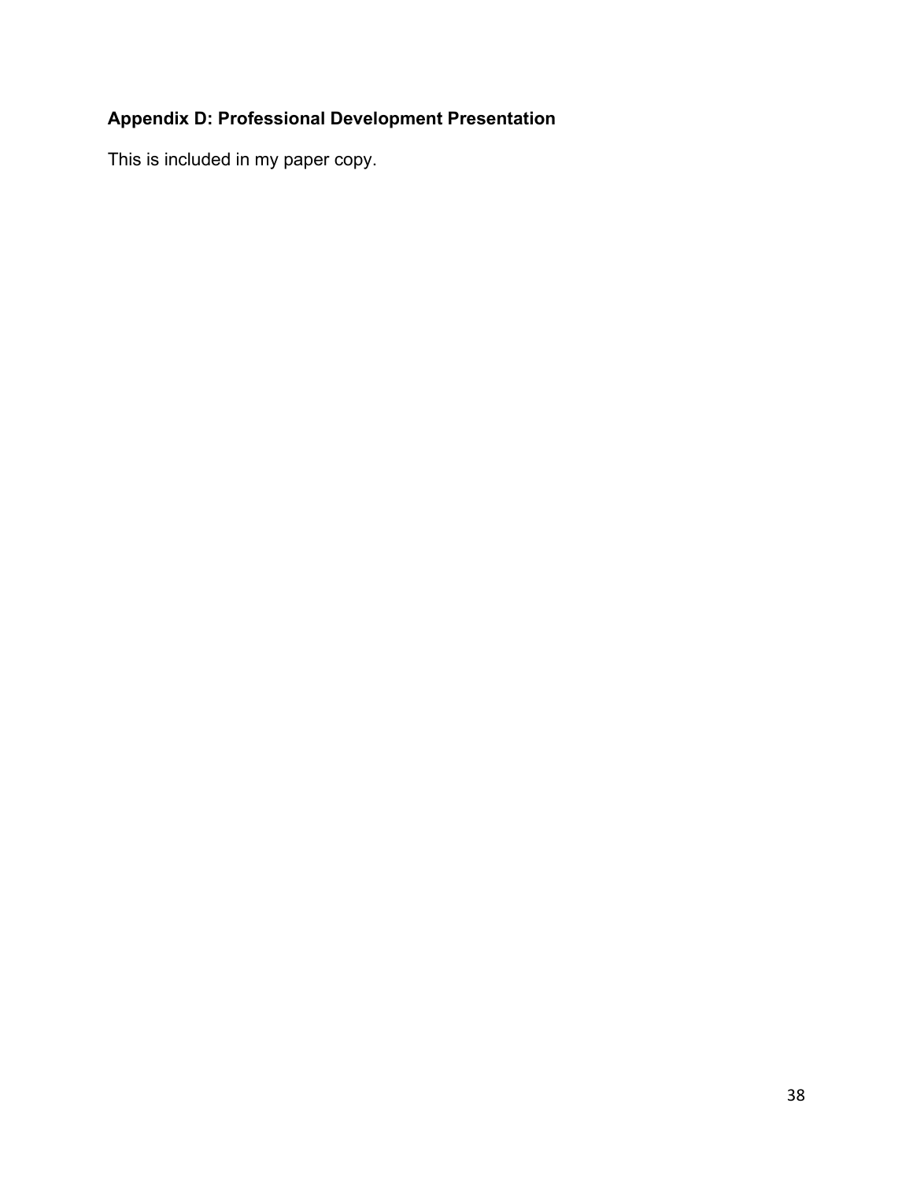### Appendix D: Professional Development Presentation

This is included in my paper copy.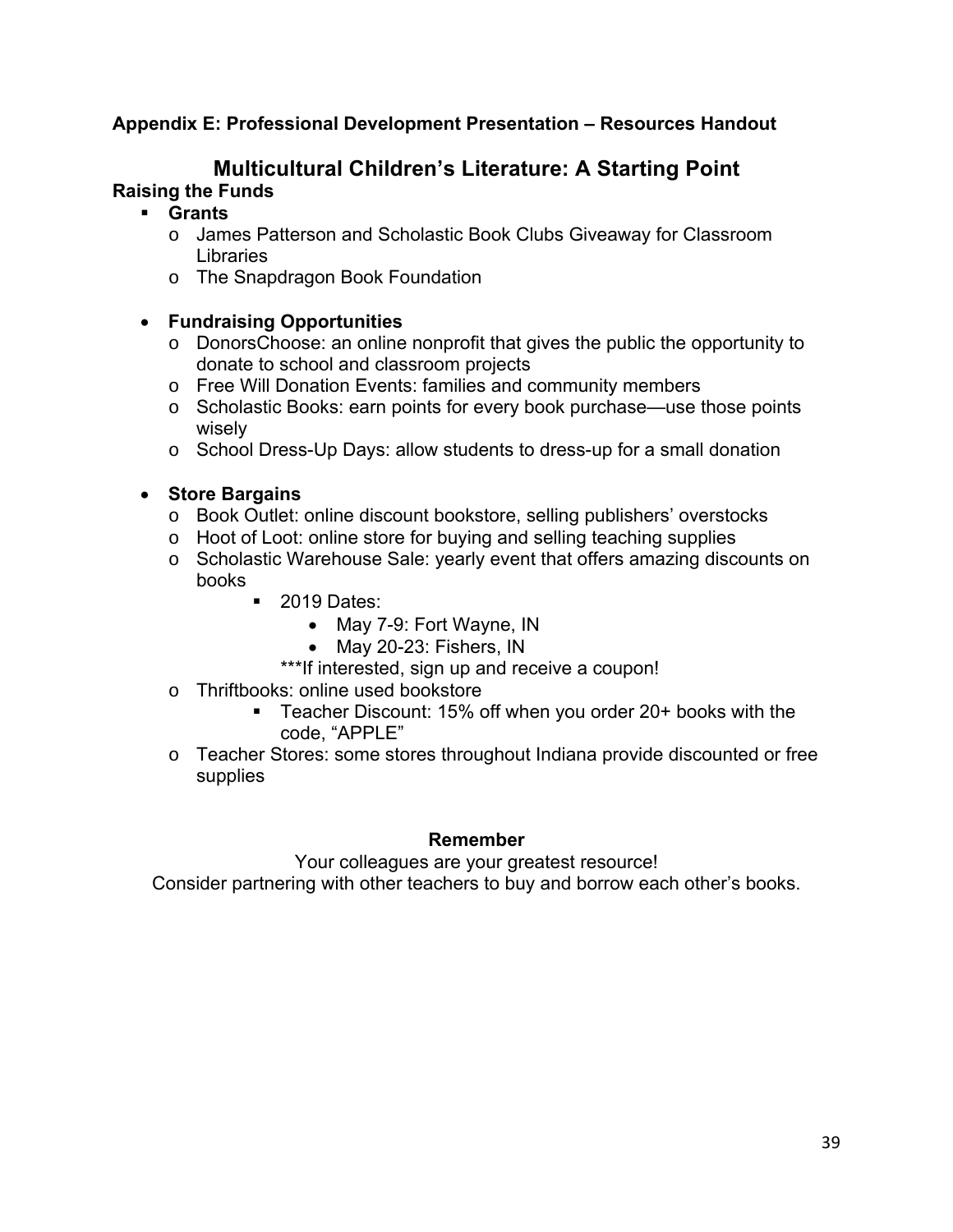**Appendix E: Professional Development Presentation – Resources Handout**

## Multicultural Children's Literature: A Starting Point

### Raising the Funds

- **Grants**
  - James Patterson and Scholastic Book Clubs Giveaway for Classroom Libraries
  - The Snapdragon Book Foundation

- **Fundraising Opportunities**
  - DonorsChoose: an online nonprofit that gives the public the opportunity to donate to school and classroom projects
  - Free Will Donation Events: families and community members
  - Scholastic Books: earn points for every book purchase—use those points wisely
  - School Dress-Up Days: allow students to dress-up for a small donation

- **Store Bargains**
  - Book Outlet: online discount bookstore, selling publishers' overstocks
  - Hoot of Loot: online store for buying and selling teaching supplies
  - Scholastic Warehouse Sale: yearly event that offers amazing discounts on books
    - 2019 Dates:
      - May 7-9: Fort Wayne, IN
      - May 20-23: Fishers, IN

      ***If interested, sign up and receive a coupon!
  - Thriftbooks: online used bookstore
    - Teacher Discount: 15% off when you order 20+ books with the code, "APPLE"
  - Teacher Stores: some stores throughout Indiana provide discounted or free supplies

**Remember**

Your colleagues are your greatest resource!
Consider partnering with other teachers to buy and borrow each other's books.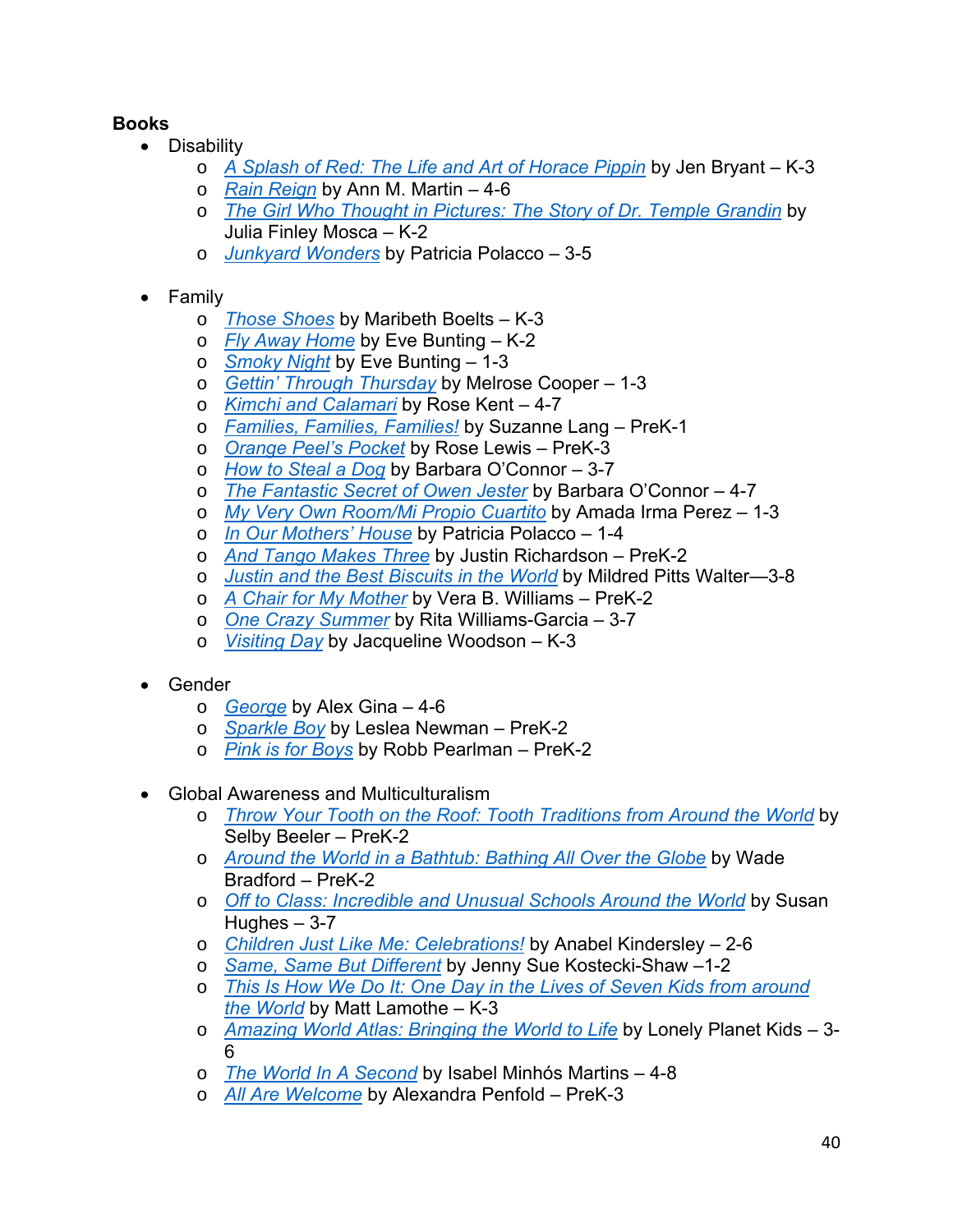**Books**

- Disability
  - *A Splash of Red: The Life and Art of Horace Pippin* by Jen Bryant – K-3
  - *Rain Reign* by Ann M. Martin – 4-6
  - *The Girl Who Thought in Pictures: The Story of Dr. Temple Grandin* by Julia Finley Mosca – K-2
  - *Junkyard Wonders* by Patricia Polacco – 3-5

- Family
  - *Those Shoes* by Maribeth Boelts – K-3
  - *Fly Away Home* by Eve Bunting – K-2
  - *Smoky Night* by Eve Bunting – 1-3
  - *Gettin' Through Thursday* by Melrose Cooper – 1-3
  - *Kimchi and Calamari* by Rose Kent – 4-7
  - *Families, Families, Families!* by Suzanne Lang – PreK-1
  - *Orange Peel's Pocket* by Rose Lewis – PreK-3
  - *How to Steal a Dog* by Barbara O'Connor – 3-7
  - *The Fantastic Secret of Owen Jester* by Barbara O'Connor – 4-7
  - *My Very Own Room/Mi Propio Cuartito* by Amada Irma Perez – 1-3
  - *In Our Mothers' House* by Patricia Polacco – 1-4
  - *And Tango Makes Three* by Justin Richardson – PreK-2
  - *Justin and the Best Biscuits in the World* by Mildred Pitts Walter—3-8
  - *A Chair for My Mother* by Vera B. Williams – PreK-2
  - *One Crazy Summer* by Rita Williams-Garcia – 3-7
  - *Visiting Day* by Jacqueline Woodson – K-3

- Gender
  - *George* by Alex Gina – 4-6
  - *Sparkle Boy* by Leslea Newman – PreK-2
  - *Pink is for Boys* by Robb Pearlman – PreK-2

- Global Awareness and Multiculturalism
  - *Throw Your Tooth on the Roof: Tooth Traditions from Around the World* by Selby Beeler – PreK-2
  - *Around the World in a Bathtub: Bathing All Over the Globe* by Wade Bradford – PreK-2
  - *Off to Class: Incredible and Unusual Schools Around the World* by Susan Hughes – 3-7
  - *Children Just Like Me: Celebrations!* by Anabel Kindersley – 2-6
  - *Same, Same But Different* by Jenny Sue Kostecki-Shaw –1-2
  - *This Is How We Do It: One Day in the Lives of Seven Kids from around the World* by Matt Lamothe – K-3
  - *Amazing World Atlas: Bringing the World to Life* by Lonely Planet Kids – 3-6
  - *The World In A Second* by Isabel Minhós Martins – 4-8
  - *All Are Welcome* by Alexandra Penfold – PreK-3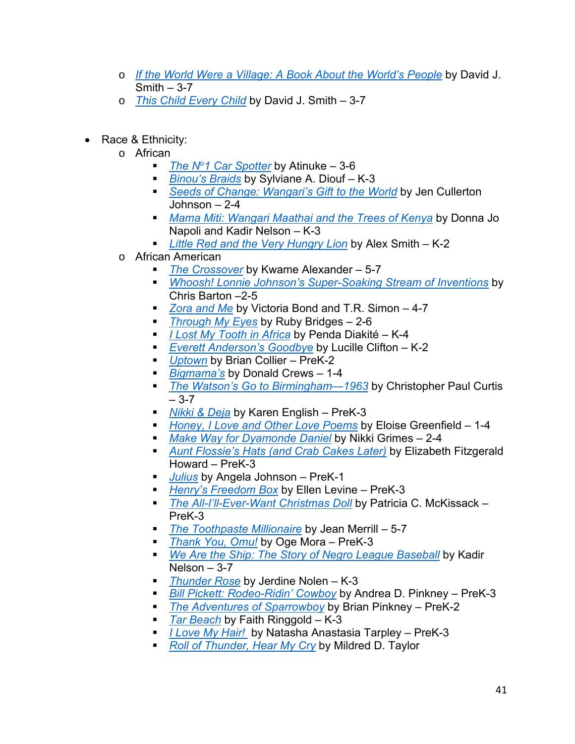- *If the World Were a Village: A Book About the World's People* by David J. Smith – 3-7
  - *This Child Every Child* by David J. Smith – 3-7

- Race & Ethnicity:
  - African
    - *The Nº1 Car Spotter* by Atinuke – 3-6
    - *Binou's Braids* by Sylviane A. Diouf – K-3
    - *Seeds of Change: Wangari's Gift to the World* by Jen Cullerton Johnson – 2-4
    - *Mama Miti: Wangari Maathai and the Trees of Kenya* by Donna Jo Napoli and Kadir Nelson – K-3
    - *Little Red and the Very Hungry Lion* by Alex Smith – K-2
  - African American
    - *The Crossover* by Kwame Alexander – 5-7
    - *Whoosh! Lonnie Johnson's Super-Soaking Stream of Inventions* by Chris Barton –2-5
    - *Zora and Me* by Victoria Bond and T.R. Simon – 4-7
    - *Through My Eyes* by Ruby Bridges – 2-6
    - *I Lost My Tooth in Africa* by Penda Diakité – K-4
    - *Everett Anderson's Goodbye* by Lucille Clifton – K-2
    - *Uptown* by Brian Collier – PreK-2
    - *Bigmama's* by Donald Crews – 1-4
    - *The Watson's Go to Birmingham—1963* by Christopher Paul Curtis – 3-7
    - *Nikki & Deja* by Karen English – PreK-3
    - *Honey, I Love and Other Love Poems* by Eloise Greenfield – 1-4
    - *Make Way for Dyamonde Daniel* by Nikki Grimes – 2-4
    - *Aunt Flossie's Hats (and Crab Cakes Later)* by Elizabeth Fitzgerald Howard – PreK-3
    - *Julius* by Angela Johnson – PreK-1
    - *Henry's Freedom Box* by Ellen Levine – PreK-3
    - *The All-I'll-Ever-Want Christmas Doll* by Patricia C. McKissack – PreK-3
    - *The Toothpaste Millionaire* by Jean Merrill – 5-7
    - *Thank You, Omu!* by Oge Mora – PreK-3
    - *We Are the Ship: The Story of Negro League Baseball* by Kadir Nelson – 3-7
    - *Thunder Rose* by Jerdine Nolen – K-3
    - *Bill Pickett: Rodeo-Ridin' Cowboy* by Andrea D. Pinkney – PreK-3
    - *The Adventures of Sparrowboy* by Brian Pinkney – PreK-2
    - *Tar Beach* by Faith Ringgold – K-3
    - *I Love My Hair!* by Natasha Anastasia Tarpley – PreK-3
    - *Roll of Thunder, Hear My Cry* by Mildred D. Taylor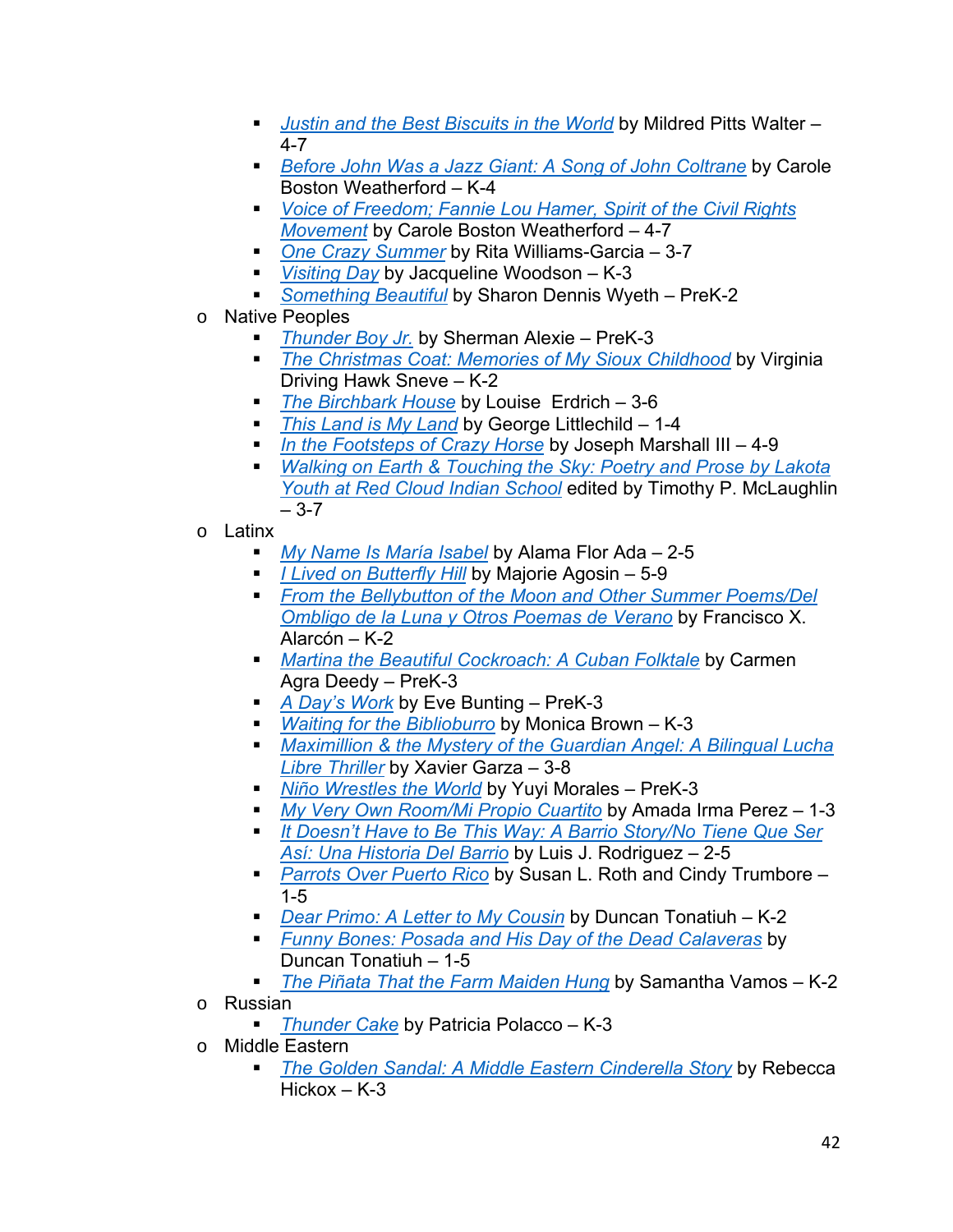- *Justin and the Best Biscuits in the World* by Mildred Pitts Walter – 4-7
    - *Before John Was a Jazz Giant: A Song of John Coltrane* by Carole Boston Weatherford – K-4
    - *Voice of Freedom; Fannie Lou Hamer, Spirit of the Civil Rights Movement* by Carole Boston Weatherford – 4-7
    - *One Crazy Summer* by Rita Williams-Garcia – 3-7
    - *Visiting Day* by Jacqueline Woodson – K-3
    - *Something Beautiful* by Sharon Dennis Wyeth – PreK-2
  - Native Peoples
    - *Thunder Boy Jr.* by Sherman Alexie – PreK-3
    - *The Christmas Coat: Memories of My Sioux Childhood* by Virginia Driving Hawk Sneve – K-2
    - *The Birchbark House* by Louise Erdrich – 3-6
    - *This Land is My Land* by George Littlechild – 1-4
    - *In the Footsteps of Crazy Horse* by Joseph Marshall III – 4-9
    - *Walking on Earth & Touching the Sky: Poetry and Prose by Lakota Youth at Red Cloud Indian School* edited by Timothy P. McLaughlin – 3-7
  - Latinx
    - *My Name Is María Isabel* by Alama Flor Ada – 2-5
    - *I Lived on Butterfly Hill* by Majorie Agosin – 5-9
    - *From the Bellybutton of the Moon and Other Summer Poems/Del Ombligo de la Luna y Otros Poemas de Verano* by Francisco X. Alarcón – K-2
    - *Martina the Beautiful Cockroach: A Cuban Folktale* by Carmen Agra Deedy – PreK-3
    - *A Day's Work* by Eve Bunting – PreK-3
    - *Waiting for the Biblioburro* by Monica Brown – K-3
    - *Maximillion & the Mystery of the Guardian Angel: A Bilingual Lucha Libre Thriller* by Xavier Garza – 3-8
    - *Niño Wrestles the World* by Yuyi Morales – PreK-3
    - *My Very Own Room/Mi Propio Cuartito* by Amada Irma Perez – 1-3
    - *It Doesn't Have to Be This Way: A Barrio Story/No Tiene Que Ser Así: Una Historia Del Barrio* by Luis J. Rodriguez – 2-5
    - *Parrots Over Puerto Rico* by Susan L. Roth and Cindy Trumbore – 1-5
    - *Dear Primo: A Letter to My Cousin* by Duncan Tonatiuh – K-2
    - *Funny Bones: Posada and His Day of the Dead Calaveras* by Duncan Tonatiuh – 1-5
    - *The Piñata That the Farm Maiden Hung* by Samantha Vamos – K-2
  - Russian
    - *Thunder Cake* by Patricia Polacco – K-3
  - Middle Eastern
    - *The Golden Sandal: A Middle Eastern Cinderella Story* by Rebecca Hickox – K-3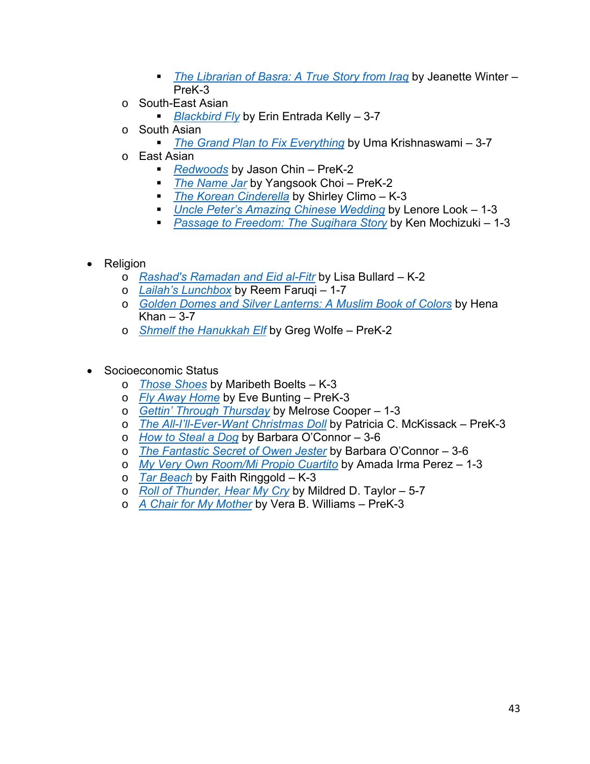- *The Librarian of Basra: A True Story from Iraq* by Jeanette Winter – PreK-3
    - South-East Asian
        - *Blackbird Fly* by Erin Entrada Kelly – 3-7
    - South Asian
        - *The Grand Plan to Fix Everything* by Uma Krishnaswami – 3-7
    - East Asian
        - *Redwoods* by Jason Chin – PreK-2
        - *The Name Jar* by Yangsook Choi – PreK-2
        - *The Korean Cinderella* by Shirley Climo – K-3
        - *Uncle Peter's Amazing Chinese Wedding* by Lenore Look – 1-3
        - *Passage to Freedom: The Sugihara Story* by Ken Mochizuki – 1-3

- Religion
    - *Rashad's Ramadan and Eid al-Fitr* by Lisa Bullard – K-2
    - *Lailah's Lunchbox* by Reem Faruqi – 1-7
    - *Golden Domes and Silver Lanterns: A Muslim Book of Colors* by Hena Khan – 3-7
    - *Shmelf the Hanukkah Elf* by Greg Wolfe – PreK-2

- Socioeconomic Status
    - *Those Shoes* by Maribeth Boelts – K-3
    - *Fly Away Home* by Eve Bunting – PreK-3
    - *Gettin' Through Thursday* by Melrose Cooper – 1-3
    - *The All-I'll-Ever-Want Christmas Doll* by Patricia C. McKissack – PreK-3
    - *How to Steal a Dog* by Barbara O'Connor – 3-6
    - *The Fantastic Secret of Owen Jester* by Barbara O'Connor – 3-6
    - *My Very Own Room/Mi Propio Cuartito* by Amada Irma Perez – 1-3
    - *Tar Beach* by Faith Ringgold – K-3
    - *Roll of Thunder, Hear My Cry* by Mildred D. Taylor – 5-7
    - *A Chair for My Mother* by Vera B. Williams – PreK-3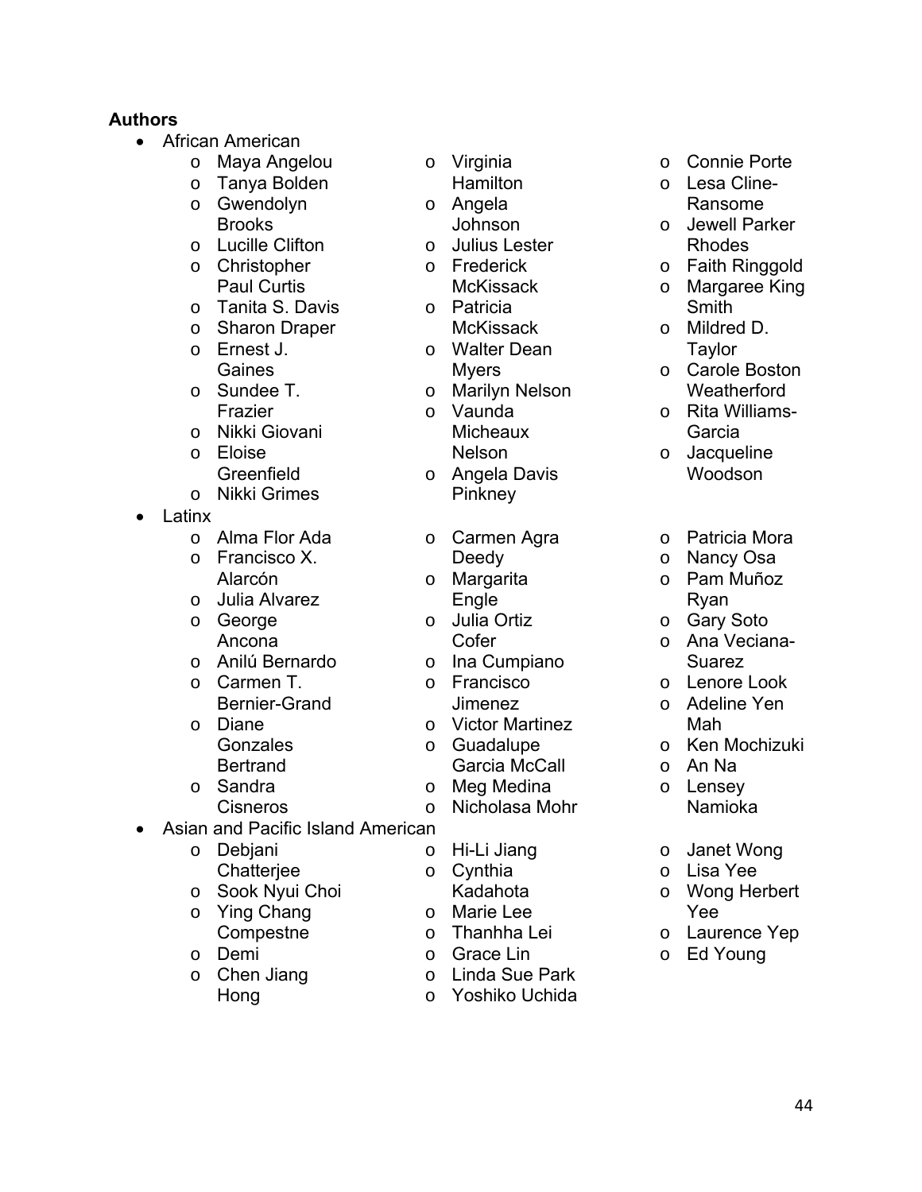**Authors**

- African American
  - Maya Angelou
  - Tanya Bolden
  - Gwendolyn Brooks
  - Lucille Clifton
  - Christopher Paul Curtis
  - Tanita S. Davis
  - Sharon Draper
  - Ernest J. Gaines
  - Sundee T. Frazier
  - Nikki Giovani
  - Eloise Greenfield
  - Nikki Grimes
  - Virginia Hamilton
  - Angela Johnson
  - Julius Lester
  - Frederick McKissack
  - Patricia McKissack
  - Walter Dean Myers
  - Marilyn Nelson
  - Vaunda Micheaux Nelson
  - Angela Davis Pinkney
  - Connie Porte
  - Lesa Cline-Ransome
  - Jewell Parker Rhodes
  - Faith Ringgold
  - Margaree King Smith
  - Mildred D. Taylor
  - Carole Boston Weatherford
  - Rita Williams-Garcia
  - Jacqueline Woodson
- Latinx
  - Alma Flor Ada
  - Francisco X. Alarcón
  - Julia Alvarez
  - George Ancona
  - Anilú Bernardo
  - Carmen T. Bernier-Grand
  - Diane Gonzales Bertrand
  - Sandra Cisneros
  - Carmen Agra Deedy
  - Margarita Engle
  - Julia Ortiz Cofer
  - Ina Cumpiano
  - Francisco Jimenez
  - Victor Martinez
  - Guadalupe Garcia McCall
  - Meg Medina
  - Nicholasa Mohr
  - Patricia Mora
  - Nancy Osa
  - Pam Muñoz Ryan
  - Gary Soto
  - Ana Veciana-Suarez
- Asian and Pacific Island American
  - Debjani Chatterjee
  - Sook Nyui Choi
  - Ying Chang Compestne
  - Demi
  - Chen Jiang Hong
  - Hi-Li Jiang
  - Cynthia Kadahota
  - Marie Lee
  - Thanhha Lei
  - Grace Lin
  - Linda Sue Park
  - Yoshiko Uchida
  - Lenore Look
  - Adeline Yen Mah
  - Ken Mochizuki
  - An Na
  - Lensey Namioka
  - Janet Wong
  - Lisa Yee
  - Wong Herbert Yee
  - Laurence Yep
  - Ed Young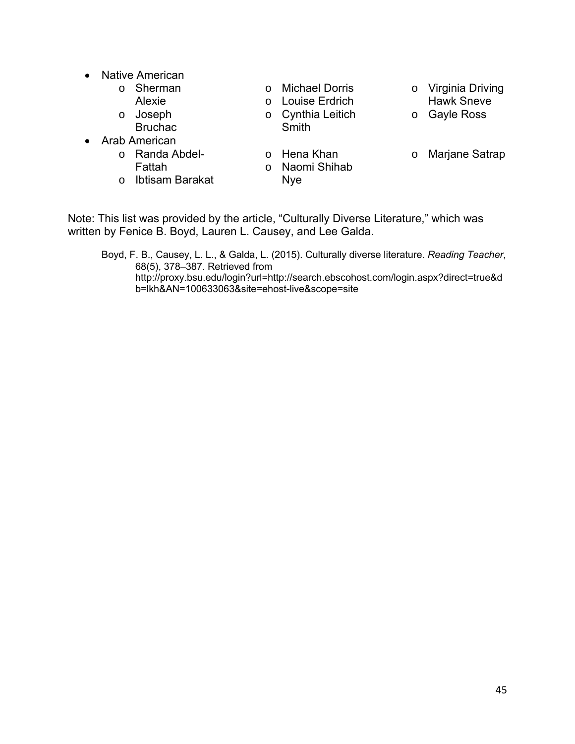- Native American
  - Sherman Alexie
  - Joseph Bruchac
  - Michael Dorris
  - Louise Erdrich
  - Cynthia Leitich Smith
  - Virginia Driving Hawk Sneve
  - Gayle Ross
- Arab American
  - Randa Abdel-Fattah
  - Ibtisam Barakat
  - Hena Khan
  - Naomi Shihab Nye
  - Marjane Satrap

Note: This list was provided by the article, "Culturally Diverse Literature," which was written by Fenice B. Boyd, Lauren L. Causey, and Lee Galda.

Boyd, F. B., Causey, L. L., & Galda, L. (2015). Culturally diverse literature. *Reading Teacher*, 68(5), 378–387. Retrieved from http://proxy.bsu.edu/login?url=http://search.ebscohost.com/login.aspx?direct=true&db=lkh&AN=100633063&site=ehost-live&scope=site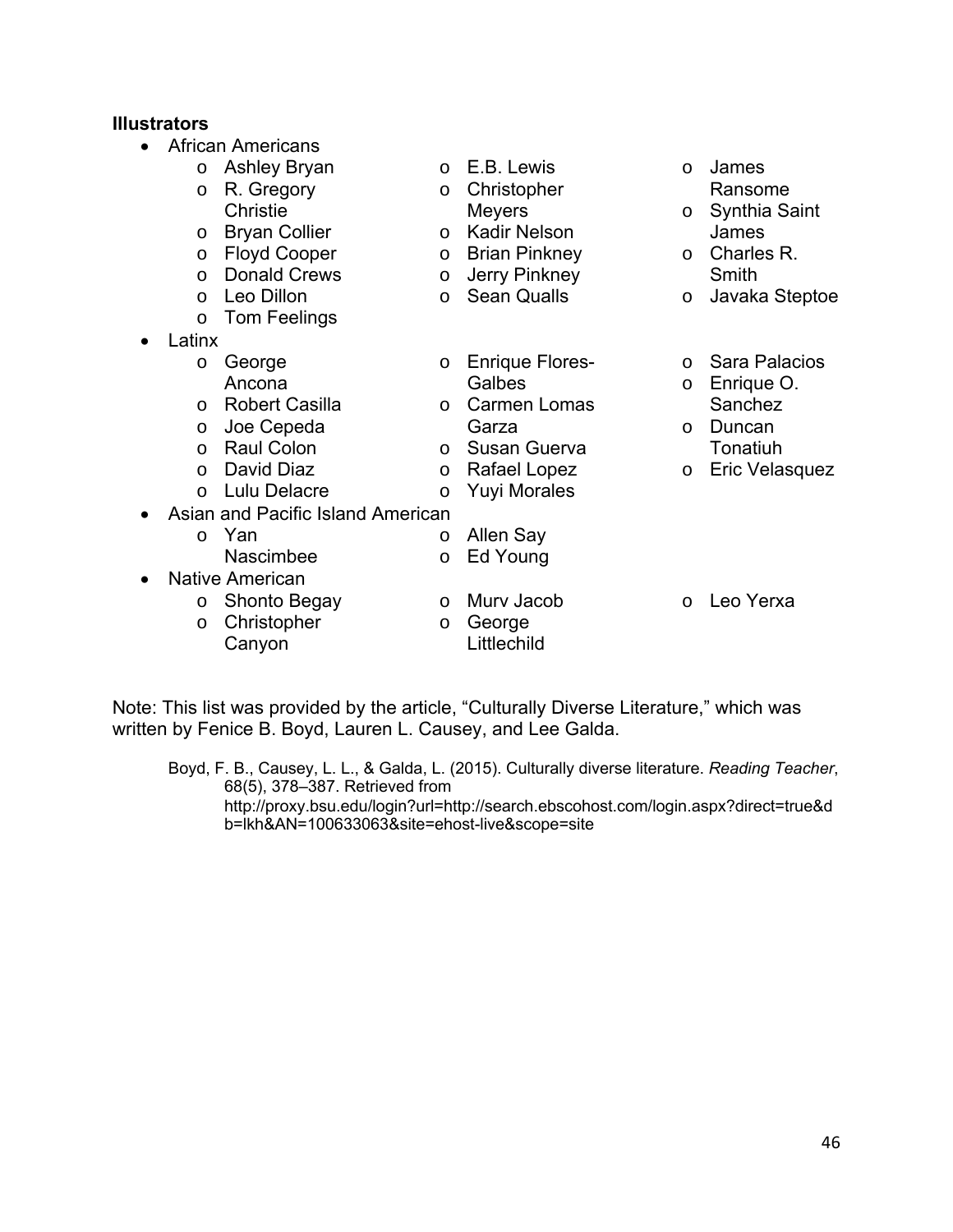**Illustrators**

- African Americans
  - Ashley Bryan
  - R. Gregory Christie
  - Bryan Collier
  - Floyd Cooper
  - Donald Crews
  - Leo Dillon
  - Tom Feelings
  - E.B. Lewis
  - Christopher Meyers
  - Kadir Nelson
  - Brian Pinkney
  - Jerry Pinkney
  - Sean Qualls
  - James Ransome
  - Synthia Saint James
  - Charles R. Smith
  - Javaka Steptoe
- Latinx
  - George Ancona
  - Robert Casilla
  - Joe Cepeda
  - Raul Colon
  - David Diaz
  - Lulu Delacre
  - Enrique Flores-Galbes
  - Carmen Lomas Garza
  - Susan Guerva
  - Rafael Lopez
  - Yuyi Morales
  - Sara Palacios
  - Enrique O. Sanchez
  - Duncan Tonatiuh
  - Eric Velasquez
- Asian and Pacific Island American
  - Yan Nascimbee
  - Allen Say
  - Ed Young
- Native American
  - Shonto Begay
  - Christopher Canyon
  - Murv Jacob
  - George Littlechild
  - Leo Yerxa

Note: This list was provided by the article, "Culturally Diverse Literature," which was written by Fenice B. Boyd, Lauren L. Causey, and Lee Galda.

Boyd, F. B., Causey, L. L., & Galda, L. (2015). Culturally diverse literature. *Reading Teacher*, 68(5), 378–387. Retrieved from http://proxy.bsu.edu/login?url=http://search.ebscohost.com/login.aspx?direct=true&db=lkh&AN=100633063&site=ehost-live&scope=site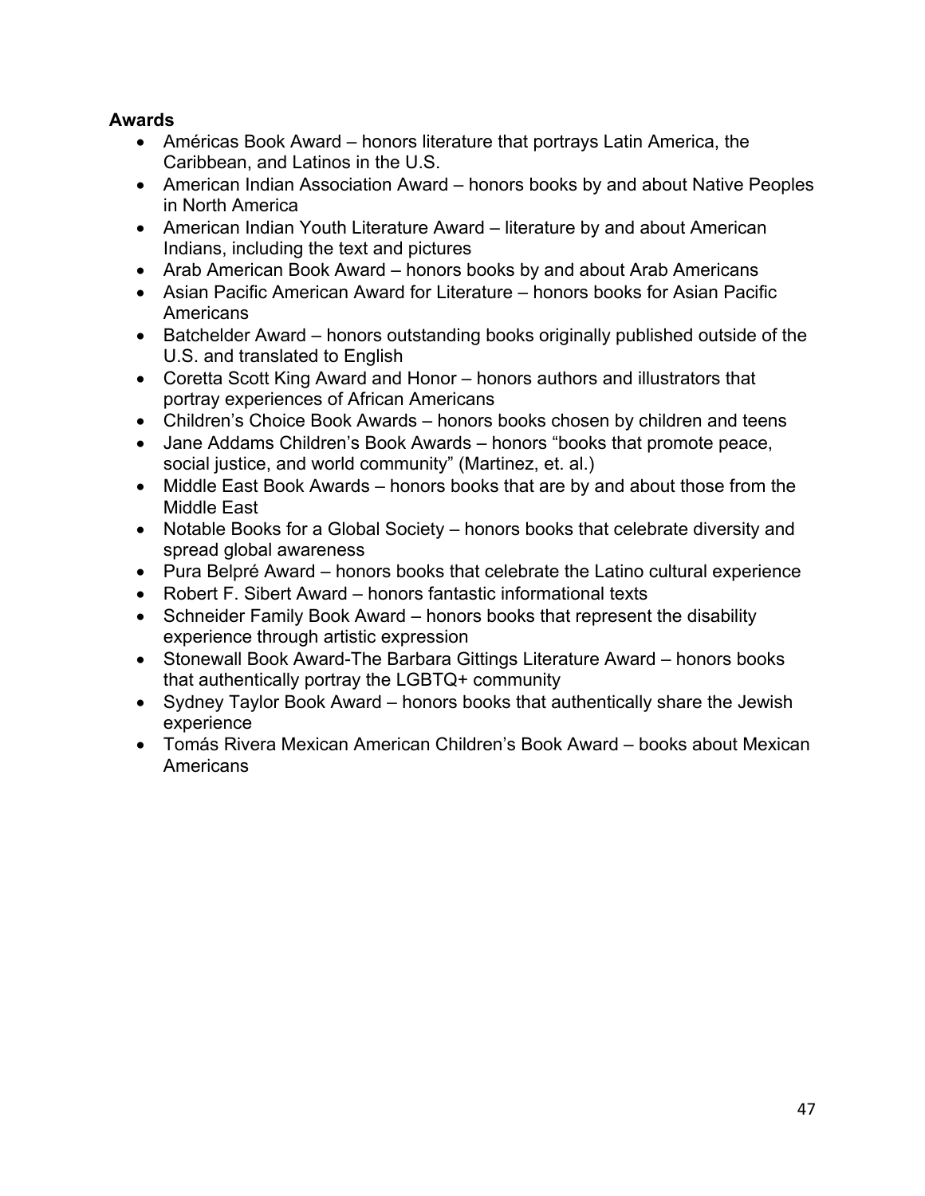**Awards**

- Américas Book Award – honors literature that portrays Latin America, the Caribbean, and Latinos in the U.S.
- American Indian Association Award – honors books by and about Native Peoples in North America
- American Indian Youth Literature Award – literature by and about American Indians, including the text and pictures
- Arab American Book Award – honors books by and about Arab Americans
- Asian Pacific American Award for Literature – honors books for Asian Pacific Americans
- Batchelder Award – honors outstanding books originally published outside of the U.S. and translated to English
- Coretta Scott King Award and Honor – honors authors and illustrators that portray experiences of African Americans
- Children's Choice Book Awards – honors books chosen by children and teens
- Jane Addams Children's Book Awards – honors "books that promote peace, social justice, and world community" (Martinez, et. al.)
- Middle East Book Awards – honors books that are by and about those from the Middle East
- Notable Books for a Global Society – honors books that celebrate diversity and spread global awareness
- Pura Belpré Award – honors books that celebrate the Latino cultural experience
- Robert F. Sibert Award – honors fantastic informational texts
- Schneider Family Book Award – honors books that represent the disability experience through artistic expression
- Stonewall Book Award-The Barbara Gittings Literature Award – honors books that authentically portray the LGBTQ+ community
- Sydney Taylor Book Award – honors books that authentically share the Jewish experience
- Tomás Rivera Mexican American Children's Book Award – books about Mexican Americans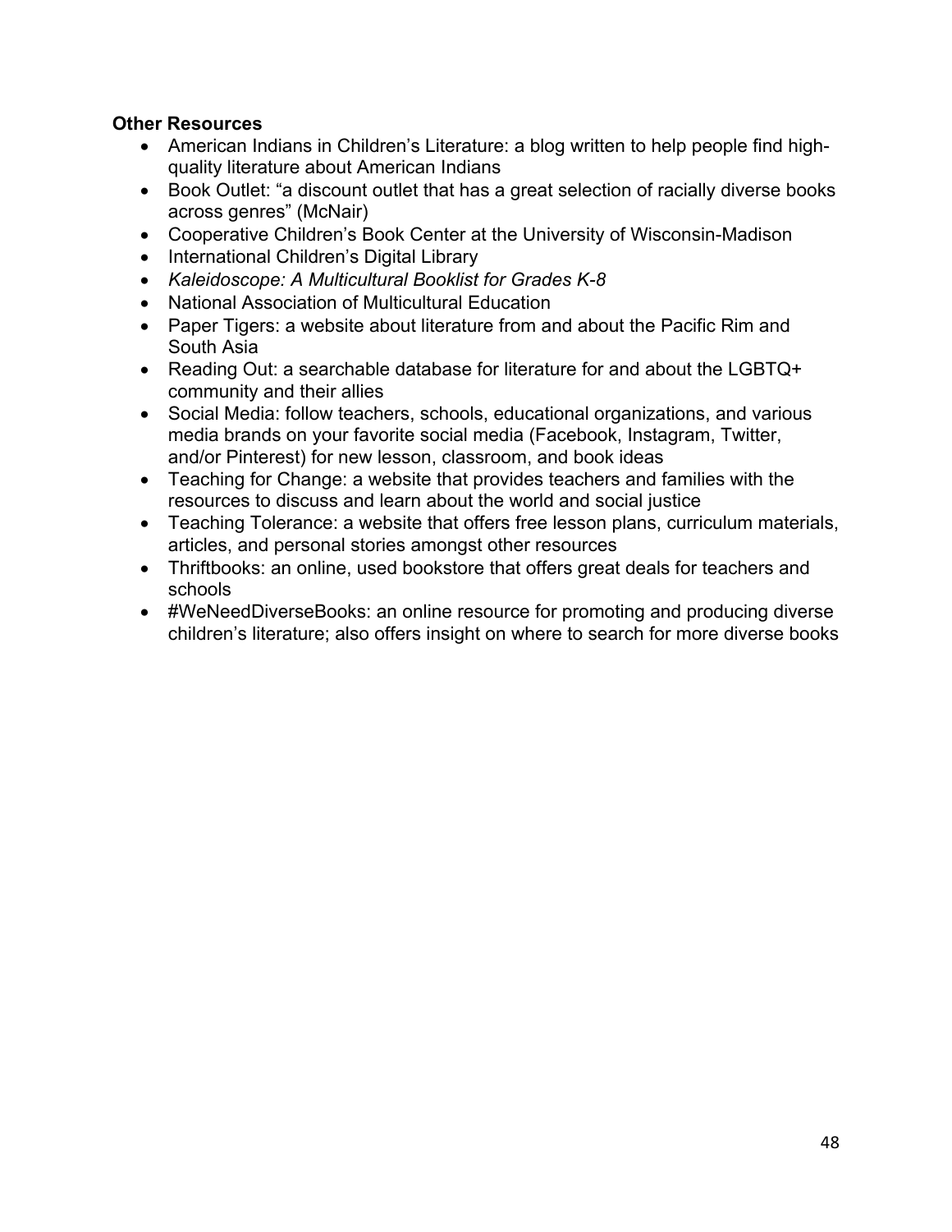**Other Resources**

- American Indians in Children's Literature: a blog written to help people find high-quality literature about American Indians
- Book Outlet: "a discount outlet that has a great selection of racially diverse books across genres" (McNair)
- Cooperative Children's Book Center at the University of Wisconsin-Madison
- International Children's Digital Library
- *Kaleidoscope: A Multicultural Booklist for Grades K-8*
- National Association of Multicultural Education
- Paper Tigers: a website about literature from and about the Pacific Rim and South Asia
- Reading Out: a searchable database for literature for and about the LGBTQ+ community and their allies
- Social Media: follow teachers, schools, educational organizations, and various media brands on your favorite social media (Facebook, Instagram, Twitter, and/or Pinterest) for new lesson, classroom, and book ideas
- Teaching for Change: a website that provides teachers and families with the resources to discuss and learn about the world and social justice
- Teaching Tolerance: a website that offers free lesson plans, curriculum materials, articles, and personal stories amongst other resources
- Thriftbooks: an online, used bookstore that offers great deals for teachers and schools
- #WeNeedDiverseBooks: an online resource for promoting and producing diverse children's literature; also offers insight on where to search for more diverse books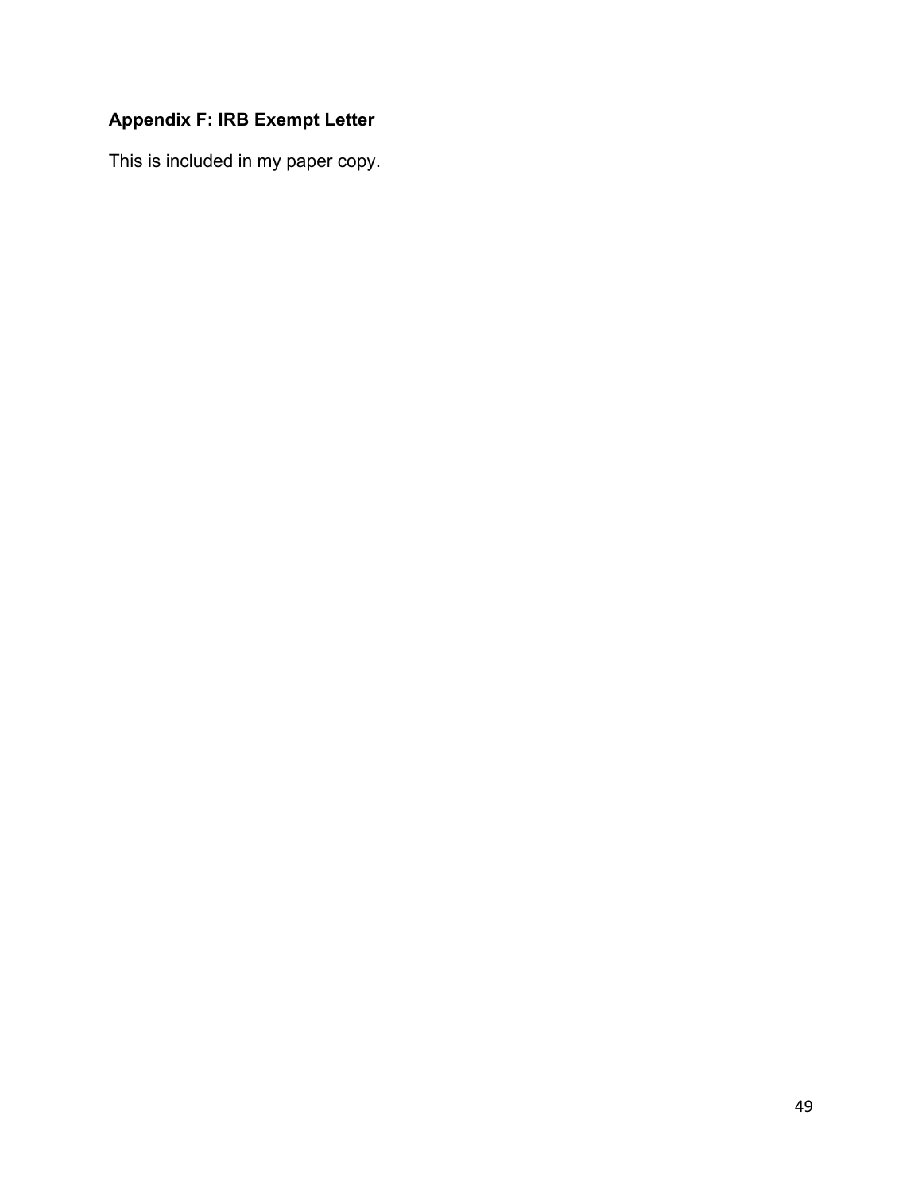## Appendix F: IRB Exempt Letter

This is included in my paper copy.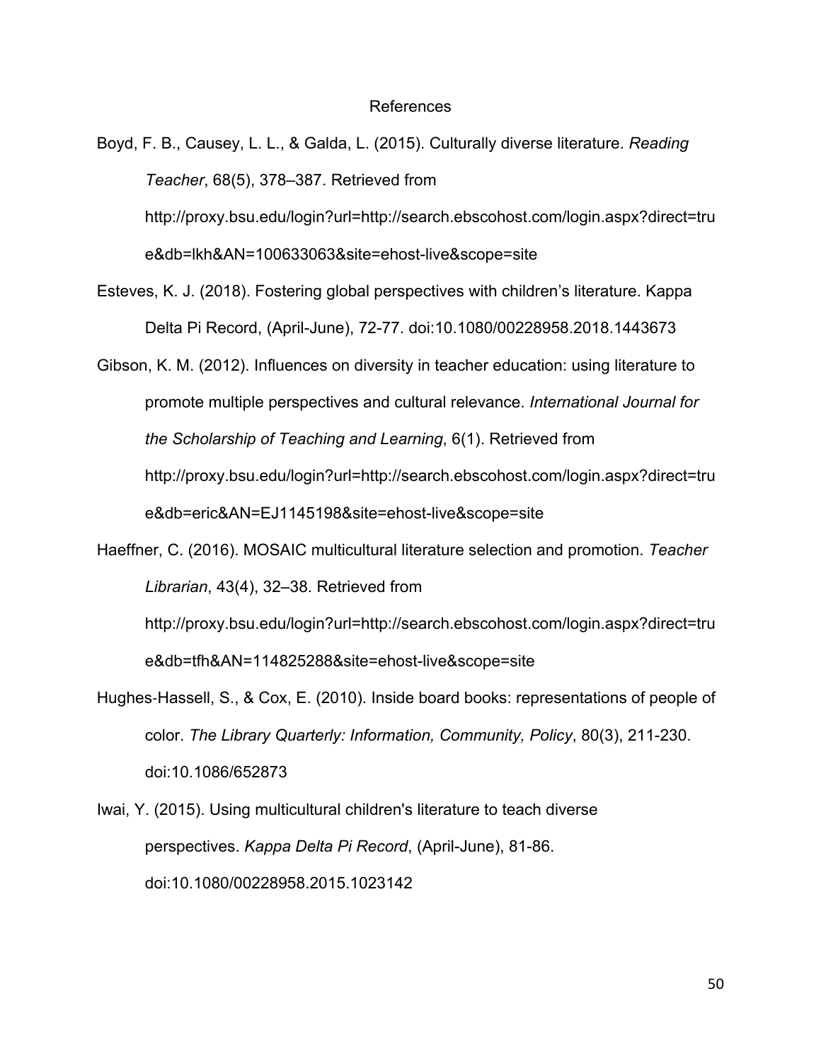# References

Boyd, F. B., Causey, L. L., & Galda, L. (2015). Culturally diverse literature. *Reading Teacher*, 68(5), 378–387. Retrieved from http://proxy.bsu.edu/login?url=http://search.ebscohost.com/login.aspx?direct=true&db=lkh&AN=100633063&site=ehost-live&scope=site

Esteves, K. J. (2018). Fostering global perspectives with children's literature. Kappa Delta Pi Record, (April-June), 72-77. doi:10.1080/00228958.2018.1443673

Gibson, K. M. (2012). Influences on diversity in teacher education: using literature to promote multiple perspectives and cultural relevance. *International Journal for the Scholarship of Teaching and Learning*, 6(1). Retrieved from http://proxy.bsu.edu/login?url=http://search.ebscohost.com/login.aspx?direct=true&db=eric&AN=EJ1145198&site=ehost-live&scope=site

Haeffner, C. (2016). MOSAIC multicultural literature selection and promotion. *Teacher Librarian*, 43(4), 32–38. Retrieved from http://proxy.bsu.edu/login?url=http://search.ebscohost.com/login.aspx?direct=true&db=tfh&AN=114825288&site=ehost-live&scope=site

Hughes-Hassell, S., & Cox, E. (2010). Inside board books: representations of people of color. *The Library Quarterly: Information, Community, Policy*, 80(3), 211-230. doi:10.1086/652873

Iwai, Y. (2015). Using multicultural children's literature to teach diverse perspectives. *Kappa Delta Pi Record*, (April-June), 81-86. doi:10.1080/00228958.2015.1023142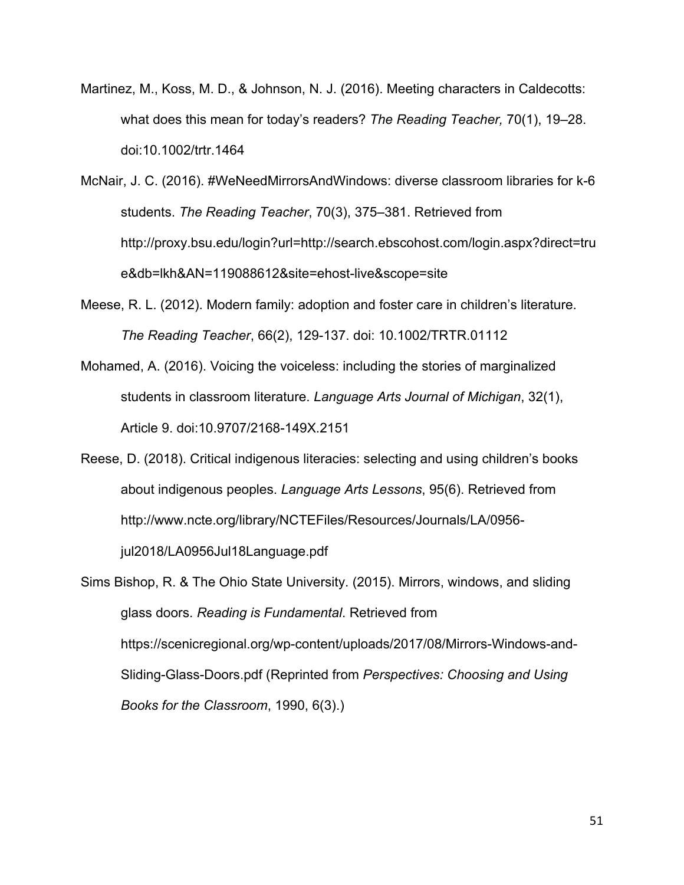Martinez, M., Koss, M. D., & Johnson, N. J. (2016). Meeting characters in Caldecotts: what does this mean for today's readers? *The Reading Teacher,* 70(1), 19–28. doi:10.1002/trtr.1464

McNair, J. C. (2016). #WeNeedMirrorsAndWindows: diverse classroom libraries for k-6 students. *The Reading Teacher*, 70(3), 375–381. Retrieved from http://proxy.bsu.edu/login?url=http://search.ebscohost.com/login.aspx?direct=true&db=lkh&AN=119088612&site=ehost-live&scope=site

Meese, R. L. (2012). Modern family: adoption and foster care in children's literature. *The Reading Teacher*, 66(2), 129-137. doi: 10.1002/TRTR.01112

Mohamed, A. (2016). Voicing the voiceless: including the stories of marginalized students in classroom literature. *Language Arts Journal of Michigan*, 32(1), Article 9. doi:10.9707/2168-149X.2151

Reese, D. (2018). Critical indigenous literacies: selecting and using children's books about indigenous peoples. *Language Arts Lessons*, 95(6). Retrieved from http://www.ncte.org/library/NCTEFiles/Resources/Journals/LA/0956-jul2018/LA0956Jul18Language.pdf

Sims Bishop, R. & The Ohio State University. (2015). Mirrors, windows, and sliding glass doors. *Reading is Fundamental*. Retrieved from https://scenicregional.org/wp-content/uploads/2017/08/Mirrors-Windows-and-Sliding-Glass-Doors.pdf (Reprinted from *Perspectives: Choosing and Using Books for the Classroom*, 1990, 6(3).)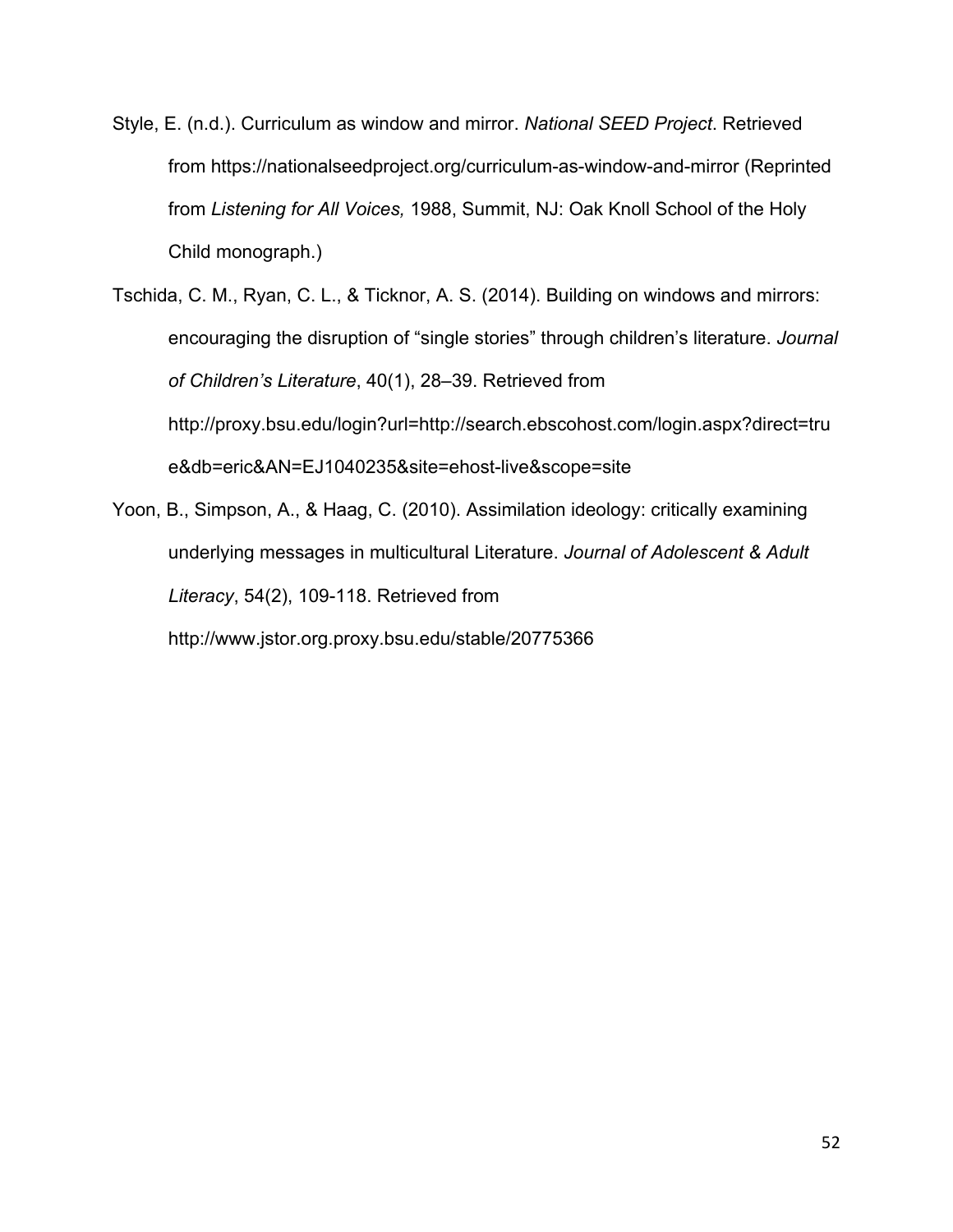Style, E. (n.d.). Curriculum as window and mirror. *National SEED Project*. Retrieved from https://nationalseedproject.org/curriculum-as-window-and-mirror (Reprinted from *Listening for All Voices,* 1988, Summit, NJ: Oak Knoll School of the Holy Child monograph.)

Tschida, C. M., Ryan, C. L., & Ticknor, A. S. (2014). Building on windows and mirrors: encouraging the disruption of “single stories” through children’s literature. *Journal of Children’s Literature*, 40(1), 28–39. Retrieved from http://proxy.bsu.edu/login?url=http://search.ebscohost.com/login.aspx?direct=true&db=eric&AN=EJ1040235&site=ehost-live&scope=site

Yoon, B., Simpson, A., & Haag, C. (2010). Assimilation ideology: critically examining underlying messages in multicultural Literature. *Journal of Adolescent & Adult Literacy*, 54(2), 109-118. Retrieved from http://www.jstor.org.proxy.bsu.edu/stable/20775366